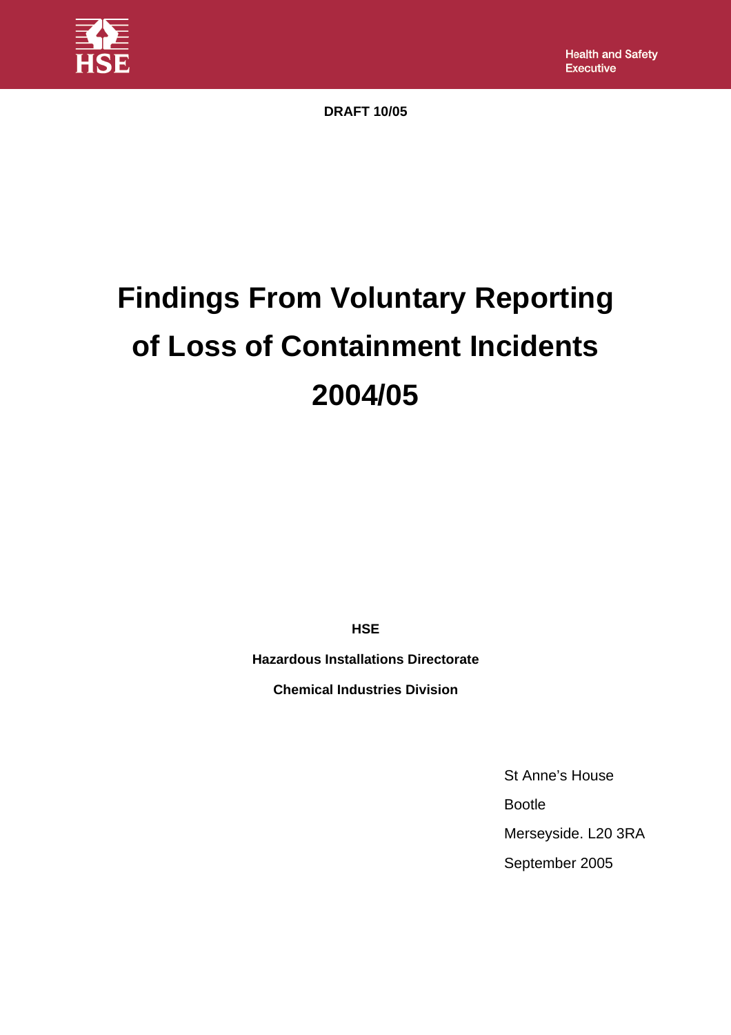**DRAFT 10/05**

# Findings From Voluntary Reporting of Loss of Containment Incidents 2004/05

**HSE**

**Hazardous Installations Directorate**

**Chemical Industries Division**

St Anne's House

Bootle

Merseyside. L20 3RA

September 2005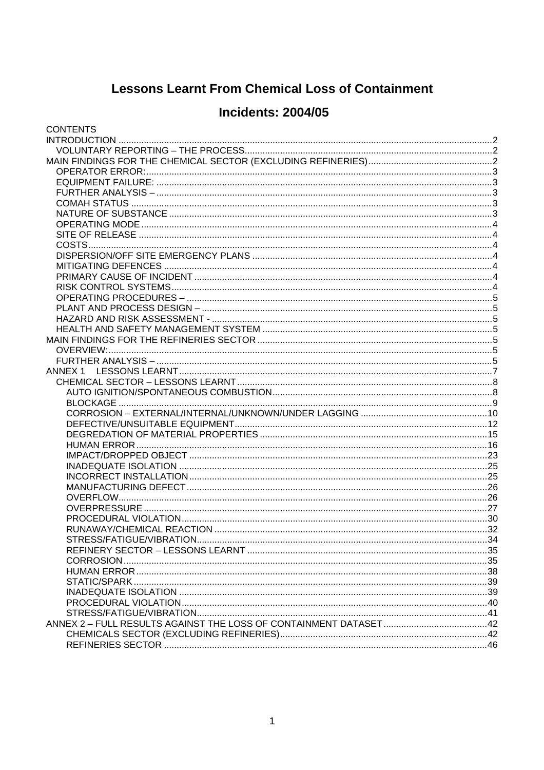# Lessons Learnt From Chemical Loss of Containment

# Incidents: 2004/05

CONTENTS

- INTRODUCTION ..... 2
  - VOLUNTARY REPORTING – THE PROCESS ..... 2
- MAIN FINDINGS FOR THE CHEMICAL SECTOR (EXCLUDING REFINERIES) ..... 2
  - OPERATOR ERROR: ..... 3
  - EQUIPMENT FAILURE: ..... 3
  - FURTHER ANALYSIS – ..... 3
  - COMAH STATUS ..... 3
  - NATURE OF SUBSTANCE ..... 3
  - OPERATING MODE ..... 4
  - SITE OF RELEASE ..... 4
  - COSTS ..... 4
  - DISPERSION/OFF SITE EMERGENCY PLANS ..... 4
  - MITIGATING DEFENCES ..... 4
  - PRIMARY CAUSE OF INCIDENT ..... 4
  - RISK CONTROL SYSTEMS ..... 4
  - OPERATING PROCEDURES – ..... 5
  - PLANT AND PROCESS DESIGN – ..... 5
  - HAZARD AND RISK ASSESSMENT - ..... 5
  - HEALTH AND SAFETY MANAGEMENT SYSTEM ..... 5
- MAIN FINDINGS FOR THE REFINERIES SECTOR ..... 5
  - OVERVIEW: ..... 5
  - FURTHER ANALYSIS – ..... 5
- ANNEX 1 LESSONS LEARNT ..... 7
  - CHEMICAL SECTOR – LESSONS LEARNT ..... 8
    - AUTO IGNITION/SPONTANEOUS COMBUSTION ..... 8
    - BLOCKAGE ..... 9
    - CORROSION – EXTERNAL/INTERNAL/UNKNOWN/UNDER LAGGING ..... 10
    - DEFECTIVE/UNSUITABLE EQUIPMENT ..... 12
    - DEGREDATION OF MATERIAL PROPERTIES ..... 15
    - HUMAN ERROR ..... 16
    - IMPACT/DROPPED OBJECT ..... 23
    - INADEQUATE ISOLATION ..... 25
    - INCORRECT INSTALLATION ..... 25
    - MANUFACTURING DEFECT ..... 26
    - OVERFLOW ..... 26
    - OVERPRESSURE ..... 27
    - PROCEDURAL VIOLATION ..... 30
    - RUNAWAY/CHEMICAL REACTION ..... 32
    - STRESS/FATIGUE/VIBRATION ..... 34
    - REFINERY SECTOR – LESSONS LEARNT ..... 35
    - CORROSION ..... 35
    - HUMAN ERROR ..... 38
    - STATIC/SPARK ..... 39
    - INADEQUATE ISOLATION ..... 39
    - PROCEDURAL VIOLATION ..... 40
    - STRESS/FATIGUE/VIBRATION ..... 41
- ANNEX 2 – FULL RESULTS AGAINST THE LOSS OF CONTAINMENT DATASET ..... 42
    - CHEMICALS SECTOR (EXCLUDING REFINERIES) ..... 42
    - REFINERIES SECTOR ..... 46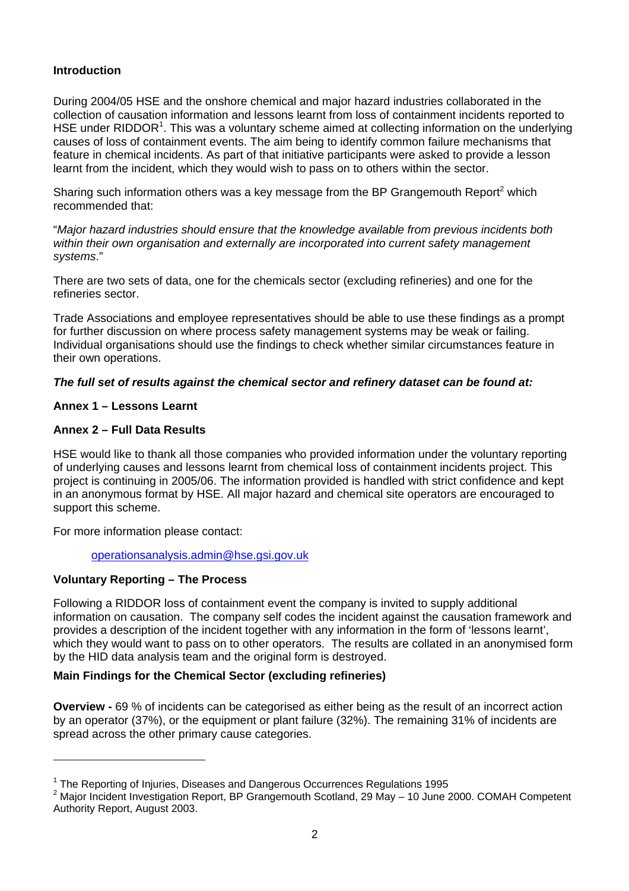**Introduction**

During 2004/05 HSE and the onshore chemical and major hazard industries collaborated in the collection of causation information and lessons learnt from loss of containment incidents reported to HSE under RIDDOR[1]. This was a voluntary scheme aimed at collecting information on the underlying causes of loss of containment events. The aim being to identify common failure mechanisms that feature in chemical incidents. As part of that initiative participants were asked to provide a lesson learnt from the incident, which they would wish to pass on to others within the sector.

Sharing such information others was a key message from the BP Grangemouth Report[2] which recommended that:

"*Major hazard industries should ensure that the knowledge available from previous incidents both within their own organisation and externally are incorporated into current safety management systems*."

There are two sets of data, one for the chemicals sector (excluding refineries) and one for the refineries sector.

Trade Associations and employee representatives should be able to use these findings as a prompt for further discussion on where process safety management systems may be weak or failing. Individual organisations should use the findings to check whether similar circumstances feature in their own operations.

***The full set of results against the chemical sector and refinery dataset can be found at:***

**Annex 1 – Lessons Learnt**

**Annex 2 – Full Data Results**

HSE would like to thank all those companies who provided information under the voluntary reporting of underlying causes and lessons learnt from chemical loss of containment incidents project. This project is continuing in 2005/06. The information provided is handled with strict confidence and kept in an anonymous format by HSE. All major hazard and chemical site operators are encouraged to support this scheme.

For more information please contact:

operationsanalysis.admin@hse.gsi.gov.uk

**Voluntary Reporting – The Process**

Following a RIDDOR loss of containment event the company is invited to supply additional information on causation. The company self codes the incident against the causation framework and provides a description of the incident together with any information in the form of 'lessons learnt', which they would want to pass on to other operators. The results are collated in an anonymised form by the HID data analysis team and the original form is destroyed.

**Main Findings for the Chemical Sector (excluding refineries)**

**Overview -** 69 % of incidents can be categorised as either being as the result of an incorrect action by an operator (37%), or the equipment or plant failure (32%). The remaining 31% of incidents are spread across the other primary cause categories.

---

[1] The Reporting of Injuries, Diseases and Dangerous Occurrences Regulations 1995

[2] Major Incident Investigation Report, BP Grangemouth Scotland, 29 May – 10 June 2000. COMAH Competent Authority Report, August 2003.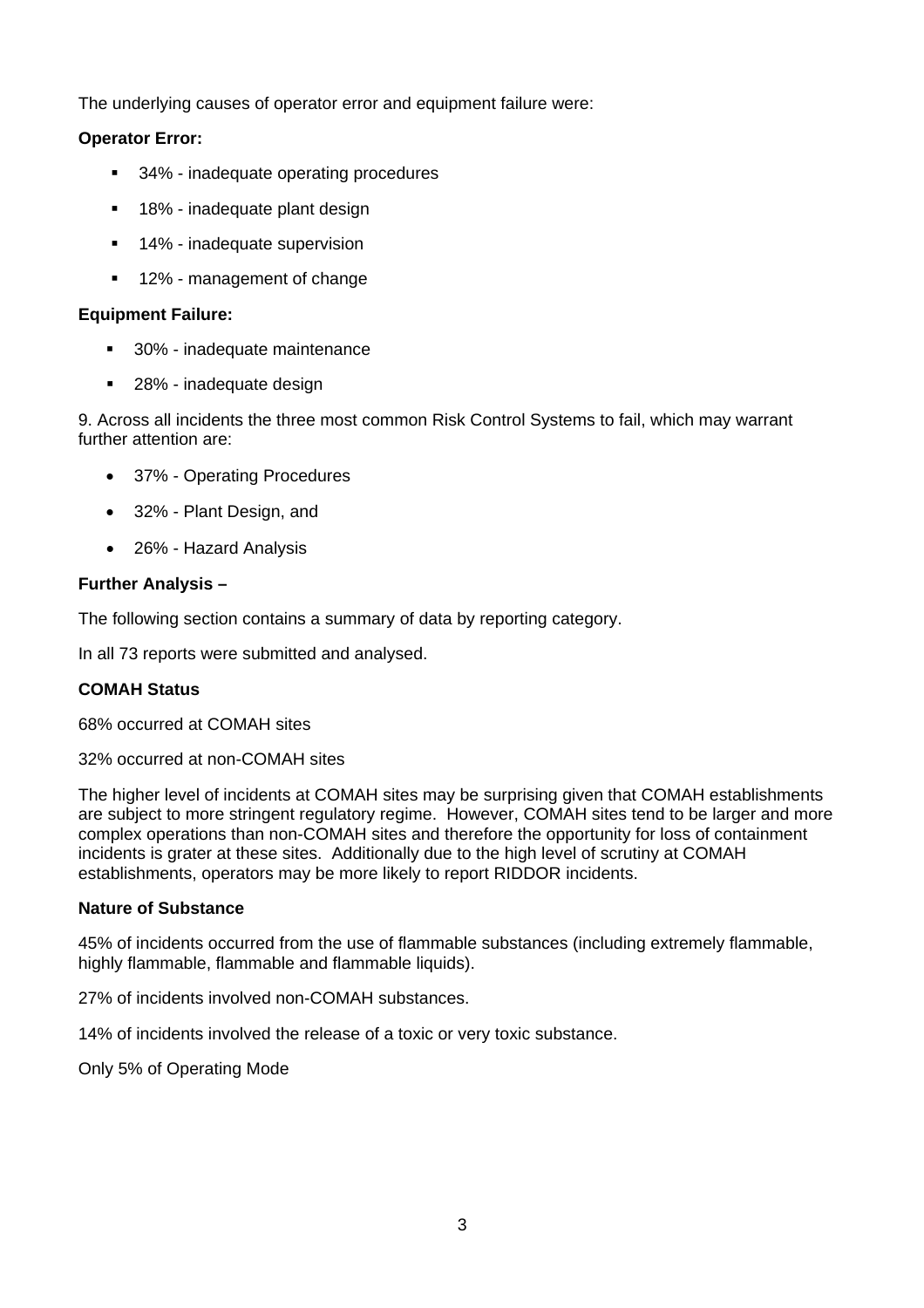The underlying causes of operator error and equipment failure were:

**Operator Error:**

- 34% - inadequate operating procedures
- 18% - inadequate plant design
- 14% - inadequate supervision
- 12% - management of change

**Equipment Failure:**

- 30% - inadequate maintenance
- 28% - inadequate design

9. Across all incidents the three most common Risk Control Systems to fail, which may warrant further attention are:

- 37% - Operating Procedures
- 32% - Plant Design, and
- 26% - Hazard Analysis

**Further Analysis –**

The following section contains a summary of data by reporting category.

In all 73 reports were submitted and analysed.

**COMAH Status**

68% occurred at COMAH sites

32% occurred at non-COMAH sites

The higher level of incidents at COMAH sites may be surprising given that COMAH establishments are subject to more stringent regulatory regime. However, COMAH sites tend to be larger and more complex operations than non-COMAH sites and therefore the opportunity for loss of containment incidents is grater at these sites. Additionally due to the high level of scrutiny at COMAH establishments, operators may be more likely to report RIDDOR incidents.

**Nature of Substance**

45% of incidents occurred from the use of flammable substances (including extremely flammable, highly flammable, flammable and flammable liquids).

27% of incidents involved non-COMAH substances.

14% of incidents involved the release of a toxic or very toxic substance.

Only 5% of Operating Mode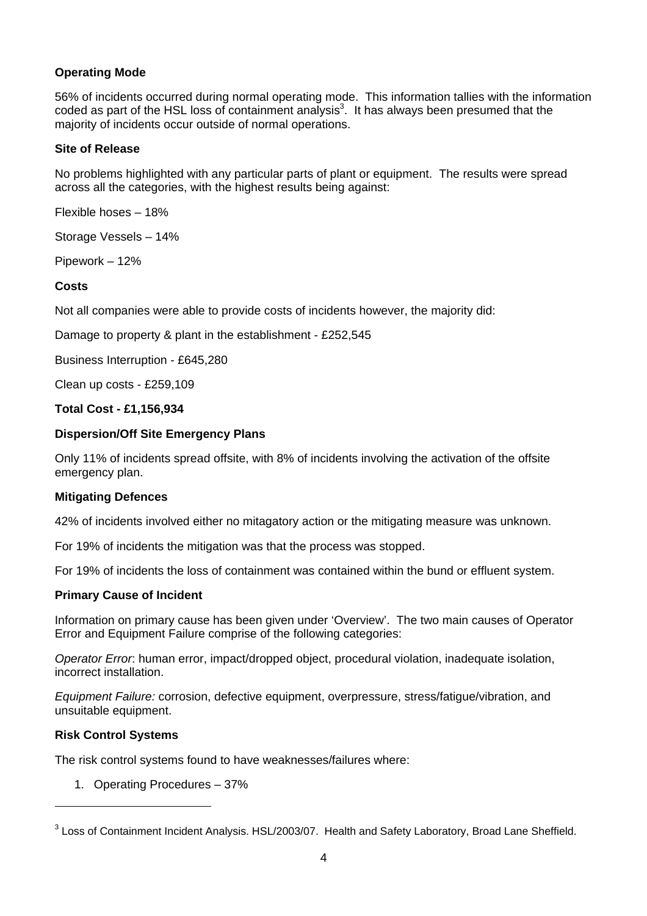**Operating Mode**

56% of incidents occurred during normal operating mode. This information tallies with the information coded as part of the HSL loss of containment analysis[3]. It has always been presumed that the majority of incidents occur outside of normal operations.

**Site of Release**

No problems highlighted with any particular parts of plant or equipment. The results were spread across all the categories, with the highest results being against:

Flexible hoses – 18%

Storage Vessels – 14%

Pipework – 12%

**Costs**

Not all companies were able to provide costs of incidents however, the majority did:

Damage to property & plant in the establishment - £252,545

Business Interruption - £645,280

Clean up costs - £259,109

**Total Cost - £1,156,934**

**Dispersion/Off Site Emergency Plans**

Only 11% of incidents spread offsite, with 8% of incidents involving the activation of the offsite emergency plan.

**Mitigating Defences**

42% of incidents involved either no mitagatory action or the mitigating measure was unknown.

For 19% of incidents the mitigation was that the process was stopped.

For 19% of incidents the loss of containment was contained within the bund or effluent system.

**Primary Cause of Incident**

Information on primary cause has been given under 'Overview'. The two main causes of Operator Error and Equipment Failure comprise of the following categories:

*Operator Error*: human error, impact/dropped object, procedural violation, inadequate isolation, incorrect installation.

*Equipment Failure:* corrosion, defective equipment, overpressure, stress/fatigue/vibration, and unsuitable equipment.

**Risk Control Systems**

The risk control systems found to have weaknesses/failures where:

1. Operating Procedures – 37%

[3] Loss of Containment Incident Analysis. HSL/2003/07. Health and Safety Laboratory, Broad Lane Sheffield.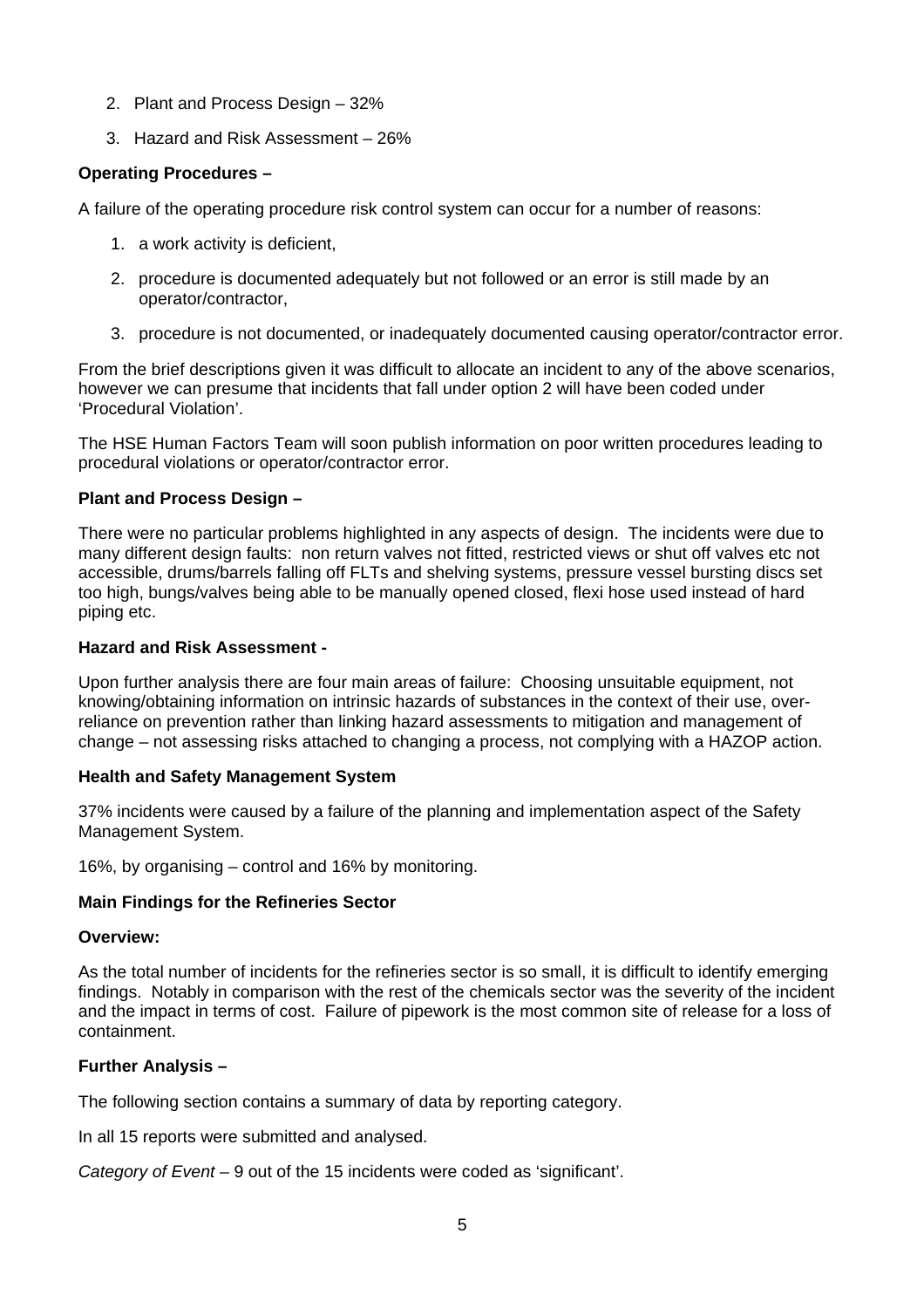2. Plant and Process Design – 32%
3. Hazard and Risk Assessment – 26%

**Operating Procedures –**

A failure of the operating procedure risk control system can occur for a number of reasons:

1. a work activity is deficient,
2. procedure is documented adequately but not followed or an error is still made by an operator/contractor,
3. procedure is not documented, or inadequately documented causing operator/contractor error.

From the brief descriptions given it was difficult to allocate an incident to any of the above scenarios, however we can presume that incidents that fall under option 2 will have been coded under 'Procedural Violation'.

The HSE Human Factors Team will soon publish information on poor written procedures leading to procedural violations or operator/contractor error.

**Plant and Process Design –**

There were no particular problems highlighted in any aspects of design. The incidents were due to many different design faults: non return valves not fitted, restricted views or shut off valves etc not accessible, drums/barrels falling off FLTs and shelving systems, pressure vessel bursting discs set too high, bungs/valves being able to be manually opened closed, flexi hose used instead of hard piping etc.

**Hazard and Risk Assessment -**

Upon further analysis there are four main areas of failure: Choosing unsuitable equipment, not knowing/obtaining information on intrinsic hazards of substances in the context of their use, over-reliance on prevention rather than linking hazard assessments to mitigation and management of change – not assessing risks attached to changing a process, not complying with a HAZOP action.

**Health and Safety Management System**

37% incidents were caused by a failure of the planning and implementation aspect of the Safety Management System.

16%, by organising – control and 16% by monitoring.

**Main Findings for the Refineries Sector**

**Overview:**

As the total number of incidents for the refineries sector is so small, it is difficult to identify emerging findings. Notably in comparison with the rest of the chemicals sector was the severity of the incident and the impact in terms of cost. Failure of pipework is the most common site of release for a loss of containment.

**Further Analysis –**

The following section contains a summary of data by reporting category.

In all 15 reports were submitted and analysed.

*Category of Event* – 9 out of the 15 incidents were coded as 'significant'.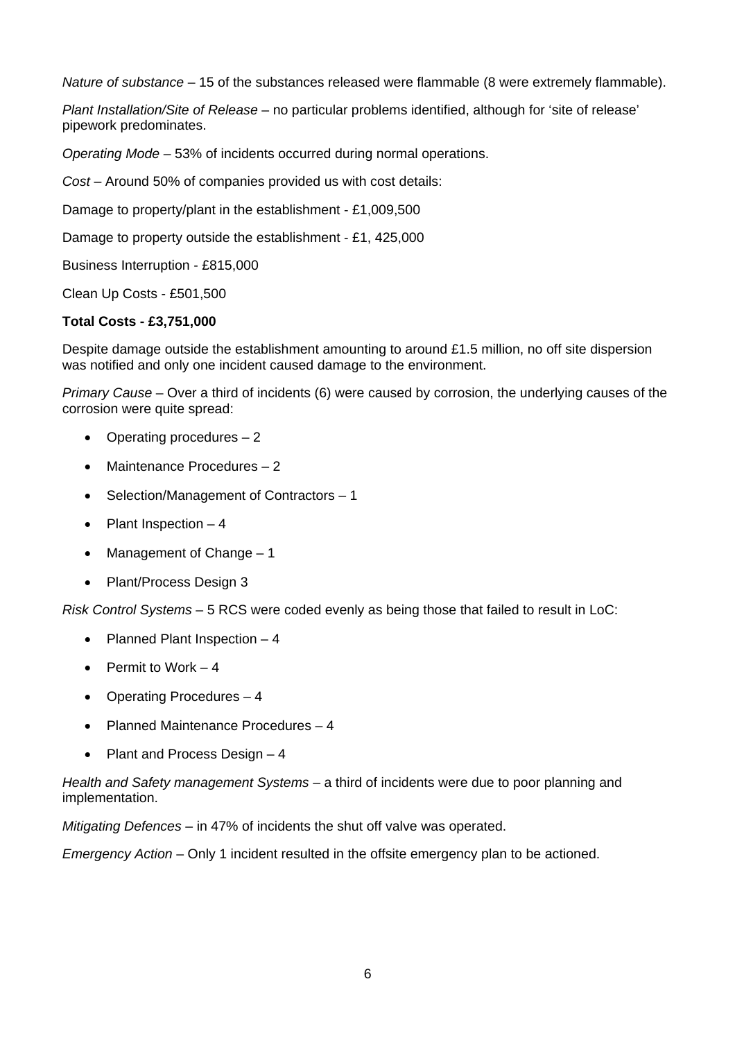*Nature of substance* – 15 of the substances released were flammable (8 were extremely flammable).

*Plant Installation/Site of Release* – no particular problems identified, although for 'site of release' pipework predominates.

*Operating Mode* – 53% of incidents occurred during normal operations.

*Cost* – Around 50% of companies provided us with cost details:

Damage to property/plant in the establishment - £1,009,500

Damage to property outside the establishment - £1, 425,000

Business Interruption - £815,000

Clean Up Costs - £501,500

**Total Costs - £3,751,000**

Despite damage outside the establishment amounting to around £1.5 million, no off site dispersion was notified and only one incident caused damage to the environment.

*Primary Cause* – Over a third of incidents (6) were caused by corrosion, the underlying causes of the corrosion were quite spread:

- Operating procedures – 2
- Maintenance Procedures – 2
- Selection/Management of Contractors – 1
- Plant Inspection – 4
- Management of Change – 1
- Plant/Process Design 3

*Risk Control Systems* – 5 RCS were coded evenly as being those that failed to result in LoC:

- Planned Plant Inspection – 4
- Permit to Work – 4
- Operating Procedures – 4
- Planned Maintenance Procedures – 4
- Plant and Process Design – 4

*Health and Safety management Systems* – a third of incidents were due to poor planning and implementation.

*Mitigating Defences* – in 47% of incidents the shut off valve was operated.

*Emergency Action* – Only 1 incident resulted in the offsite emergency plan to be actioned.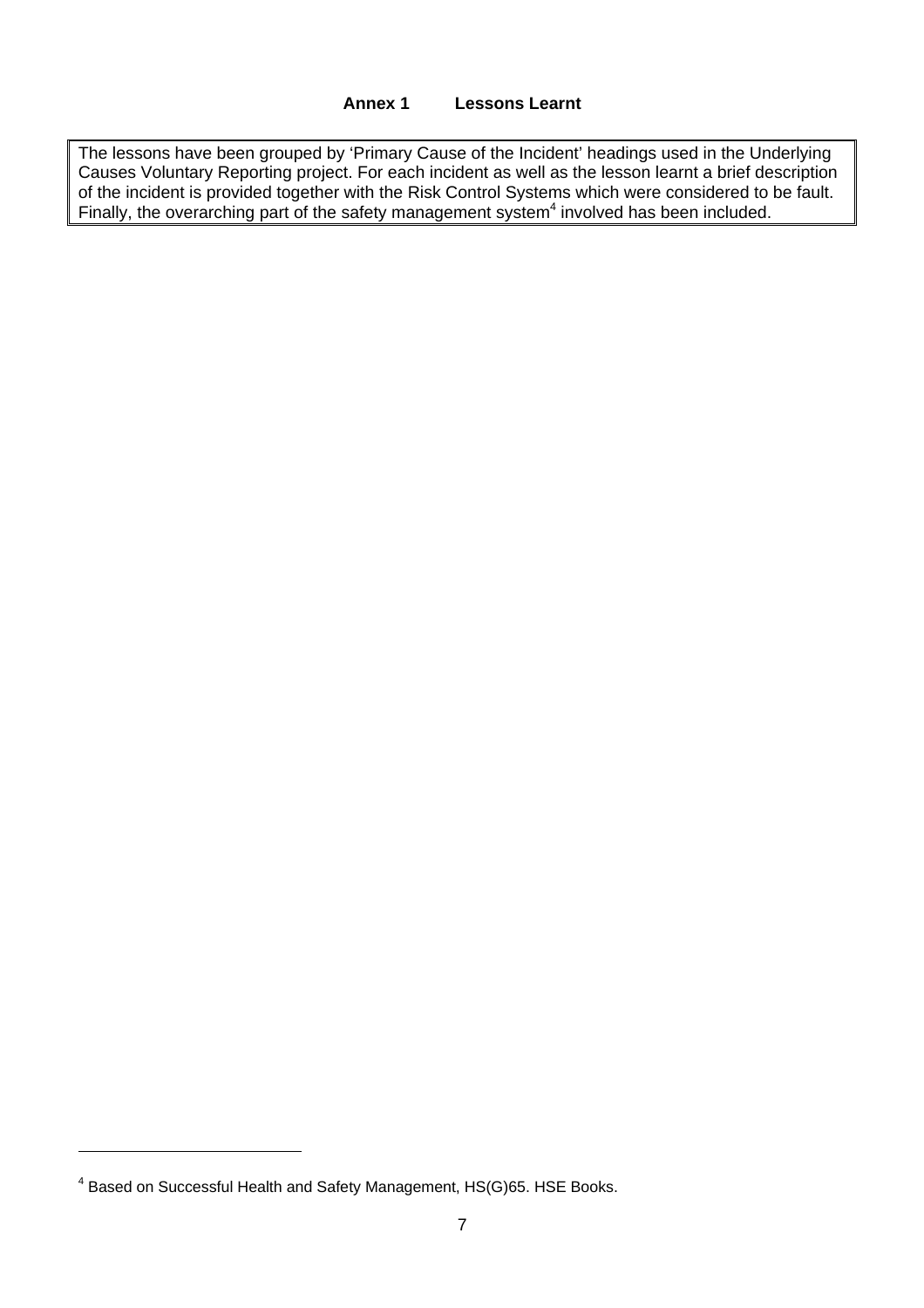# Annex 1 Lessons Learnt

The lessons have been grouped by 'Primary Cause of the Incident' headings used in the Underlying Causes Voluntary Reporting project. For each incident as well as the lesson learnt a brief description of the incident is provided together with the Risk Control Systems which were considered to be fault. Finally, the overarching part of the safety management system[4] involved has been included.

---

[4] Based on Successful Health and Safety Management, HS(G)65. HSE Books.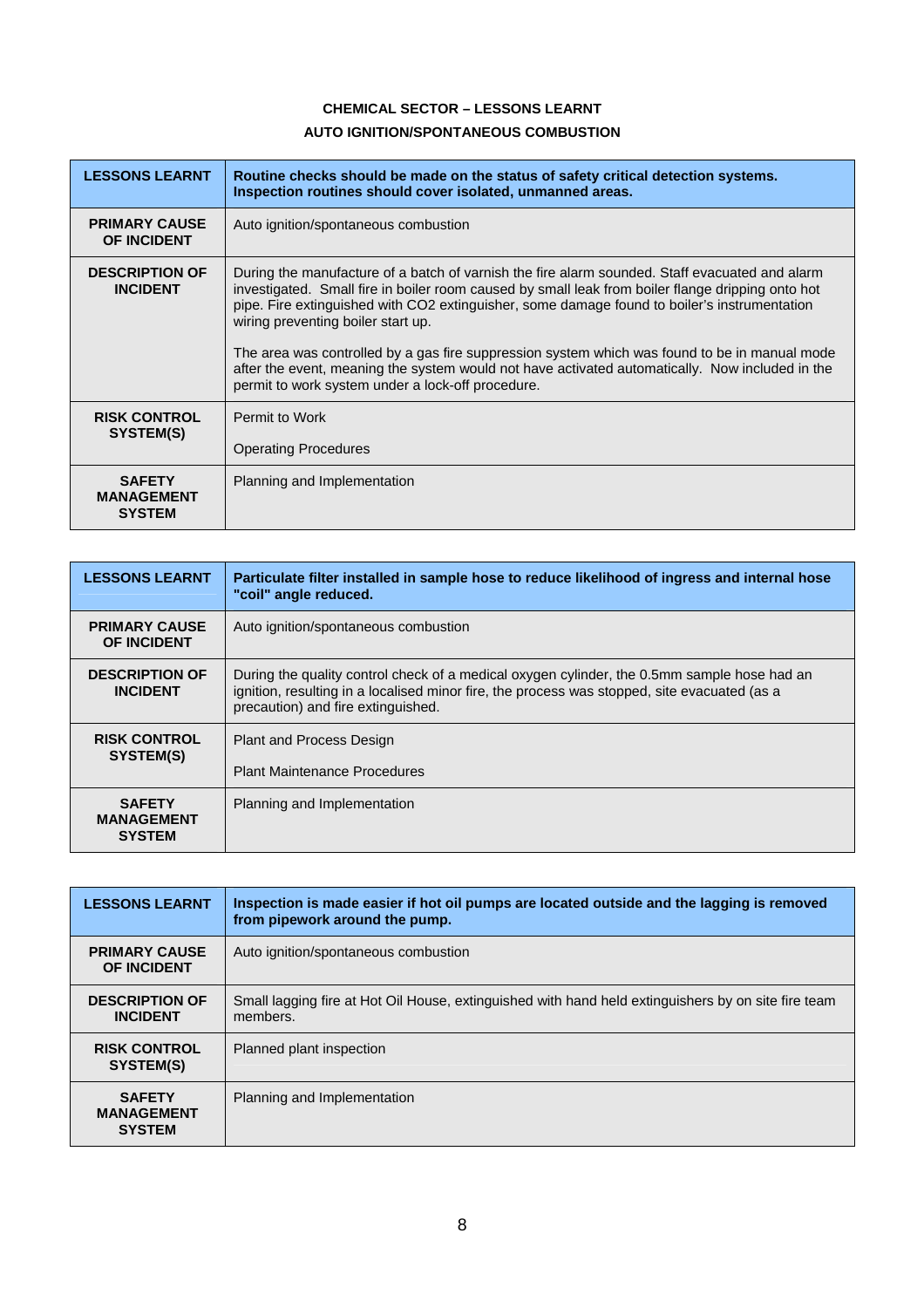**CHEMICAL SECTOR – LESSONS LEARNT**

**AUTO IGNITION/SPONTANEOUS COMBUSTION**

| **LESSONS LEARNT** | **Routine checks should be made on the status of safety critical detection systems. Inspection routines should cover isolated, unmanned areas.** |
|---|---|
| **PRIMARY CAUSE OF INCIDENT** | Auto ignition/spontaneous combustion |
| **DESCRIPTION OF INCIDENT** | During the manufacture of a batch of varnish the fire alarm sounded. Staff evacuated and alarm investigated. Small fire in boiler room caused by small leak from boiler flange dripping onto hot pipe. Fire extinguished with $CO_2$ extinguisher, some damage found to boiler's instrumentation wiring preventing boiler start up.<br><br>The area was controlled by a gas fire suppression system which was found to be in manual mode after the event, meaning the system would not have activated automatically. Now included in the permit to work system under a lock-off procedure. |
| **RISK CONTROL SYSTEM(S)** | Permit to Work<br><br>Operating Procedures |
| **SAFETY MANAGEMENT SYSTEM** | Planning and Implementation |

| **LESSONS LEARNT** | **Particulate filter installed in sample hose to reduce likelihood of ingress and internal hose "coil" angle reduced.** |
|---|---|
| **PRIMARY CAUSE OF INCIDENT** | Auto ignition/spontaneous combustion |
| **DESCRIPTION OF INCIDENT** | During the quality control check of a medical oxygen cylinder, the 0.5mm sample hose had an ignition, resulting in a localised minor fire, the process was stopped, site evacuated (as a precaution) and fire extinguished. |
| **RISK CONTROL SYSTEM(S)** | Plant and Process Design<br><br>Plant Maintenance Procedures |
| **SAFETY MANAGEMENT SYSTEM** | Planning and Implementation |

| **LESSONS LEARNT** | **Inspection is made easier if hot oil pumps are located outside and the lagging is removed from pipework around the pump.** |
|---|---|
| **PRIMARY CAUSE OF INCIDENT** | Auto ignition/spontaneous combustion |
| **DESCRIPTION OF INCIDENT** | Small lagging fire at Hot Oil House, extinguished with hand held extinguishers by on site fire team members. |
| **RISK CONTROL SYSTEM(S)** | Planned plant inspection |
| **SAFETY MANAGEMENT SYSTEM** | Planning and Implementation |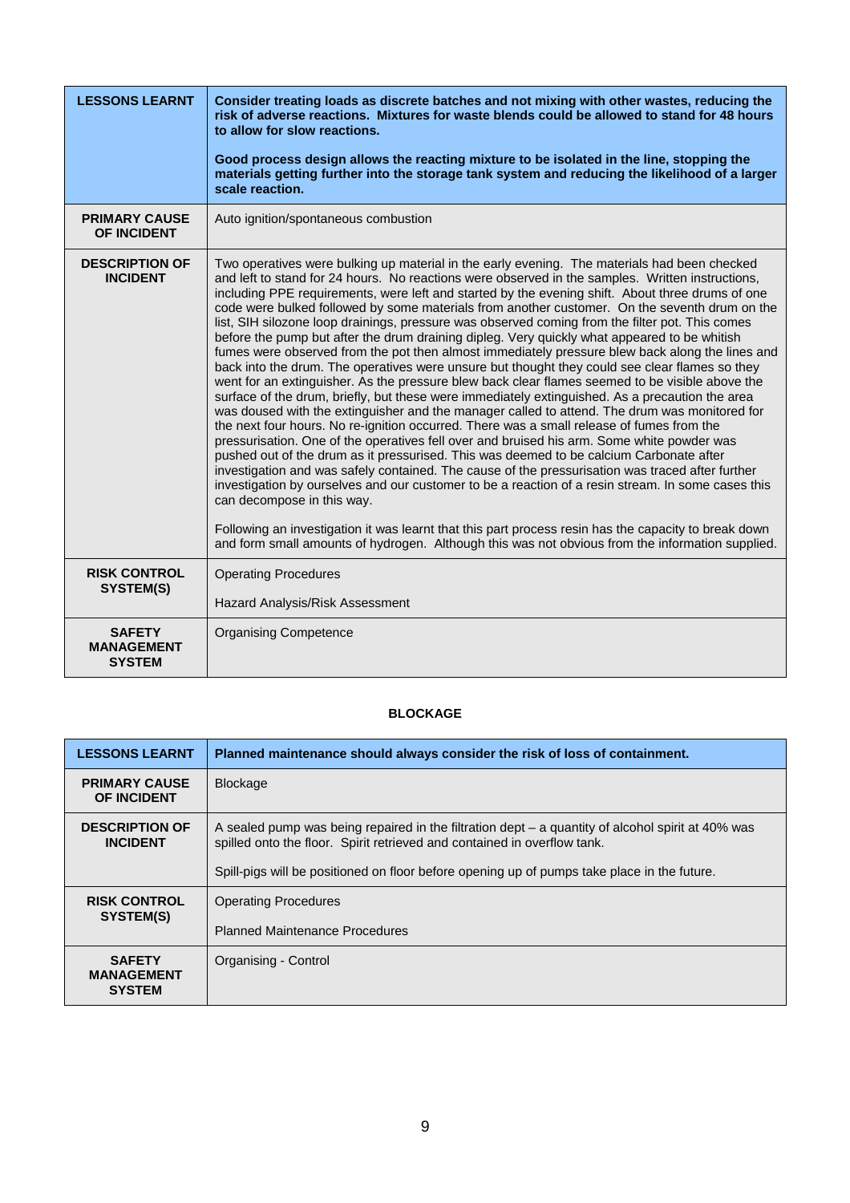| LESSONS LEARNT | **Consider treating loads as discrete batches and not mixing with other wastes, reducing the risk of adverse reactions. Mixtures for waste blends could be allowed to stand for 48 hours to allow for slow reactions.**<br><br>**Good process design allows the reacting mixture to be isolated in the line, stopping the materials getting further into the storage tank system and reducing the likelihood of a larger scale reaction.** |
|---|---|
| **PRIMARY CAUSE OF INCIDENT** | Auto ignition/spontaneous combustion |
| **DESCRIPTION OF INCIDENT** | Two operatives were bulking up material in the early evening. The materials had been checked and left to stand for 24 hours. No reactions were observed in the samples. Written instructions, including PPE requirements, were left and started by the evening shift. About three drums of one code were bulked followed by some materials from another customer. On the seventh drum on the list, SIH silozone loop drainings, pressure was observed coming from the filter pot. This comes before the pump but after the drum draining dipleg. Very quickly what appeared to be whitish fumes were observed from the pot then almost immediately pressure blew back along the lines and back into the drum. The operatives were unsure but thought they could see clear flames so they went for an extinguisher. As the pressure blew back clear flames seemed to be visible above the surface of the drum, briefly, but these were immediately extinguished. As a precaution the area was doused with the extinguisher and the manager called to attend. The drum was monitored for the next four hours. No re-ignition occurred. There was a small release of fumes from the pressurisation. One of the operatives fell over and bruised his arm. Some white powder was pushed out of the drum as it pressurised. This was deemed to be calcium Carbonate after investigation and was safely contained. The cause of the pressurisation was traced after further investigation by ourselves and our customer to be a reaction of a resin stream. In some cases this can decompose in this way.<br><br>Following an investigation it was learnt that this part process resin has the capacity to break down and form small amounts of hydrogen. Although this was not obvious from the information supplied. |
| **RISK CONTROL SYSTEM(S)** | Operating Procedures<br><br>Hazard Analysis/Risk Assessment |
| **SAFETY MANAGEMENT SYSTEM** | Organising Competence |

**BLOCKAGE**

| LESSONS LEARNT | **Planned maintenance should always consider the risk of loss of containment.** |
|---|---|
| **PRIMARY CAUSE OF INCIDENT** | Blockage |
| **DESCRIPTION OF INCIDENT** | A sealed pump was being repaired in the filtration dept – a quantity of alcohol spirit at 40% was spilled onto the floor. Spirit retrieved and contained in overflow tank.<br><br>Spill-pigs will be positioned on floor before opening up of pumps take place in the future. |
| **RISK CONTROL SYSTEM(S)** | Operating Procedures<br><br>Planned Maintenance Procedures |
| **SAFETY MANAGEMENT SYSTEM** | Organising - Control |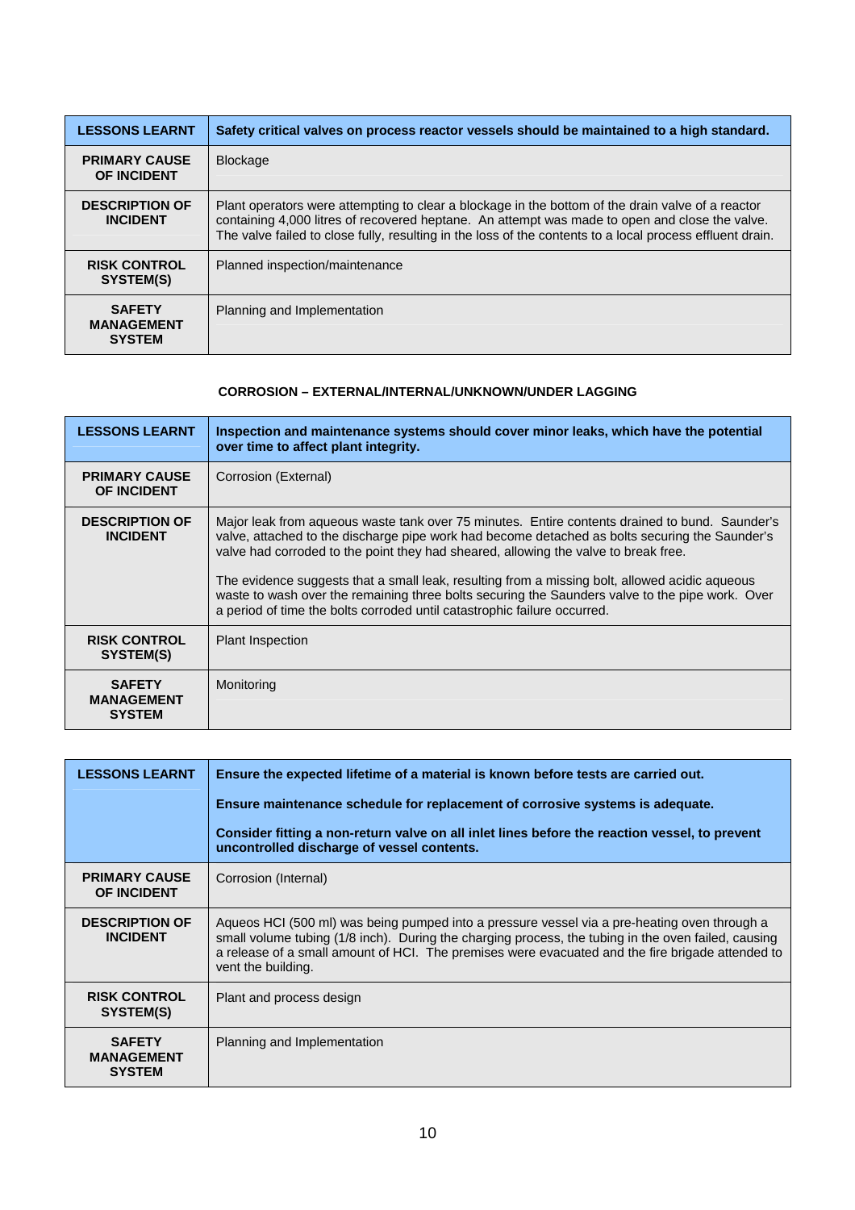| LESSONS LEARNT | Safety critical valves on process reactor vessels should be maintained to a high standard. |
|---|---|
| PRIMARY CAUSE OF INCIDENT | Blockage |
| DESCRIPTION OF INCIDENT | Plant operators were attempting to clear a blockage in the bottom of the drain valve of a reactor containing 4,000 litres of recovered heptane. An attempt was made to open and close the valve. The valve failed to close fully, resulting in the loss of the contents to a local process effluent drain. |
| RISK CONTROL SYSTEM(S) | Planned inspection/maintenance |
| SAFETY MANAGEMENT SYSTEM | Planning and Implementation |

## CORROSION – EXTERNAL/INTERNAL/UNKNOWN/UNDER LAGGING

| LESSONS LEARNT | Inspection and maintenance systems should cover minor leaks, which have the potential over time to affect plant integrity. |
|---|---|
| PRIMARY CAUSE OF INCIDENT | Corrosion (External) |
| DESCRIPTION OF INCIDENT | Major leak from aqueous waste tank over 75 minutes. Entire contents drained to bund. Saunder's valve, attached to the discharge pipe work had become detached as bolts securing the Saunder's valve had corroded to the point they had sheared, allowing the valve to break free.<br><br>The evidence suggests that a small leak, resulting from a missing bolt, allowed acidic aqueous waste to wash over the remaining three bolts securing the Saunders valve to the pipe work. Over a period of time the bolts corroded until catastrophic failure occurred. |
| RISK CONTROL SYSTEM(S) | Plant Inspection |
| SAFETY MANAGEMENT SYSTEM | Monitoring |

| LESSONS LEARNT | Ensure the expected lifetime of a material is known before tests are carried out.<br><br>Ensure maintenance schedule for replacement of corrosive systems is adequate.<br><br>Consider fitting a non-return valve on all inlet lines before the reaction vessel, to prevent uncontrolled discharge of vessel contents. |
|---|---|
| PRIMARY CAUSE OF INCIDENT | Corrosion (Internal) |
| DESCRIPTION OF INCIDENT | Aqueos HCl (500 ml) was being pumped into a pressure vessel via a pre-heating oven through a small volume tubing (1/8 inch). During the charging process, the tubing in the oven failed, causing a release of a small amount of HCl. The premises were evacuated and the fire brigade attended to vent the building. |
| RISK CONTROL SYSTEM(S) | Plant and process design |
| SAFETY MANAGEMENT SYSTEM | Planning and Implementation |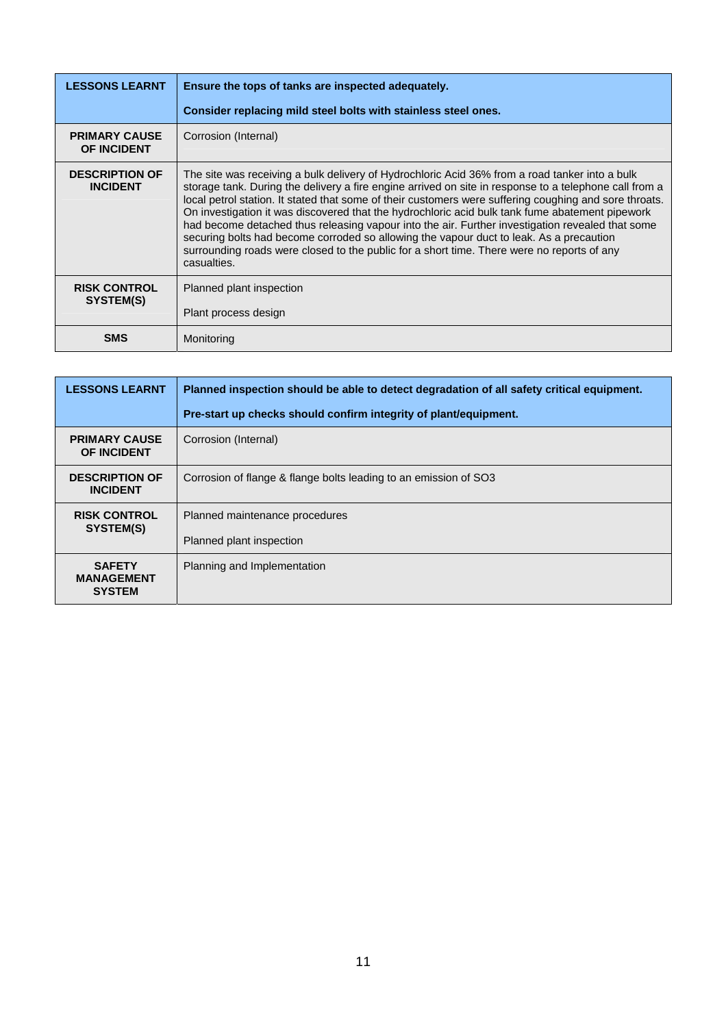| LESSONS LEARNT | Ensure the tops of tanks are inspected adequately.<br><br>Consider replacing mild steel bolts with stainless steel ones. |
|---|---|
| PRIMARY CAUSE OF INCIDENT | Corrosion (Internal) |
| DESCRIPTION OF INCIDENT | The site was receiving a bulk delivery of Hydrochloric Acid 36% from a road tanker into a bulk storage tank. During the delivery a fire engine arrived on site in response to a telephone call from a local petrol station. It stated that some of their customers were suffering coughing and sore throats. On investigation it was discovered that the hydrochloric acid bulk tank fume abatement pipework had become detached thus releasing vapour into the air. Further investigation revealed that some securing bolts had become corroded so allowing the vapour duct to leak. As a precaution surrounding roads were closed to the public for a short time. There were no reports of any casualties. |
| RISK CONTROL SYSTEM(S) | Planned plant inspection<br><br>Plant process design |
| SMS | Monitoring |

| LESSONS LEARNT | Planned inspection should be able to detect degradation of all safety critical equipment.<br><br>Pre-start up checks should confirm integrity of plant/equipment. |
|---|---|
| PRIMARY CAUSE OF INCIDENT | Corrosion (Internal) |
| DESCRIPTION OF INCIDENT | Corrosion of flange & flange bolts leading to an emission of $SO_3$ |
| RISK CONTROL SYSTEM(S) | Planned maintenance procedures<br><br>Planned plant inspection |
| SAFETY MANAGEMENT SYSTEM | Planning and Implementation |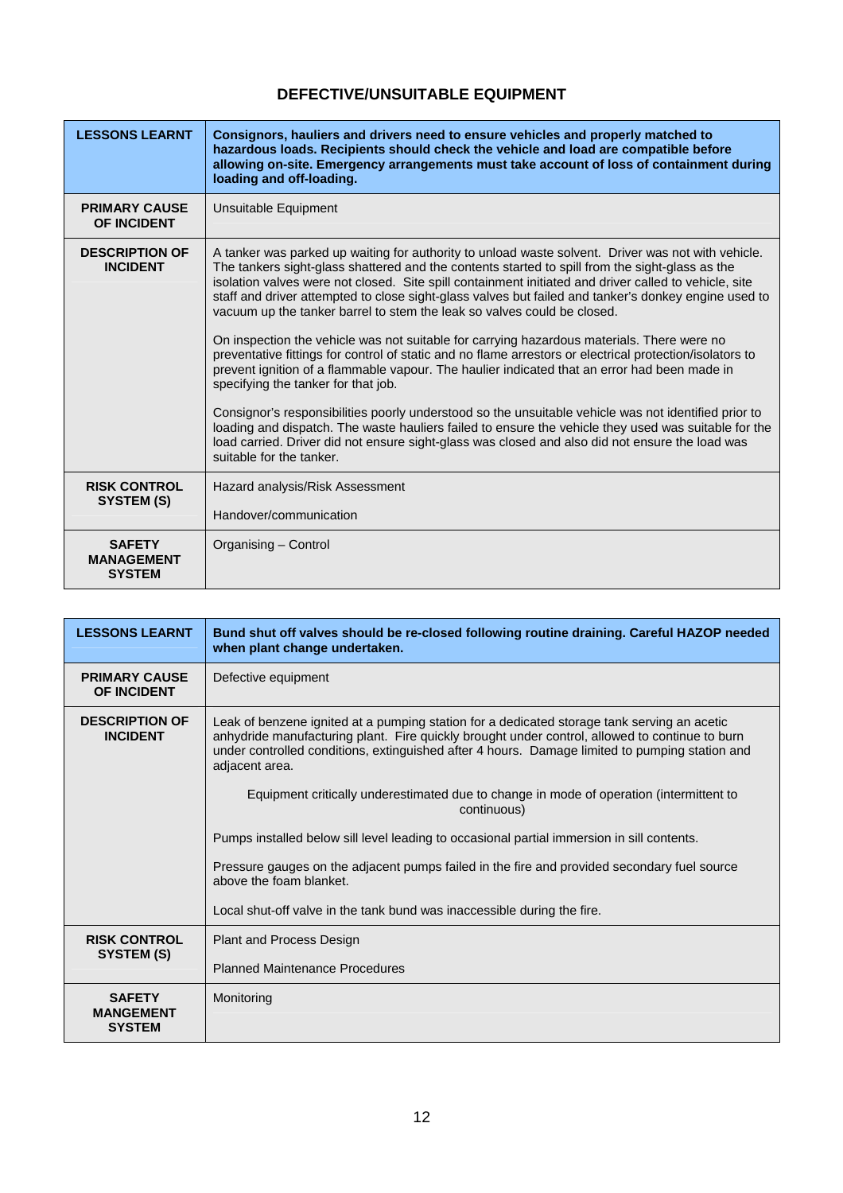## DEFECTIVE/UNSUITABLE EQUIPMENT

| | |
|---|---|
| **LESSONS LEARNT** | **Consignors, hauliers and drivers need to ensure vehicles and properly matched to hazardous loads. Recipients should check the vehicle and load are compatible before allowing on-site. Emergency arrangements must take account of loss of containment during loading and off-loading.** |
| **PRIMARY CAUSE OF INCIDENT** | Unsuitable Equipment |
| **DESCRIPTION OF INCIDENT** | A tanker was parked up waiting for authority to unload waste solvent. Driver was not with vehicle. The tankers sight-glass shattered and the contents started to spill from the sight-glass as the isolation valves were not closed. Site spill containment initiated and driver called to vehicle, site staff and driver attempted to close sight-glass valves but failed and tanker's donkey engine used to vacuum up the tanker barrel to stem the leak so valves could be closed.<br><br>On inspection the vehicle was not suitable for carrying hazardous materials. There were no preventative fittings for control of static and no flame arrestors or electrical protection/isolators to prevent ignition of a flammable vapour. The haulier indicated that an error had been made in specifying the tanker for that job.<br><br>Consignor's responsibilities poorly understood so the unsuitable vehicle was not identified prior to loading and dispatch. The waste hauliers failed to ensure the vehicle they used was suitable for the load carried. Driver did not ensure sight-glass was closed and also did not ensure the load was suitable for the tanker. |
| **RISK CONTROL SYSTEM (S)** | Hazard analysis/Risk Assessment<br><br>Handover/communication |
| **SAFETY MANAGEMENT SYSTEM** | Organising – Control |

| | |
|---|---|
| **LESSONS LEARNT** | **Bund shut off valves should be re-closed following routine draining. Careful HAZOP needed when plant change undertaken.** |
| **PRIMARY CAUSE OF INCIDENT** | Defective equipment |
| **DESCRIPTION OF INCIDENT** | Leak of benzene ignited at a pumping station for a dedicated storage tank serving an acetic anhydride manufacturing plant. Fire quickly brought under control, allowed to continue to burn under controlled conditions, extinguished after 4 hours. Damage limited to pumping station and adjacent area.<br><br>Equipment critically underestimated due to change in mode of operation (intermittent to continuous)<br><br>Pumps installed below sill level leading to occasional partial immersion in sill contents.<br><br>Pressure gauges on the adjacent pumps failed in the fire and provided secondary fuel source above the foam blanket.<br><br>Local shut-off valve in the tank bund was inaccessible during the fire. |
| **RISK CONTROL SYSTEM (S)** | Plant and Process Design<br><br>Planned Maintenance Procedures |
| **SAFETY MANGEMENT SYSTEM** | Monitoring |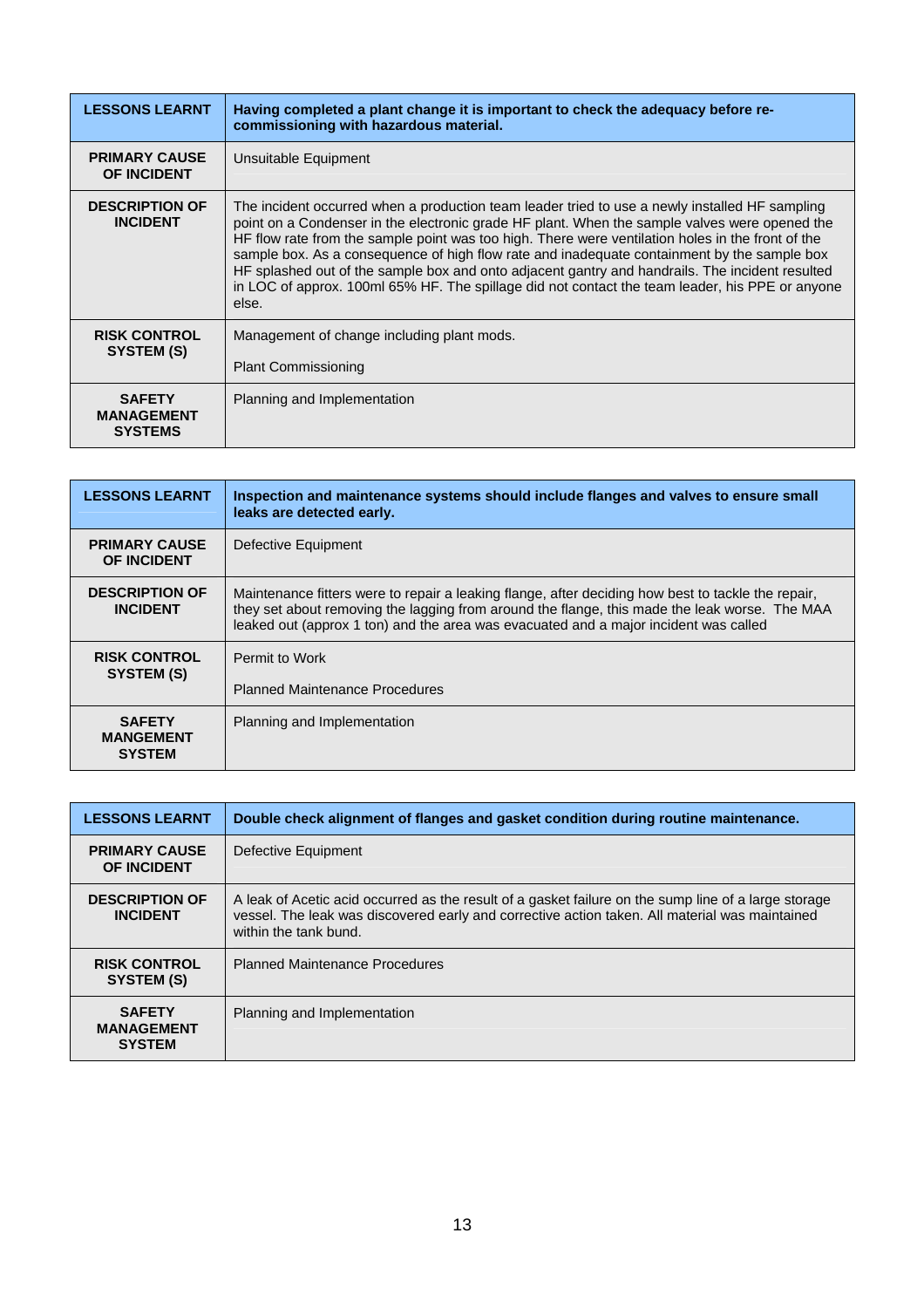| LESSONS LEARNT | Having completed a plant change it is important to check the adequacy before re-commissioning with hazardous material. |
|---|---|
| PRIMARY CAUSE OF INCIDENT | Unsuitable Equipment |
| DESCRIPTION OF INCIDENT | The incident occurred when a production team leader tried to use a newly installed HF sampling point on a Condenser in the electronic grade HF plant. When the sample valves were opened the HF flow rate from the sample point was too high. There were ventilation holes in the front of the sample box. As a consequence of high flow rate and inadequate containment by the sample box HF splashed out of the sample box and onto adjacent gantry and handrails. The incident resulted in LOC of approx. 100ml 65% HF. The spillage did not contact the team leader, his PPE or anyone else. |
| RISK CONTROL SYSTEM (S) | Management of change including plant mods.<br><br>Plant Commissioning |
| SAFETY MANAGEMENT SYSTEMS | Planning and Implementation |

| LESSONS LEARNT | Inspection and maintenance systems should include flanges and valves to ensure small leaks are detected early. |
|---|---|
| PRIMARY CAUSE OF INCIDENT | Defective Equipment |
| DESCRIPTION OF INCIDENT | Maintenance fitters were to repair a leaking flange, after deciding how best to tackle the repair, they set about removing the lagging from around the flange, this made the leak worse. The MAA leaked out (approx 1 ton) and the area was evacuated and a major incident was called |
| RISK CONTROL SYSTEM (S) | Permit to Work<br><br>Planned Maintenance Procedures |
| SAFETY MANGEMENT SYSTEM | Planning and Implementation |

| LESSONS LEARNT | Double check alignment of flanges and gasket condition during routine maintenance. |
|---|---|
| PRIMARY CAUSE OF INCIDENT | Defective Equipment |
| DESCRIPTION OF INCIDENT | A leak of Acetic acid occurred as the result of a gasket failure on the sump line of a large storage vessel. The leak was discovered early and corrective action taken. All material was maintained within the tank bund. |
| RISK CONTROL SYSTEM (S) | Planned Maintenance Procedures |
| SAFETY MANAGEMENT SYSTEM | Planning and Implementation |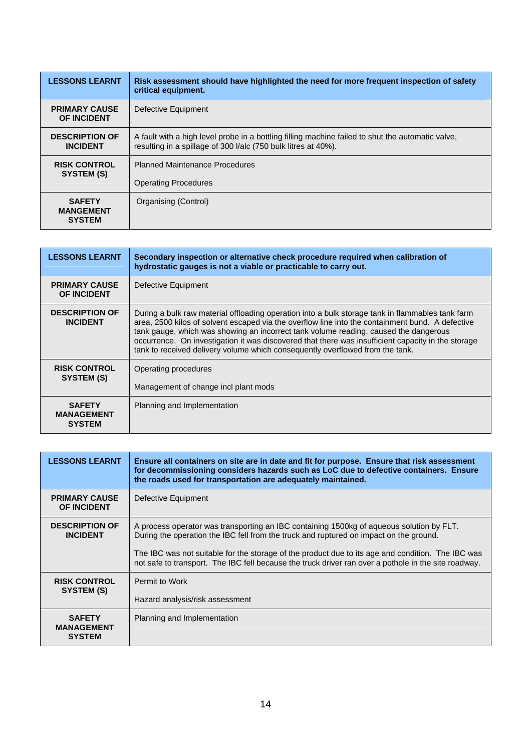| LESSONS LEARNT | **Risk assessment should have highlighted the need for more frequent inspection of safety critical equipment.** |
|---|---|
| **PRIMARY CAUSE OF INCIDENT** | Defective Equipment |
| **DESCRIPTION OF INCIDENT** | A fault with a high level probe in a bottling filling machine failed to shut the automatic valve, resulting in a spillage of 300 l/alc (750 bulk litres at 40%). |
| **RISK CONTROL SYSTEM (S)** | Planned Maintenance Procedures<br><br>Operating Procedures |
| **SAFETY MANGEMENT SYSTEM** | Organising (Control) |

| LESSONS LEARNT | **Secondary inspection or alternative check procedure required when calibration of hydrostatic gauges is not a viable or practicable to carry out.** |
|---|---|
| **PRIMARY CAUSE OF INCIDENT** | Defective Equipment |
| **DESCRIPTION OF INCIDENT** | During a bulk raw material offloading operation into a bulk storage tank in flammables tank farm area, 2500 kilos of solvent escaped via the overflow line into the containment bund. A defective tank gauge, which was showing an incorrect tank volume reading, caused the dangerous occurrence. On investigation it was discovered that there was insufficient capacity in the storage tank to received delivery volume which consequently overflowed from the tank. |
| **RISK CONTROL SYSTEM (S)** | Operating procedures<br><br>Management of change incl plant mods |
| **SAFETY MANAGEMENT SYSTEM** | Planning and Implementation |

| LESSONS LEARNT | **Ensure all containers on site are in date and fit for purpose. Ensure that risk assessment for decommissioning considers hazards such as LoC due to defective containers. Ensure the roads used for transportation are adequately maintained.** |
|---|---|
| **PRIMARY CAUSE OF INCIDENT** | Defective Equipment |
| **DESCRIPTION OF INCIDENT** | A process operator was transporting an IBC containing 1500kg of aqueous solution by FLT. During the operation the IBC fell from the truck and ruptured on impact on the ground.<br><br>The IBC was not suitable for the storage of the product due to its age and condition. The IBC was not safe to transport. The IBC fell because the truck driver ran over a pothole in the site roadway. |
| **RISK CONTROL SYSTEM (S)** | Permit to Work<br><br>Hazard analysis/risk assessment |
| **SAFETY MANAGEMENT SYSTEM** | Planning and Implementation |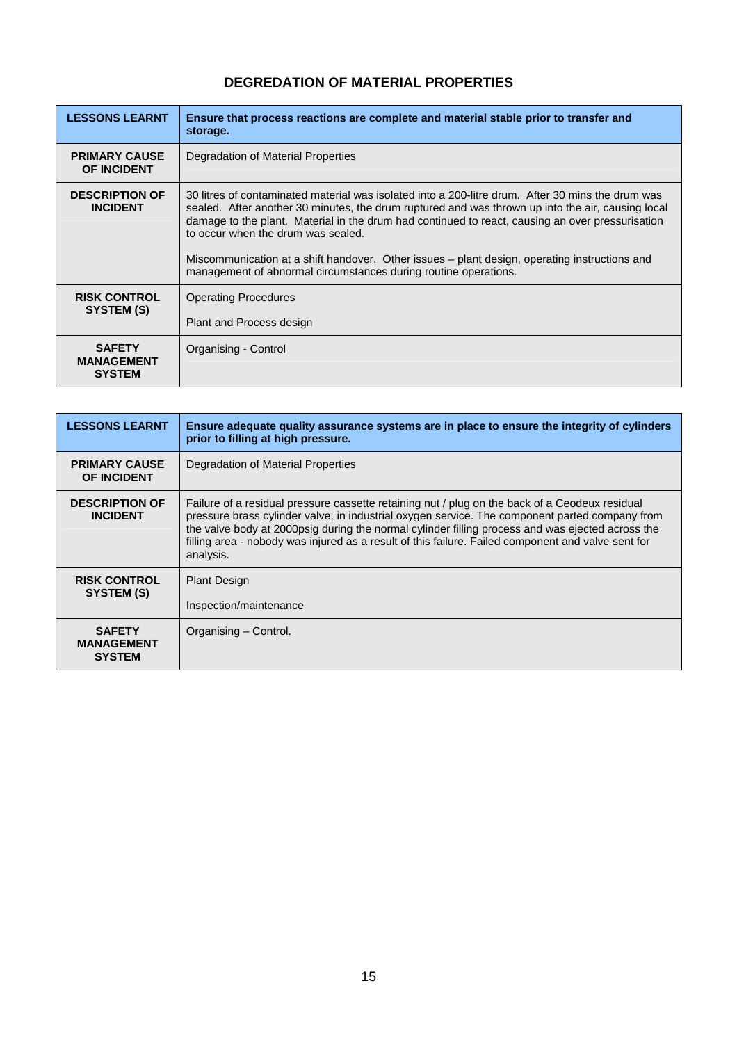## DEGRADATION OF MATERIAL PROPERTIES

| **LESSONS LEARNT** | **Ensure that process reactions are complete and material stable prior to transfer and storage.** |
|---|---|
| **PRIMARY CAUSE OF INCIDENT** | Degradation of Material Properties |
| **DESCRIPTION OF INCIDENT** | 30 litres of contaminated material was isolated into a 200-litre drum. After 30 mins the drum was sealed. After another 30 minutes, the drum ruptured and was thrown up into the air, causing local damage to the plant. Material in the drum had continued to react, causing an over pressurisation to occur when the drum was sealed.<br><br>Miscommunication at a shift handover. Other issues – plant design, operating instructions and management of abnormal circumstances during routine operations. |
| **RISK CONTROL SYSTEM (S)** | Operating Procedures<br><br>Plant and Process design |
| **SAFETY MANAGEMENT SYSTEM** | Organising - Control |

| **LESSONS LEARNT** | **Ensure adequate quality assurance systems are in place to ensure the integrity of cylinders prior to filling at high pressure.** |
|---|---|
| **PRIMARY CAUSE OF INCIDENT** | Degradation of Material Properties |
| **DESCRIPTION OF INCIDENT** | Failure of a residual pressure cassette retaining nut / plug on the back of a Ceodeux residual pressure brass cylinder valve, in industrial oxygen service. The component parted company from the valve body at 2000psig during the normal cylinder filling process and was ejected across the filling area - nobody was injured as a result of this failure. Failed component and valve sent for analysis. |
| **RISK CONTROL SYSTEM (S)** | Plant Design<br><br>Inspection/maintenance |
| **SAFETY MANAGEMENT SYSTEM** | Organising – Control. |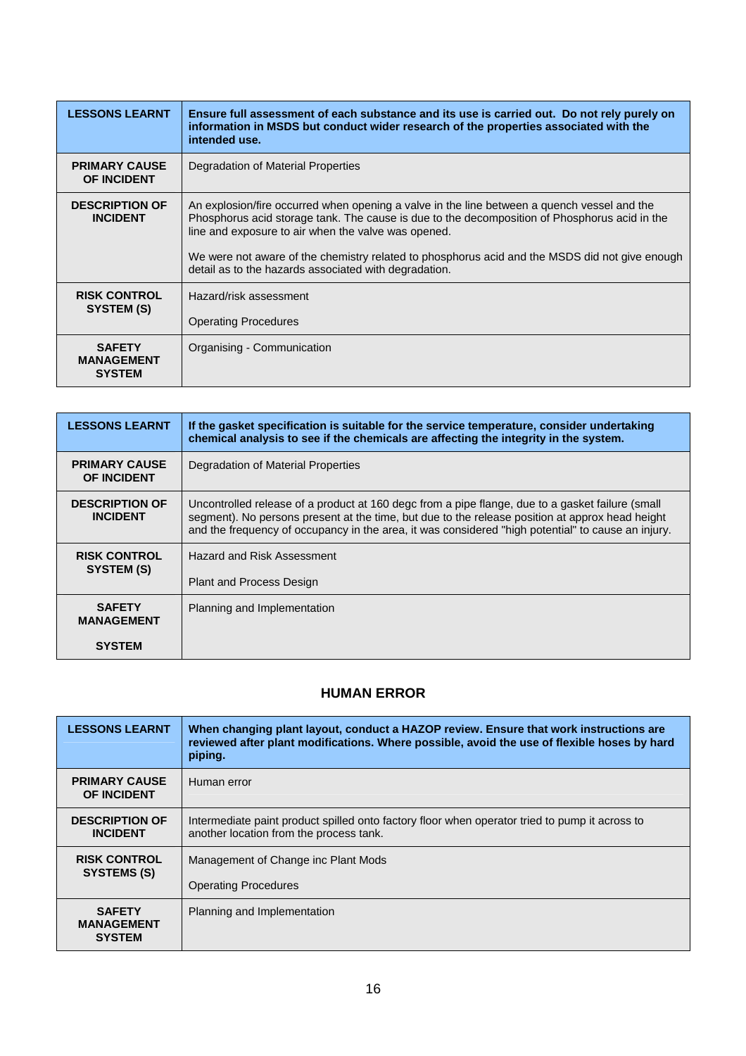| LESSONS LEARNT | **Ensure full assessment of each substance and its use is carried out. Do not rely purely on information in MSDS but conduct wider research of the properties associated with the intended use.** |
|---|---|
| **PRIMARY CAUSE OF INCIDENT** | Degradation of Material Properties |
| **DESCRIPTION OF INCIDENT** | An explosion/fire occurred when opening a valve in the line between a quench vessel and the Phosphorus acid storage tank. The cause is due to the decomposition of Phosphorus acid in the line and exposure to air when the valve was opened.<br><br>We were not aware of the chemistry related to phosphorus acid and the MSDS did not give enough detail as to the hazards associated with degradation. |
| **RISK CONTROL SYSTEM (S)** | Hazard/risk assessment<br><br>Operating Procedures |
| **SAFETY MANAGEMENT SYSTEM** | Organising - Communication |

| LESSONS LEARNT | **If the gasket specification is suitable for the service temperature, consider undertaking chemical analysis to see if the chemicals are affecting the integrity in the system.** |
|---|---|
| **PRIMARY CAUSE OF INCIDENT** | Degradation of Material Properties |
| **DESCRIPTION OF INCIDENT** | Uncontrolled release of a product at 160 degc from a pipe flange, due to a gasket failure (small segment). No persons present at the time, but due to the release position at approx head height and the frequency of occupancy in the area, it was considered "high potential" to cause an injury. |
| **RISK CONTROL SYSTEM (S)** | Hazard and Risk Assessment<br><br>Plant and Process Design |
| **SAFETY MANAGEMENT SYSTEM** | Planning and Implementation |

## HUMAN ERROR

| LESSONS LEARNT | **When changing plant layout, conduct a HAZOP review. Ensure that work instructions are reviewed after plant modifications. Where possible, avoid the use of flexible hoses by hard piping.** |
|---|---|
| **PRIMARY CAUSE OF INCIDENT** | Human error |
| **DESCRIPTION OF INCIDENT** | Intermediate paint product spilled onto factory floor when operator tried to pump it across to another location from the process tank. |
| **RISK CONTROL SYSTEMS (S)** | Management of Change inc Plant Mods<br><br>Operating Procedures |
| **SAFETY MANAGEMENT SYSTEM** | Planning and Implementation |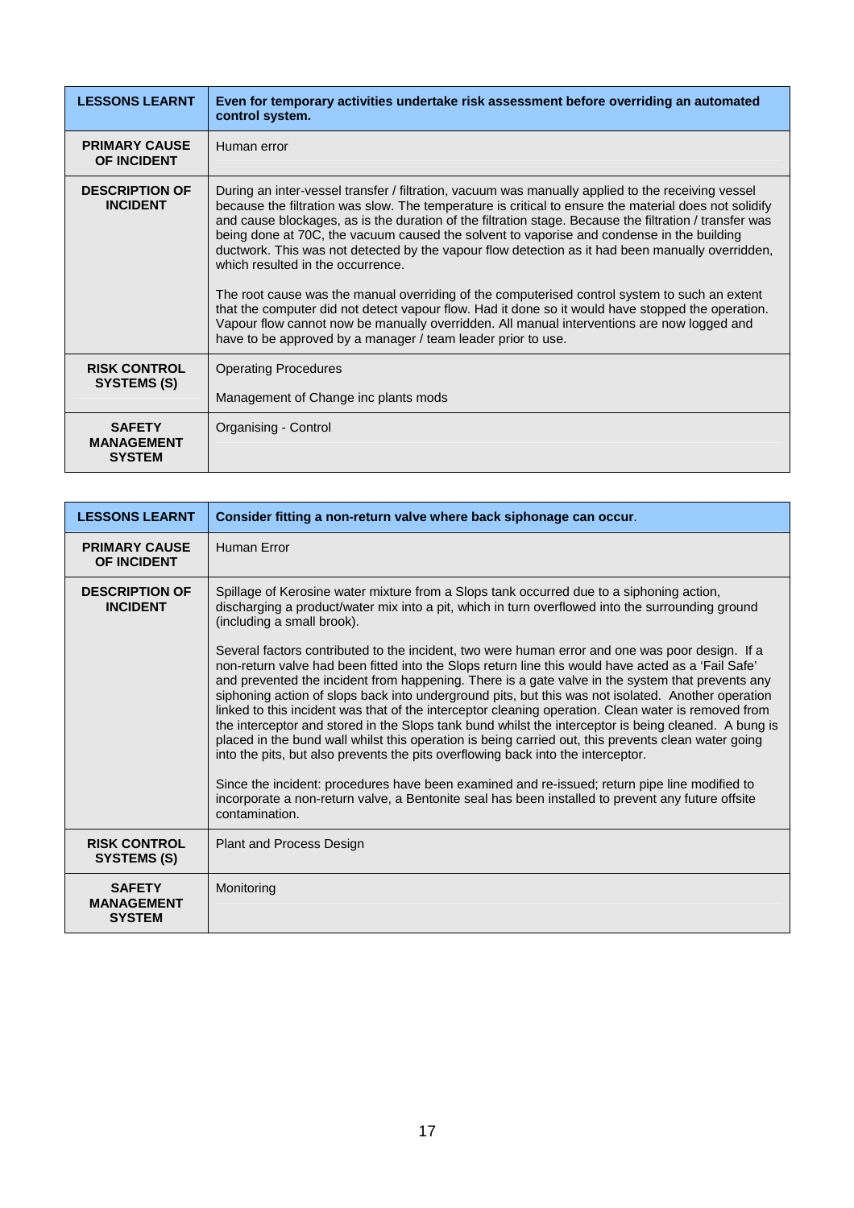| LESSONS LEARNT | Even for temporary activities undertake risk assessment before overriding an automated control system. |
|---|---|
| PRIMARY CAUSE OF INCIDENT | Human error |
| DESCRIPTION OF INCIDENT | During an inter-vessel transfer / filtration, vacuum was manually applied to the receiving vessel because the filtration was slow. The temperature is critical to ensure the material does not solidify and cause blockages, as is the duration of the filtration stage. Because the filtration / transfer was being done at 70C, the vacuum caused the solvent to vaporise and condense in the building ductwork. This was not detected by the vapour flow detection as it had been manually overridden, which resulted in the occurrence.<br><br>The root cause was the manual overriding of the computerised control system to such an extent that the computer did not detect vapour flow. Had it done so it would have stopped the operation. Vapour flow cannot now be manually overridden. All manual interventions are now logged and have to be approved by a manager / team leader prior to use. |
| RISK CONTROL SYSTEMS (S) | Operating Procedures<br><br>Management of Change inc plants mods |
| SAFETY MANAGEMENT SYSTEM | Organising - Control |

| LESSONS LEARNT | Consider fitting a non-return valve where back siphonage can occur. |
|---|---|
| PRIMARY CAUSE OF INCIDENT | Human Error |
| DESCRIPTION OF INCIDENT | Spillage of Kerosine water mixture from a Slops tank occurred due to a siphoning action, discharging a product/water mix into a pit, which in turn overflowed into the surrounding ground (including a small brook).<br><br>Several factors contributed to the incident, two were human error and one was poor design. If a non-return valve had been fitted into the Slops return line this would have acted as a 'Fail Safe' and prevented the incident from happening. There is a gate valve in the system that prevents any siphoning action of slops back into underground pits, but this was not isolated. Another operation linked to this incident was that of the interceptor cleaning operation. Clean water is removed from the interceptor and stored in the Slops tank bund whilst the interceptor is being cleaned. A bung is placed in the bund wall whilst this operation is being carried out, this prevents clean water going into the pits, but also prevents the pits overflowing back into the interceptor.<br><br>Since the incident: procedures have been examined and re-issued; return pipe line modified to incorporate a non-return valve, a Bentonite seal has been installed to prevent any future offsite contamination. |
| RISK CONTROL SYSTEMS (S) | Plant and Process Design |
| SAFETY MANAGEMENT SYSTEM | Monitoring |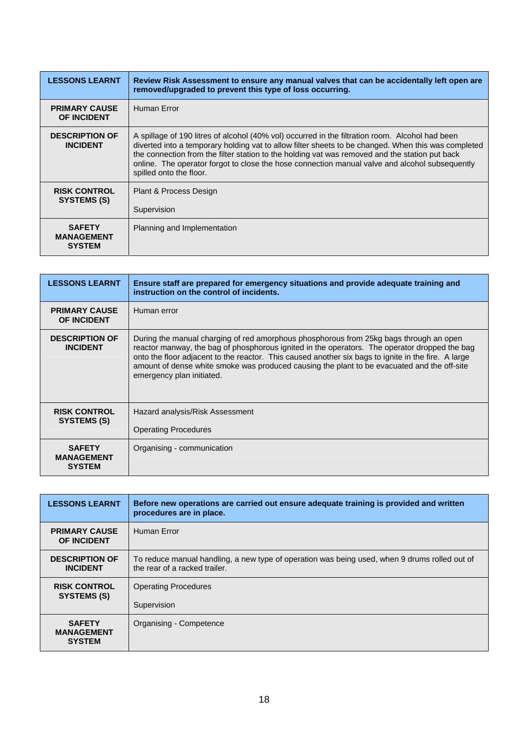| LESSONS LEARNT | **Review Risk Assessment to ensure any manual valves that can be accidentally left open are removed/upgraded to prevent this type of loss occurring.** |
|---|---|
| **PRIMARY CAUSE OF INCIDENT** | Human Error |
| **DESCRIPTION OF INCIDENT** | A spillage of 190 litres of alcohol (40% vol) occurred in the filtration room. Alcohol had been diverted into a temporary holding vat to allow filter sheets to be changed. When this was completed the connection from the filter station to the holding vat was removed and the station put back online. The operator forgot to close the hose connection manual valve and alcohol subsequently spilled onto the floor. |
| **RISK CONTROL SYSTEMS (S)** | Plant & Process Design<br><br>Supervision |
| **SAFETY MANAGEMENT SYSTEM** | Planning and Implementation |

| LESSONS LEARNT | **Ensure staff are prepared for emergency situations and provide adequate training and instruction on the control of incidents.** |
|---|---|
| **PRIMARY CAUSE OF INCIDENT** | Human error |
| **DESCRIPTION OF INCIDENT** | During the manual charging of red amorphous phosphorous from 25kg bags through an open reactor manway, the bag of phosphorous ignited in the operators. The operator dropped the bag onto the floor adjacent to the reactor. This caused another six bags to ignite in the fire. A large amount of dense white smoke was produced causing the plant to be evacuated and the off-site emergency plan initiated. |
| **RISK CONTROL SYSTEMS (S)** | Hazard analysis/Risk Assessment<br><br>Operating Procedures |
| **SAFETY MANAGEMENT SYSTEM** | Organising - communication |

| LESSONS LEARNT | **Before new operations are carried out ensure adequate training is provided and written procedures are in place.** |
|---|---|
| **PRIMARY CAUSE OF INCIDENT** | Human Error |
| **DESCRIPTION OF INCIDENT** | To reduce manual handling, a new type of operation was being used, when 9 drums rolled out of the rear of a racked trailer. |
| **RISK CONTROL SYSTEMS (S)** | Operating Procedures<br><br>Supervision |
| **SAFETY MANAGEMENT SYSTEM** | Organising - Competence |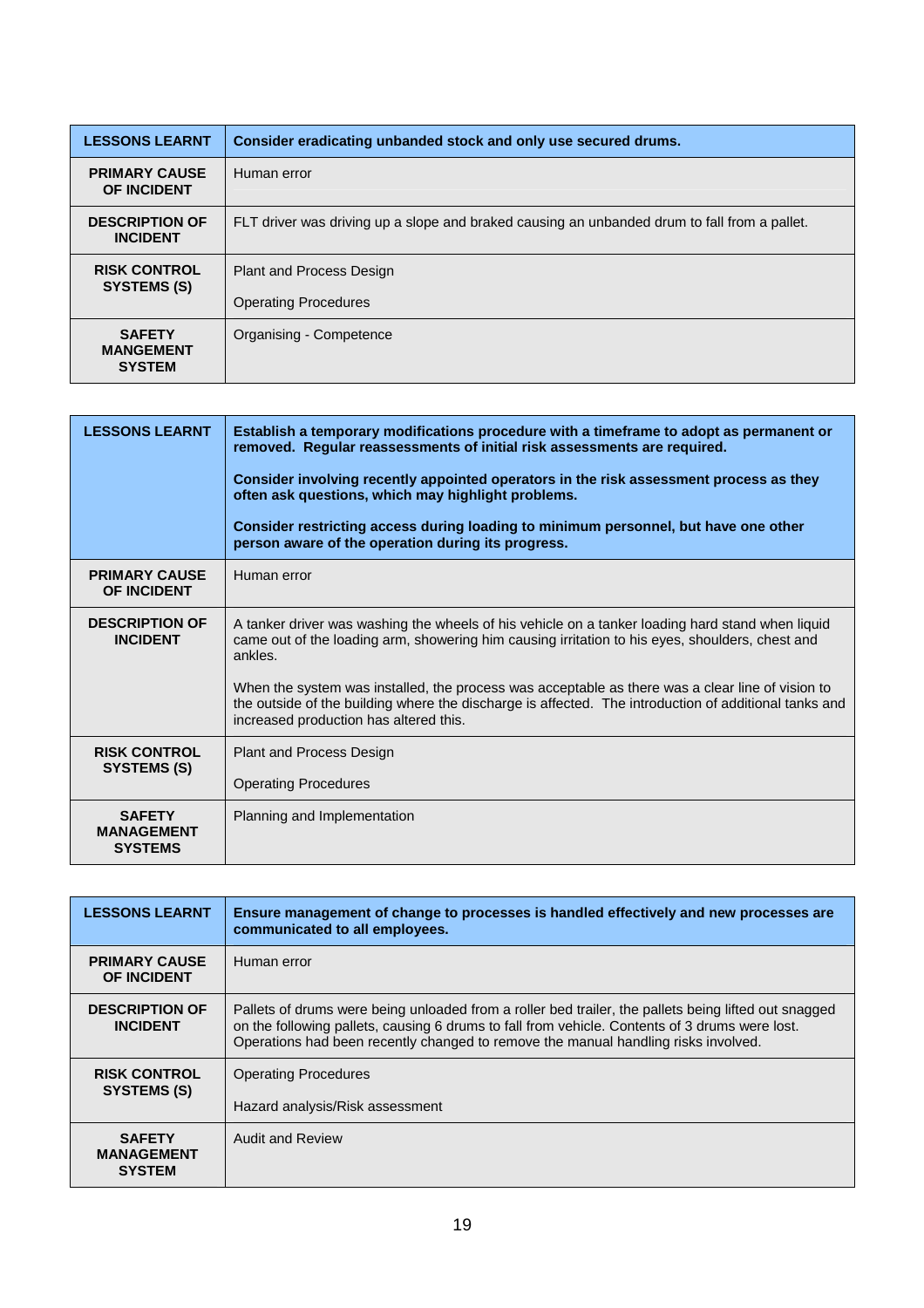| LESSONS LEARNT | **Consider eradicating unbanded stock and only use secured drums.** |
|---|---|
| **PRIMARY CAUSE OF INCIDENT** | Human error |
| **DESCRIPTION OF INCIDENT** | FLT driver was driving up a slope and braked causing an unbanded drum to fall from a pallet. |
| **RISK CONTROL SYSTEMS (S)** | Plant and Process Design<br><br>Operating Procedures |
| **SAFETY MANGEMENT SYSTEM** | Organising - Competence |

| LESSONS LEARNT | **Establish a temporary modifications procedure with a timeframe to adopt as permanent or removed. Regular reassessments of initial risk assessments are required.**<br><br>**Consider involving recently appointed operators in the risk assessment process as they often ask questions, which may highlight problems.**<br><br>**Consider restricting access during loading to minimum personnel, but have one other person aware of the operation during its progress.** |
|---|---|
| **PRIMARY CAUSE OF INCIDENT** | Human error |
| **DESCRIPTION OF INCIDENT** | A tanker driver was washing the wheels of his vehicle on a tanker loading hard stand when liquid came out of the loading arm, showering him causing irritation to his eyes, shoulders, chest and ankles.<br><br>When the system was installed, the process was acceptable as there was a clear line of vision to the outside of the building where the discharge is affected. The introduction of additional tanks and increased production has altered this. |
| **RISK CONTROL SYSTEMS (S)** | Plant and Process Design<br><br>Operating Procedures |
| **SAFETY MANAGEMENT SYSTEMS** | Planning and Implementation |

| LESSONS LEARNT | **Ensure management of change to processes is handled effectively and new processes are communicated to all employees.** |
|---|---|
| **PRIMARY CAUSE OF INCIDENT** | Human error |
| **DESCRIPTION OF INCIDENT** | Pallets of drums were being unloaded from a roller bed trailer, the pallets being lifted out snagged on the following pallets, causing 6 drums to fall from vehicle. Contents of 3 drums were lost. Operations had been recently changed to remove the manual handling risks involved. |
| **RISK CONTROL SYSTEMS (S)** | Operating Procedures<br><br>Hazard analysis/Risk assessment |
| **SAFETY MANAGEMENT SYSTEM** | Audit and Review |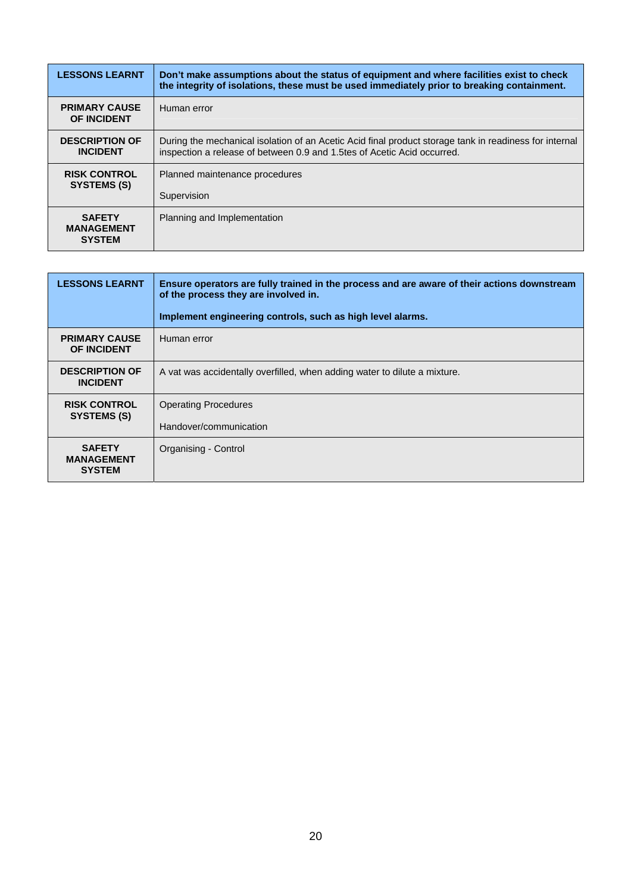| LESSONS LEARNT | Don't make assumptions about the status of equipment and where facilities exist to check the integrity of isolations, these must be used immediately prior to breaking containment. |
|---|---|
| **PRIMARY CAUSE OF INCIDENT** | Human error |
| **DESCRIPTION OF INCIDENT** | During the mechanical isolation of an Acetic Acid final product storage tank in readiness for internal inspection a release of between 0.9 and 1.5tes of Acetic Acid occurred. |
| **RISK CONTROL SYSTEMS (S)** | Planned maintenance procedures<br><br>Supervision |
| **SAFETY MANAGEMENT SYSTEM** | Planning and Implementation |

| LESSONS LEARNT | Ensure operators are fully trained in the process and are aware of their actions downstream of the process they are involved in.<br><br>Implement engineering controls, such as high level alarms. |
|---|---|
| **PRIMARY CAUSE OF INCIDENT** | Human error |
| **DESCRIPTION OF INCIDENT** | A vat was accidentally overfilled, when adding water to dilute a mixture. |
| **RISK CONTROL SYSTEMS (S)** | Operating Procedures<br><br>Handover/communication |
| **SAFETY MANAGEMENT SYSTEM** | Organising - Control |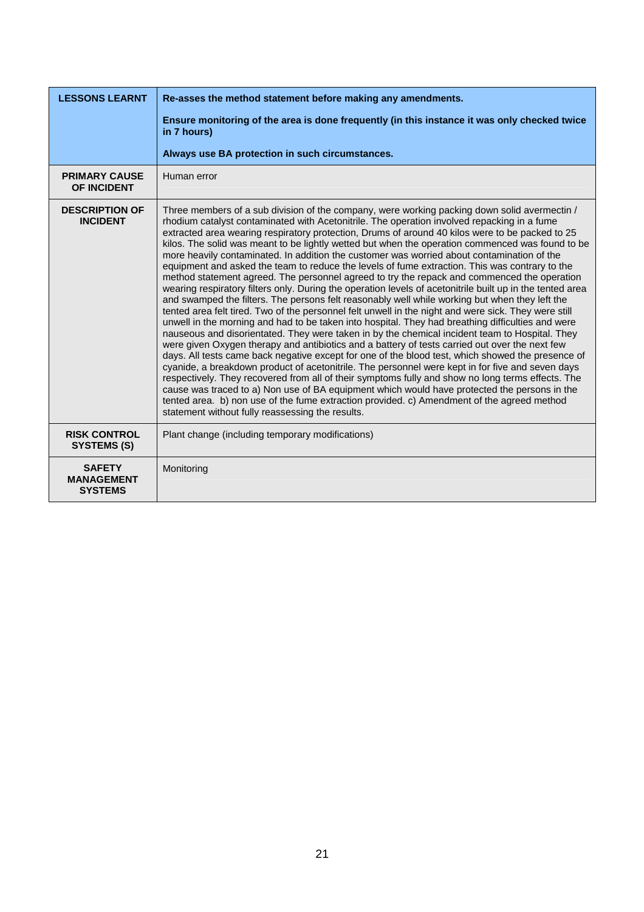| | |
|---|---|
| **LESSONS LEARNT** | **Re-asses the method statement before making any amendments.**<br><br>**Ensure monitoring of the area is done frequently (in this instance it was only checked twice in 7 hours)**<br><br>**Always use BA protection in such circumstances.** |
| **PRIMARY CAUSE OF INCIDENT** | Human error |
| **DESCRIPTION OF INCIDENT** | Three members of a sub division of the company, were working packing down solid avermectin / rhodium catalyst contaminated with Acetonitrile. The operation involved repacking in a fume extracted area wearing respiratory protection, Drums of around 40 kilos were to be packed to 25 kilos. The solid was meant to be lightly wetted but when the operation commenced was found to be more heavily contaminated. In addition the customer was worried about contamination of the equipment and asked the team to reduce the levels of fume extraction. This was contrary to the method statement agreed. The personnel agreed to try the repack and commenced the operation wearing respiratory filters only. During the operation levels of acetonitrile built up in the tented area and swamped the filters. The persons felt reasonably well while working but when they left the tented area felt tired. Two of the personnel felt unwell in the night and were sick. They were still unwell in the morning and had to be taken into hospital. They had breathing difficulties and were nauseous and disorientated. They were taken in by the chemical incident team to Hospital. They were given Oxygen therapy and antibiotics and a battery of tests carried out over the next few days. All tests came back negative except for one of the blood test, which showed the presence of cyanide, a breakdown product of acetonitrile. The personnel were kept in for five and seven days respectively. They recovered from all of their symptoms fully and show no long terms effects. The cause was traced to a) Non use of BA equipment which would have protected the persons in the tented area. b) non use of the fume extraction provided. c) Amendment of the agreed method statement without fully reassessing the results. |
| **RISK CONTROL SYSTEMS (S)** | Plant change (including temporary modifications) |
| **SAFETY MANAGEMENT SYSTEMS** | Monitoring |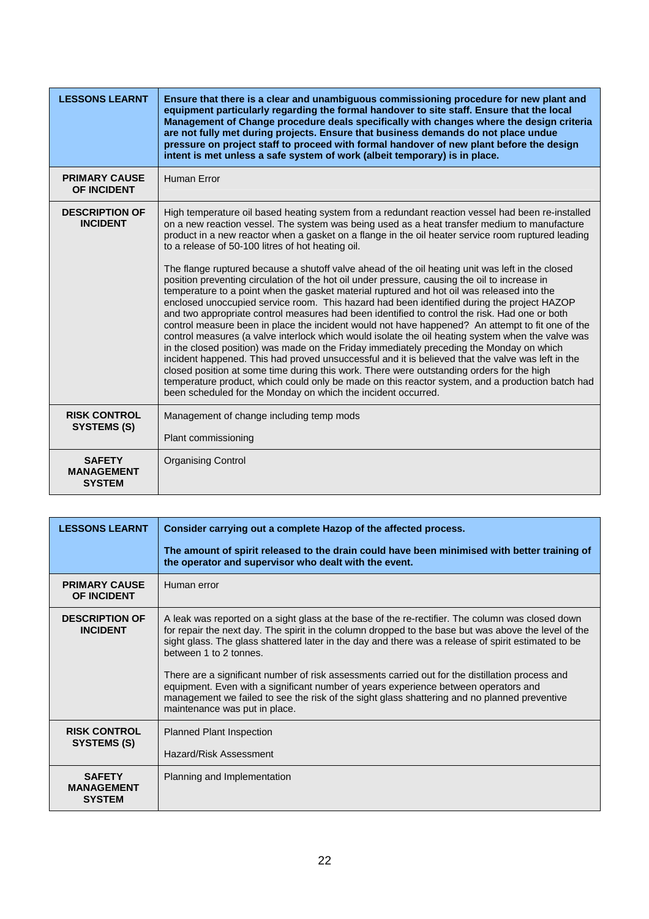| **LESSONS LEARNT** | **Ensure that there is a clear and unambiguous commissioning procedure for new plant and equipment particularly regarding the formal handover to site staff. Ensure that the local Management of Change procedure deals specifically with changes where the design criteria are not fully met during projects. Ensure that business demands do not place undue pressure on project staff to proceed with formal handover of new plant before the design intent is met unless a safe system of work (albeit temporary) is in place.** |
|---|---|
| **PRIMARY CAUSE OF INCIDENT** | Human Error |
| **DESCRIPTION OF INCIDENT** | High temperature oil based heating system from a redundant reaction vessel had been re-installed on a new reaction vessel. The system was being used as a heat transfer medium to manufacture product in a new reactor when a gasket on a flange in the oil heater service room ruptured leading to a release of 50-100 litres of hot heating oil.<br><br>The flange ruptured because a shutoff valve ahead of the oil heating unit was left in the closed position preventing circulation of the hot oil under pressure, causing the oil to increase in temperature to a point when the gasket material ruptured and hot oil was released into the enclosed unoccupied service room. This hazard had been identified during the project HAZOP and two appropriate control measures had been identified to control the risk. Had one or both control measure been in place the incident would not have happened? An attempt to fit one of the control measures (a valve interlock which would isolate the oil heating system when the valve was in the closed position) was made on the Friday immediately preceding the Monday on which incident happened. This had proved unsuccessful and it is believed that the valve was left in the closed position at some time during this work. There were outstanding orders for the high temperature product, which could only be made on this reactor system, and a production batch had been scheduled for the Monday on which the incident occurred. |
| **RISK CONTROL SYSTEMS (S)** | Management of change including temp mods<br><br>Plant commissioning |
| **SAFETY MANAGEMENT SYSTEM** | Organising Control |

| **LESSONS LEARNT** | **Consider carrying out a complete Hazop of the affected process.**<br><br>**The amount of spirit released to the drain could have been minimised with better training of the operator and supervisor who dealt with the event.** |
|---|---|
| **PRIMARY CAUSE OF INCIDENT** | Human error |
| **DESCRIPTION OF INCIDENT** | A leak was reported on a sight glass at the base of the re-rectifier. The column was closed down for repair the next day. The spirit in the column dropped to the base but was above the level of the sight glass. The glass shattered later in the day and there was a release of spirit estimated to be between 1 to 2 tonnes.<br><br>There are a significant number of risk assessments carried out for the distillation process and equipment. Even with a significant number of years experience between operators and management we failed to see the risk of the sight glass shattering and no planned preventive maintenance was put in place. |
| **RISK CONTROL SYSTEMS (S)** | Planned Plant Inspection<br><br>Hazard/Risk Assessment |
| **SAFETY MANAGEMENT SYSTEM** | Planning and Implementation |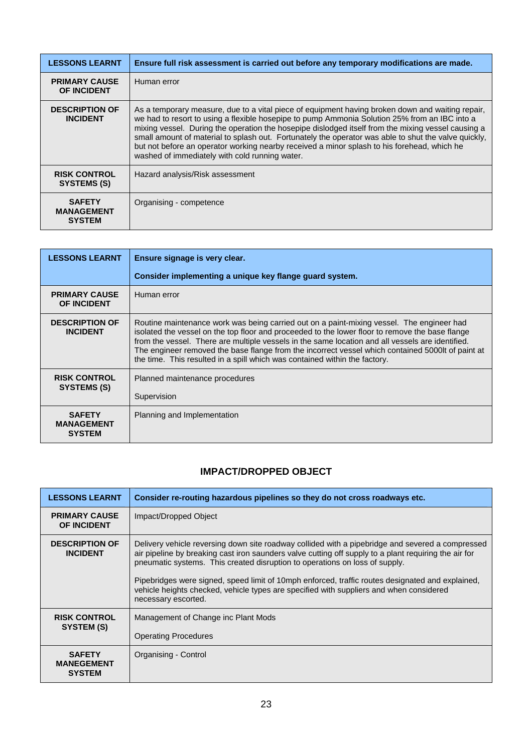| LESSONS LEARNT | Ensure full risk assessment is carried out before any temporary modifications are made. |
|---|---|
| PRIMARY CAUSE OF INCIDENT | Human error |
| DESCRIPTION OF INCIDENT | As a temporary measure, due to a vital piece of equipment having broken down and waiting repair, we had to resort to using a flexible hosepipe to pump Ammonia Solution 25% from an IBC into a mixing vessel. During the operation the hosepipe dislodged itself from the mixing vessel causing a small amount of material to splash out. Fortunately the operator was able to shut the valve quickly, but not before an operator working nearby received a minor splash to his forehead, which he washed of immediately with cold running water. |
| RISK CONTROL SYSTEMS (S) | Hazard analysis/Risk assessment |
| SAFETY MANAGEMENT SYSTEM | Organising - competence |

| LESSONS LEARNT | Ensure signage is very clear.<br><br>Consider implementing a unique key flange guard system. |
|---|---|
| PRIMARY CAUSE OF INCIDENT | Human error |
| DESCRIPTION OF INCIDENT | Routine maintenance work was being carried out on a paint-mixing vessel. The engineer had isolated the vessel on the top floor and proceeded to the lower floor to remove the base flange from the vessel. There are multiple vessels in the same location and all vessels are identified. The engineer removed the base flange from the incorrect vessel which contained 5000lt of paint at the time. This resulted in a spill which was contained within the factory. |
| RISK CONTROL SYSTEMS (S) | Planned maintenance procedures<br><br>Supervision |
| SAFETY MANAGEMENT SYSTEM | Planning and Implementation |

## IMPACT/DROPPED OBJECT

| LESSONS LEARNT | Consider re-routing hazardous pipelines so they do not cross roadways etc. |
|---|---|
| PRIMARY CAUSE OF INCIDENT | Impact/Dropped Object |
| DESCRIPTION OF INCIDENT | Delivery vehicle reversing down site roadway collided with a pipebridge and severed a compressed air pipeline by breaking cast iron saunders valve cutting off supply to a plant requiring the air for pneumatic systems. This created disruption to operations on loss of supply.<br><br>Pipebridges were signed, speed limit of 10mph enforced, traffic routes designated and explained, vehicle heights checked, vehicle types are specified with suppliers and when considered necessary escorted. |
| RISK CONTROL SYSTEM (S) | Management of Change inc Plant Mods<br><br>Operating Procedures |
| SAFETY MANEGEMENT SYSTEM | Organising - Control |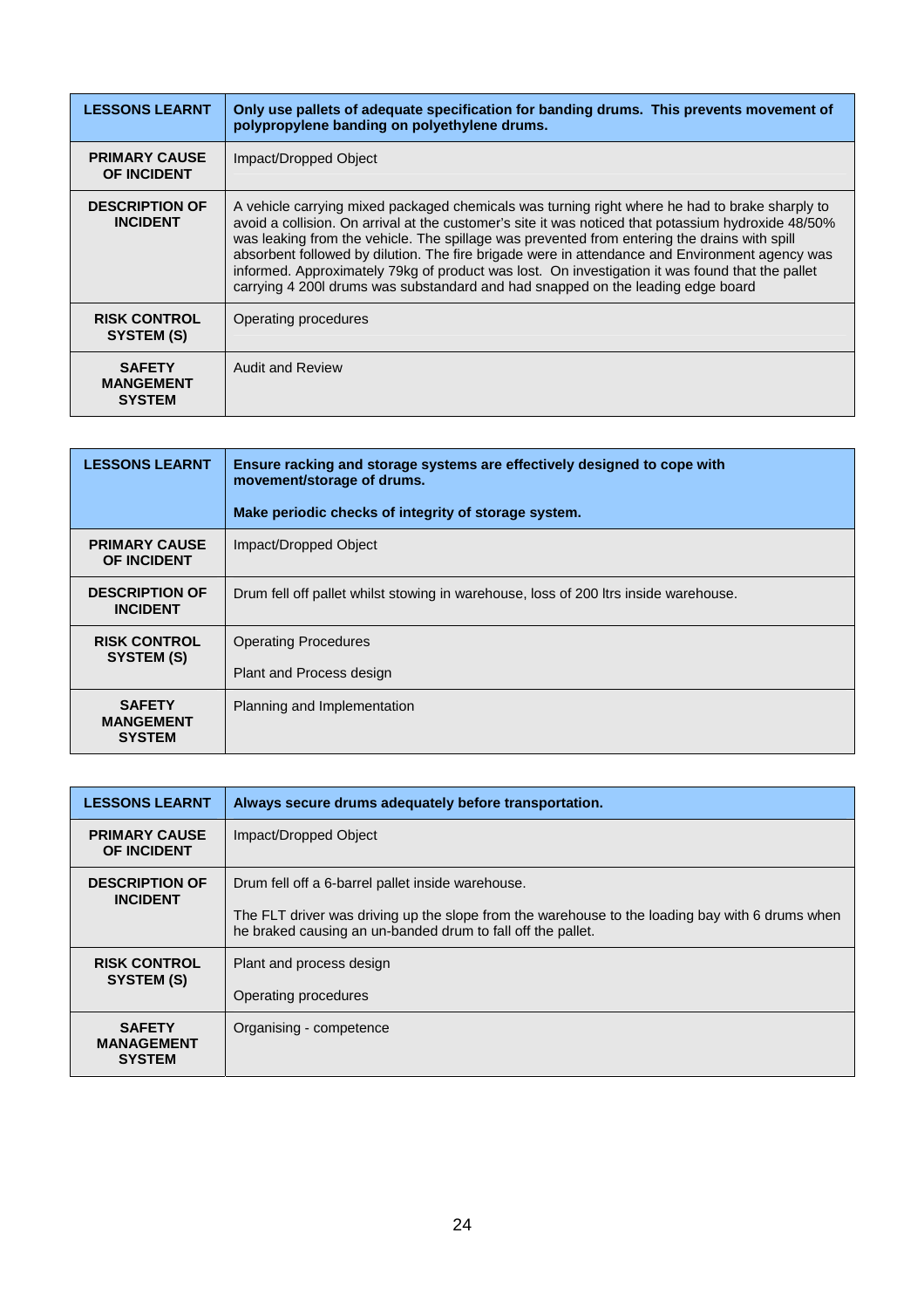| LESSONS LEARNT | **Only use pallets of adequate specification for banding drums. This prevents movement of polypropylene banding on polyethylene drums.** |
|---|---|
| **PRIMARY CAUSE OF INCIDENT** | Impact/Dropped Object |
| **DESCRIPTION OF INCIDENT** | A vehicle carrying mixed packaged chemicals was turning right where he had to brake sharply to avoid a collision. On arrival at the customer's site it was noticed that potassium hydroxide 48/50% was leaking from the vehicle. The spillage was prevented from entering the drains with spill absorbent followed by dilution. The fire brigade were in attendance and Environment agency was informed. Approximately 79kg of product was lost. On investigation it was found that the pallet carrying 4 200l drums was substandard and had snapped on the leading edge board |
| **RISK CONTROL SYSTEM (S)** | Operating procedures |
| **SAFETY MANGEMENT SYSTEM** | Audit and Review |

| LESSONS LEARNT | **Ensure racking and storage systems are effectively designed to cope with movement/storage of drums.** <br><br> **Make periodic checks of integrity of storage system.** |
|---|---|
| **PRIMARY CAUSE OF INCIDENT** | Impact/Dropped Object |
| **DESCRIPTION OF INCIDENT** | Drum fell off pallet whilst stowing in warehouse, loss of 200 ltrs inside warehouse. |
| **RISK CONTROL SYSTEM (S)** | Operating Procedures <br><br> Plant and Process design |
| **SAFETY MANGEMENT SYSTEM** | Planning and Implementation |

| LESSONS LEARNT | **Always secure drums adequately before transportation.** |
|---|---|
| **PRIMARY CAUSE OF INCIDENT** | Impact/Dropped Object |
| **DESCRIPTION OF INCIDENT** | Drum fell off a 6-barrel pallet inside warehouse. <br><br> The FLT driver was driving up the slope from the warehouse to the loading bay with 6 drums when he braked causing an un-banded drum to fall off the pallet. |
| **RISK CONTROL SYSTEM (S)** | Plant and process design <br><br> Operating procedures |
| **SAFETY MANAGEMENT SYSTEM** | Organising - competence |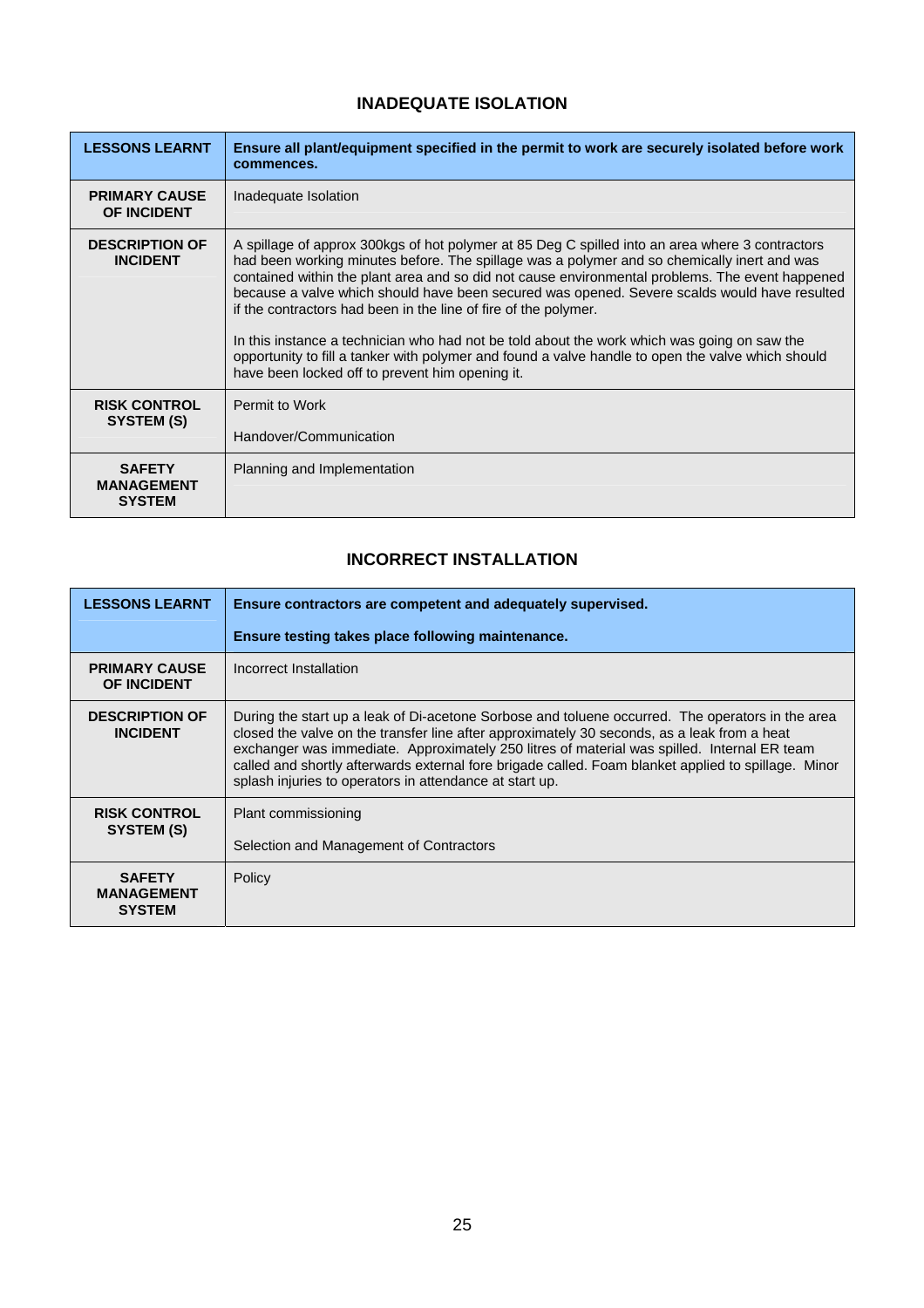## INADEQUATE ISOLATION

| **LESSONS LEARNT** | **Ensure all plant/equipment specified in the permit to work are securely isolated before work commences.** |
|---|---|
| **PRIMARY CAUSE OF INCIDENT** | Inadequate Isolation |
| **DESCRIPTION OF INCIDENT** | A spillage of approx 300kgs of hot polymer at 85 Deg C spilled into an area where 3 contractors had been working minutes before. The spillage was a polymer and so chemically inert and was contained within the plant area and so did not cause environmental problems. The event happened because a valve which should have been secured was opened. Severe scalds would have resulted if the contractors had been in the line of fire of the polymer.<br><br>In this instance a technician who had not be told about the work which was going on saw the opportunity to fill a tanker with polymer and found a valve handle to open the valve which should have been locked off to prevent him opening it. |
| **RISK CONTROL SYSTEM (S)** | Permit to Work<br><br>Handover/Communication |
| **SAFETY MANAGEMENT SYSTEM** | Planning and Implementation |

## INCORRECT INSTALLATION

| **LESSONS LEARNT** | **Ensure contractors are competent and adequately supervised.**<br><br>**Ensure testing takes place following maintenance.** |
|---|---|
| **PRIMARY CAUSE OF INCIDENT** | Incorrect Installation |
| **DESCRIPTION OF INCIDENT** | During the start up a leak of Di-acetone Sorbose and toluene occurred. The operators in the area closed the valve on the transfer line after approximately 30 seconds, as a leak from a heat exchanger was immediate. Approximately 250 litres of material was spilled. Internal ER team called and shortly afterwards external fore brigade called. Foam blanket applied to spillage. Minor splash injuries to operators in attendance at start up. |
| **RISK CONTROL SYSTEM (S)** | Plant commissioning<br><br>Selection and Management of Contractors |
| **SAFETY MANAGEMENT SYSTEM** | Policy |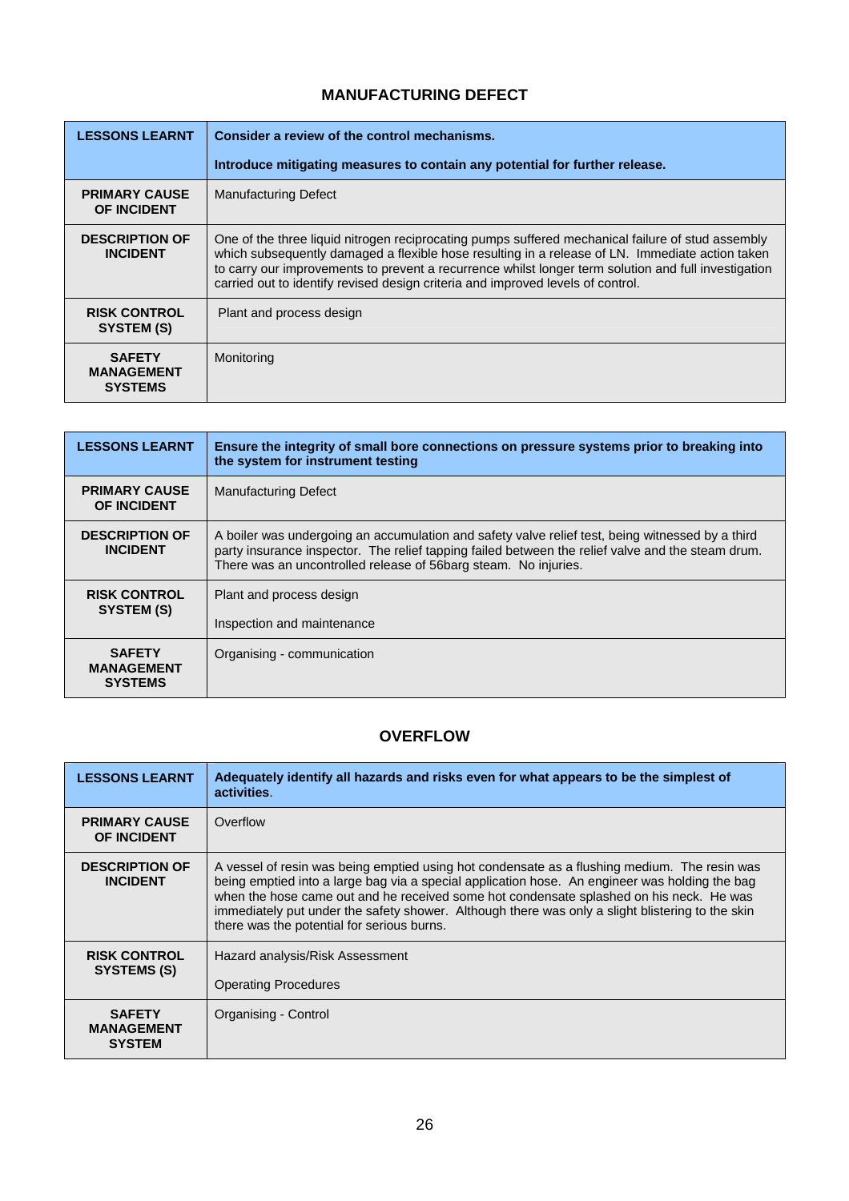## MANUFACTURING DEFECT

| **LESSONS LEARNT** | **Consider a review of the control mechanisms.**<br><br>**Introduce mitigating measures to contain any potential for further release.** |
|---|---|
| **PRIMARY CAUSE OF INCIDENT** | Manufacturing Defect |
| **DESCRIPTION OF INCIDENT** | One of the three liquid nitrogen reciprocating pumps suffered mechanical failure of stud assembly which subsequently damaged a flexible hose resulting in a release of LN. Immediate action taken to carry our improvements to prevent a recurrence whilst longer term solution and full investigation carried out to identify revised design criteria and improved levels of control. |
| **RISK CONTROL SYSTEM (S)** | Plant and process design |
| **SAFETY MANAGEMENT SYSTEMS** | Monitoring |

| **LESSONS LEARNT** | **Ensure the integrity of small bore connections on pressure systems prior to breaking into the system for instrument testing** |
|---|---|
| **PRIMARY CAUSE OF INCIDENT** | Manufacturing Defect |
| **DESCRIPTION OF INCIDENT** | A boiler was undergoing an accumulation and safety valve relief test, being witnessed by a third party insurance inspector. The relief tapping failed between the relief valve and the steam drum. There was an uncontrolled release of 56barg steam. No injuries. |
| **RISK CONTROL SYSTEM (S)** | Plant and process design<br><br>Inspection and maintenance |
| **SAFETY MANAGEMENT SYSTEMS** | Organising - communication |

## OVERFLOW

| **LESSONS LEARNT** | **Adequately identify all hazards and risks even for what appears to be the simplest of activities**. |
|---|---|
| **PRIMARY CAUSE OF INCIDENT** | Overflow |
| **DESCRIPTION OF INCIDENT** | A vessel of resin was being emptied using hot condensate as a flushing medium. The resin was being emptied into a large bag via a special application hose. An engineer was holding the bag when the hose came out and he received some hot condensate splashed on his neck. He was immediately put under the safety shower. Although there was only a slight blistering to the skin there was the potential for serious burns. |
| **RISK CONTROL SYSTEMS (S)** | Hazard analysis/Risk Assessment<br><br>Operating Procedures |
| **SAFETY MANAGEMENT SYSTEM** | Organising - Control |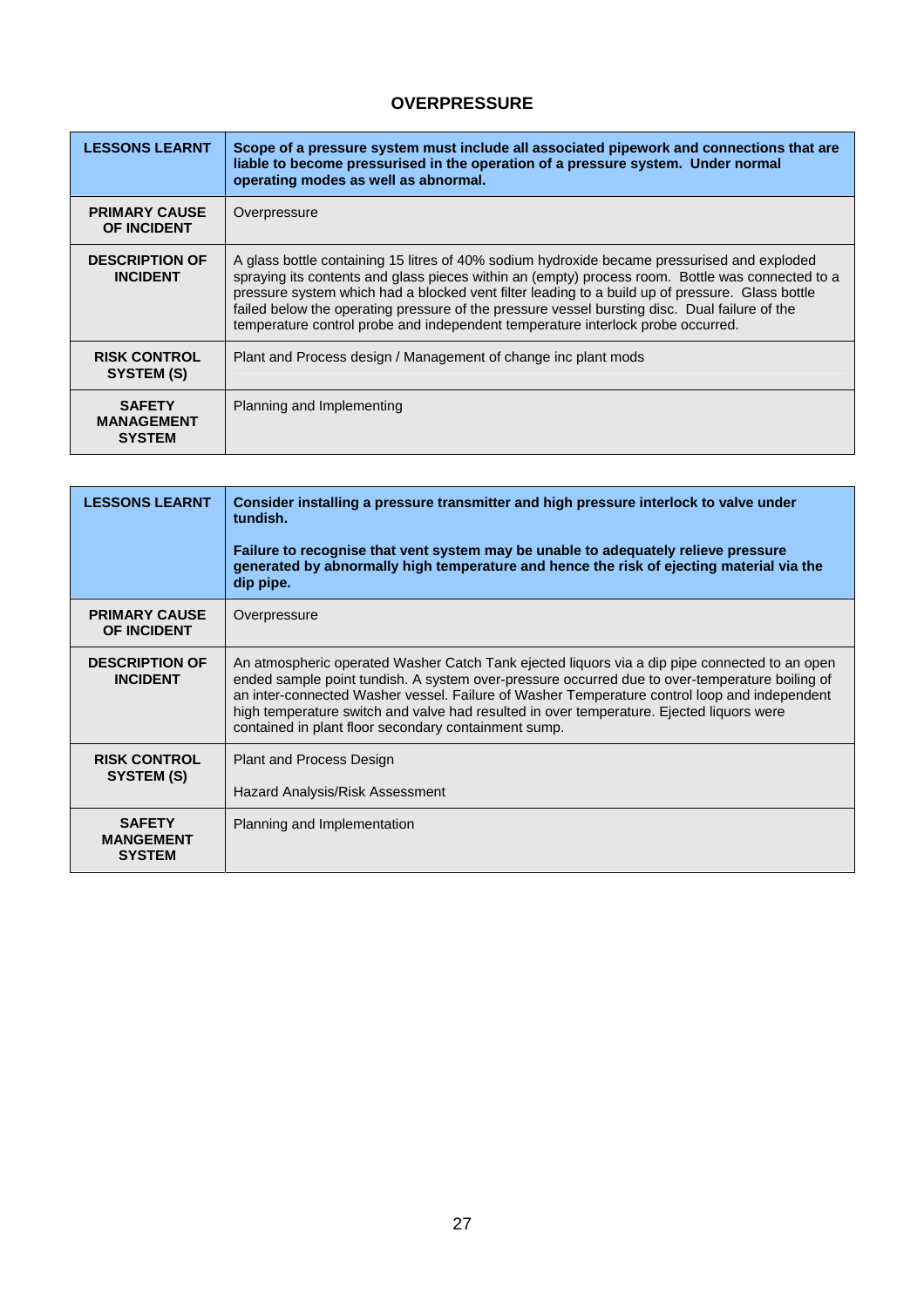## OVERPRESSURE

| LESSONS LEARNT | Scope of a pressure system must include all associated pipework and connections that are liable to become pressurised in the operation of a pressure system. Under normal operating modes as well as abnormal. |
|---|---|
| PRIMARY CAUSE OF INCIDENT | Overpressure |
| DESCRIPTION OF INCIDENT | A glass bottle containing 15 litres of 40% sodium hydroxide became pressurised and exploded spraying its contents and glass pieces within an (empty) process room. Bottle was connected to a pressure system which had a blocked vent filter leading to a build up of pressure. Glass bottle failed below the operating pressure of the pressure vessel bursting disc. Dual failure of the temperature control probe and independent temperature interlock probe occurred. |
| RISK CONTROL SYSTEM (S) | Plant and Process design / Management of change inc plant mods |
| SAFETY MANAGEMENT SYSTEM | Planning and Implementing |

| LESSONS LEARNT | Consider installing a pressure transmitter and high pressure interlock to valve under tundish.<br><br>Failure to recognise that vent system may be unable to adequately relieve pressure generated by abnormally high temperature and hence the risk of ejecting material via the dip pipe. |
|---|---|
| PRIMARY CAUSE OF INCIDENT | Overpressure |
| DESCRIPTION OF INCIDENT | An atmospheric operated Washer Catch Tank ejected liquors via a dip pipe connected to an open ended sample point tundish. A system over-pressure occurred due to over-temperature boiling of an inter-connected Washer vessel. Failure of Washer Temperature control loop and independent high temperature switch and valve had resulted in over temperature. Ejected liquors were contained in plant floor secondary containment sump. |
| RISK CONTROL SYSTEM (S) | Plant and Process Design<br><br>Hazard Analysis/Risk Assessment |
| SAFETY MANGEMENT SYSTEM | Planning and Implementation |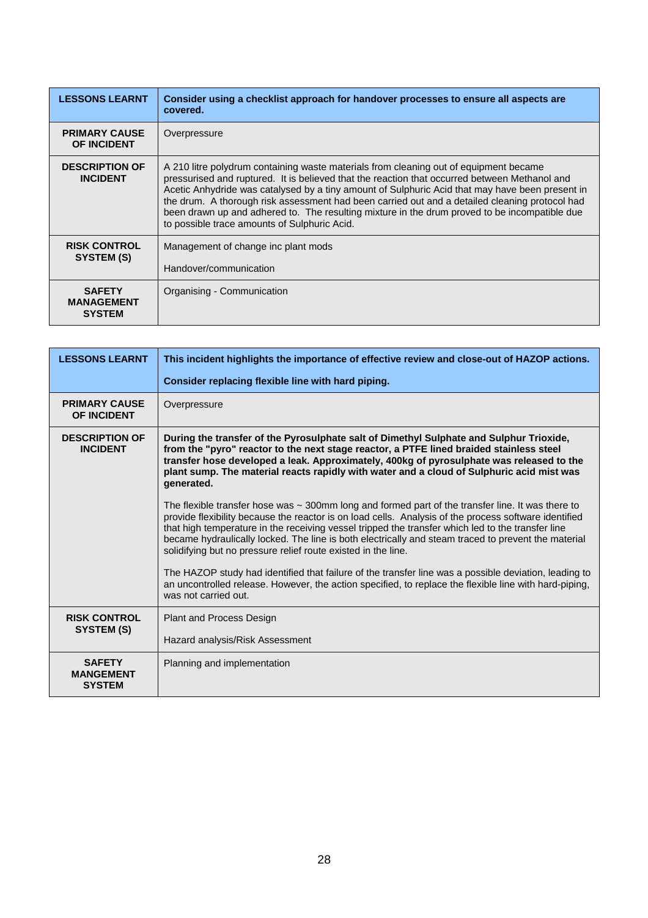| LESSONS LEARNT | **Consider using a checklist approach for handover processes to ensure all aspects are covered.** |
|---|---|
| **PRIMARY CAUSE OF INCIDENT** | Overpressure |
| **DESCRIPTION OF INCIDENT** | A 210 litre polydrum containing waste materials from cleaning out of equipment became pressurised and ruptured. It is believed that the reaction that occurred between Methanol and Acetic Anhydride was catalysed by a tiny amount of Sulphuric Acid that may have been present in the drum. A thorough risk assessment had been carried out and a detailed cleaning protocol had been drawn up and adhered to. The resulting mixture in the drum proved to be incompatible due to possible trace amounts of Sulphuric Acid. |
| **RISK CONTROL SYSTEM (S)** | Management of change inc plant mods<br><br>Handover/communication |
| **SAFETY MANAGEMENT SYSTEM** | Organising - Communication |

| LESSONS LEARNT | **This incident highlights the importance of effective review and close-out of HAZOP actions.**<br><br>**Consider replacing flexible line with hard piping.** |
|---|---|
| **PRIMARY CAUSE OF INCIDENT** | Overpressure |
| **DESCRIPTION OF INCIDENT** | **During the transfer of the Pyrosulphate salt of Dimethyl Sulphate and Sulphur Trioxide, from the "pyro" reactor to the next stage reactor, a PTFE lined braided stainless steel transfer hose developed a leak. Approximately, 400kg of pyrosulphate was released to the plant sump. The material reacts rapidly with water and a cloud of Sulphuric acid mist was generated.**<br><br>The flexible transfer hose was ~ 300mm long and formed part of the transfer line. It was there to provide flexibility because the reactor is on load cells. Analysis of the process software identified that high temperature in the receiving vessel tripped the transfer which led to the transfer line became hydraulically locked. The line is both electrically and steam traced to prevent the material solidifying but no pressure relief route existed in the line.<br><br>The HAZOP study had identified that failure of the transfer line was a possible deviation, leading to an uncontrolled release. However, the action specified, to replace the flexible line with hard-piping, was not carried out. |
| **RISK CONTROL SYSTEM (S)** | Plant and Process Design<br><br>Hazard analysis/Risk Assessment |
| **SAFETY MANGEMENT SYSTEM** | Planning and implementation |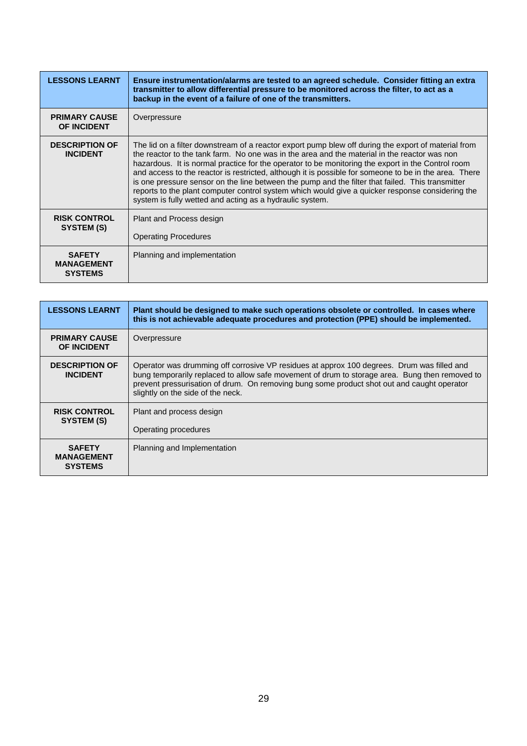| LESSONS LEARNT | **Ensure instrumentation/alarms are tested to an agreed schedule. Consider fitting an extra transmitter to allow differential pressure to be monitored across the filter, to act as a backup in the event of a failure of one of the transmitters.** |
|---|---|
| **PRIMARY CAUSE OF INCIDENT** | Overpressure |
| **DESCRIPTION OF INCIDENT** | The lid on a filter downstream of a reactor export pump blew off during the export of material from the reactor to the tank farm. No one was in the area and the material in the reactor was non hazardous. It is normal practice for the operator to be monitoring the export in the Control room and access to the reactor is restricted, although it is possible for someone to be in the area. There is one pressure sensor on the line between the pump and the filter that failed. This transmitter reports to the plant computer control system which would give a quicker response considering the system is fully wetted and acting as a hydraulic system. |
| **RISK CONTROL SYSTEM (S)** | Plant and Process design<br><br>Operating Procedures |
| **SAFETY MANAGEMENT SYSTEMS** | Planning and implementation |

| LESSONS LEARNT | **Plant should be designed to make such operations obsolete or controlled. In cases where this is not achievable adequate procedures and protection (PPE) should be implemented.** |
|---|---|
| **PRIMARY CAUSE OF INCIDENT** | Overpressure |
| **DESCRIPTION OF INCIDENT** | Operator was drumming off corrosive VP residues at approx 100 degrees. Drum was filled and bung temporarily replaced to allow safe movement of drum to storage area. Bung then removed to prevent pressurisation of drum. On removing bung some product shot out and caught operator slightly on the side of the neck. |
| **RISK CONTROL SYSTEM (S)** | Plant and process design<br><br>Operating procedures |
| **SAFETY MANAGEMENT SYSTEMS** | Planning and Implementation |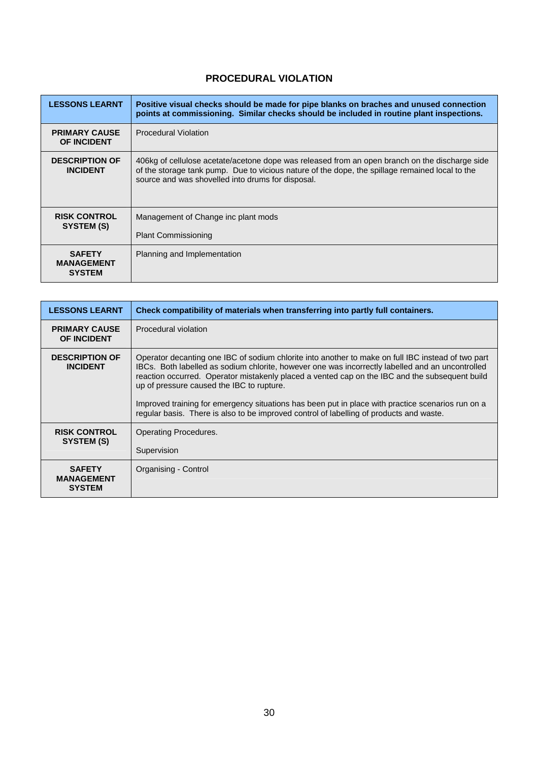## PROCEDURAL VIOLATION

| LESSONS LEARNT | **Positive visual checks should be made for pipe blanks on braches and unused connection points at commissioning. Similar checks should be included in routine plant inspections.** |
|---|---|
| **PRIMARY CAUSE OF INCIDENT** | Procedural Violation |
| **DESCRIPTION OF INCIDENT** | 406kg of cellulose acetate/acetone dope was released from an open branch on the discharge side of the storage tank pump. Due to vicious nature of the dope, the spillage remained local to the source and was shovelled into drums for disposal. |
| **RISK CONTROL SYSTEM (S)** | Management of Change inc plant mods<br><br>Plant Commissioning |
| **SAFETY MANAGEMENT SYSTEM** | Planning and Implementation |

| LESSONS LEARNT | **Check compatibility of materials when transferring into partly full containers.** |
|---|---|
| **PRIMARY CAUSE OF INCIDENT** | Procedural violation |
| **DESCRIPTION OF INCIDENT** | Operator decanting one IBC of sodium chlorite into another to make on full IBC instead of two part IBCs. Both labelled as sodium chlorite, however one was incorrectly labelled and an uncontrolled reaction occurred. Operator mistakenly placed a vented cap on the IBC and the subsequent build up of pressure caused the IBC to rupture.<br><br>Improved training for emergency situations has been put in place with practice scenarios run on a regular basis. There is also to be improved control of labelling of products and waste. |
| **RISK CONTROL SYSTEM (S)** | Operating Procedures.<br><br>Supervision |
| **SAFETY MANAGEMENT SYSTEM** | Organising - Control |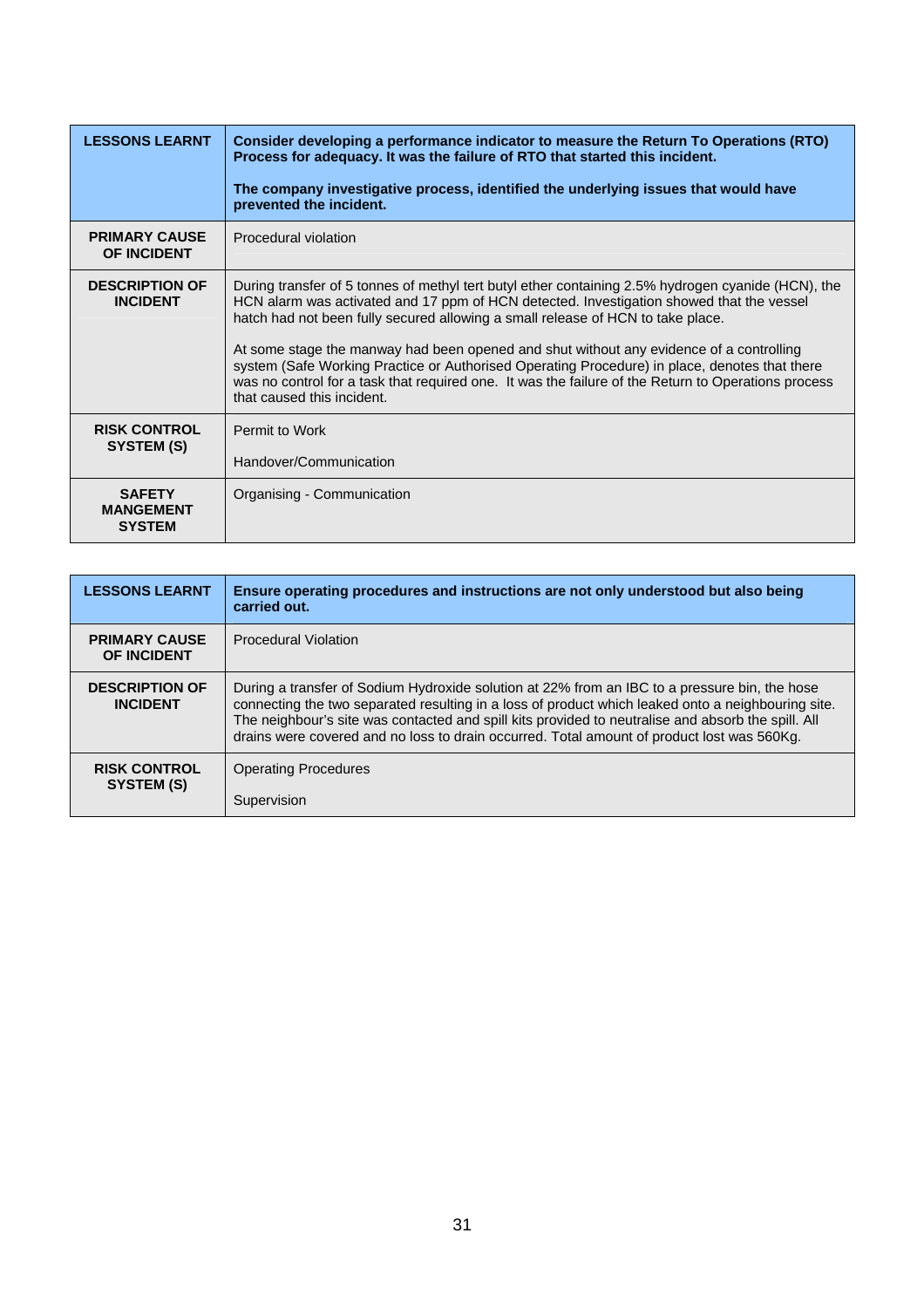| LESSONS LEARNT | **Consider developing a performance indicator to measure the Return To Operations (RTO) Process for adequacy. It was the failure of RTO that started this incident.**<br><br>**The company investigative process, identified the underlying issues that would have prevented the incident.** |
|---|---|
| **PRIMARY CAUSE OF INCIDENT** | Procedural violation |
| **DESCRIPTION OF INCIDENT** | During transfer of 5 tonnes of methyl tert butyl ether containing 2.5% hydrogen cyanide (HCN), the HCN alarm was activated and 17 ppm of HCN detected. Investigation showed that the vessel hatch had not been fully secured allowing a small release of HCN to take place.<br><br>At some stage the manway had been opened and shut without any evidence of a controlling system (Safe Working Practice or Authorised Operating Procedure) in place, denotes that there was no control for a task that required one. It was the failure of the Return to Operations process that caused this incident. |
| **RISK CONTROL SYSTEM (S)** | Permit to Work<br><br>Handover/Communication |
| **SAFETY MANGEMENT SYSTEM** | Organising - Communication |

| LESSONS LEARNT | **Ensure operating procedures and instructions are not only understood but also being carried out.** |
|---|---|
| **PRIMARY CAUSE OF INCIDENT** | Procedural Violation |
| **DESCRIPTION OF INCIDENT** | During a transfer of Sodium Hydroxide solution at 22% from an IBC to a pressure bin, the hose connecting the two separated resulting in a loss of product which leaked onto a neighbouring site. The neighbour's site was contacted and spill kits provided to neutralise and absorb the spill. All drains were covered and no loss to drain occurred. Total amount of product lost was 560Kg. |
| **RISK CONTROL SYSTEM (S)** | Operating Procedures<br><br>Supervision |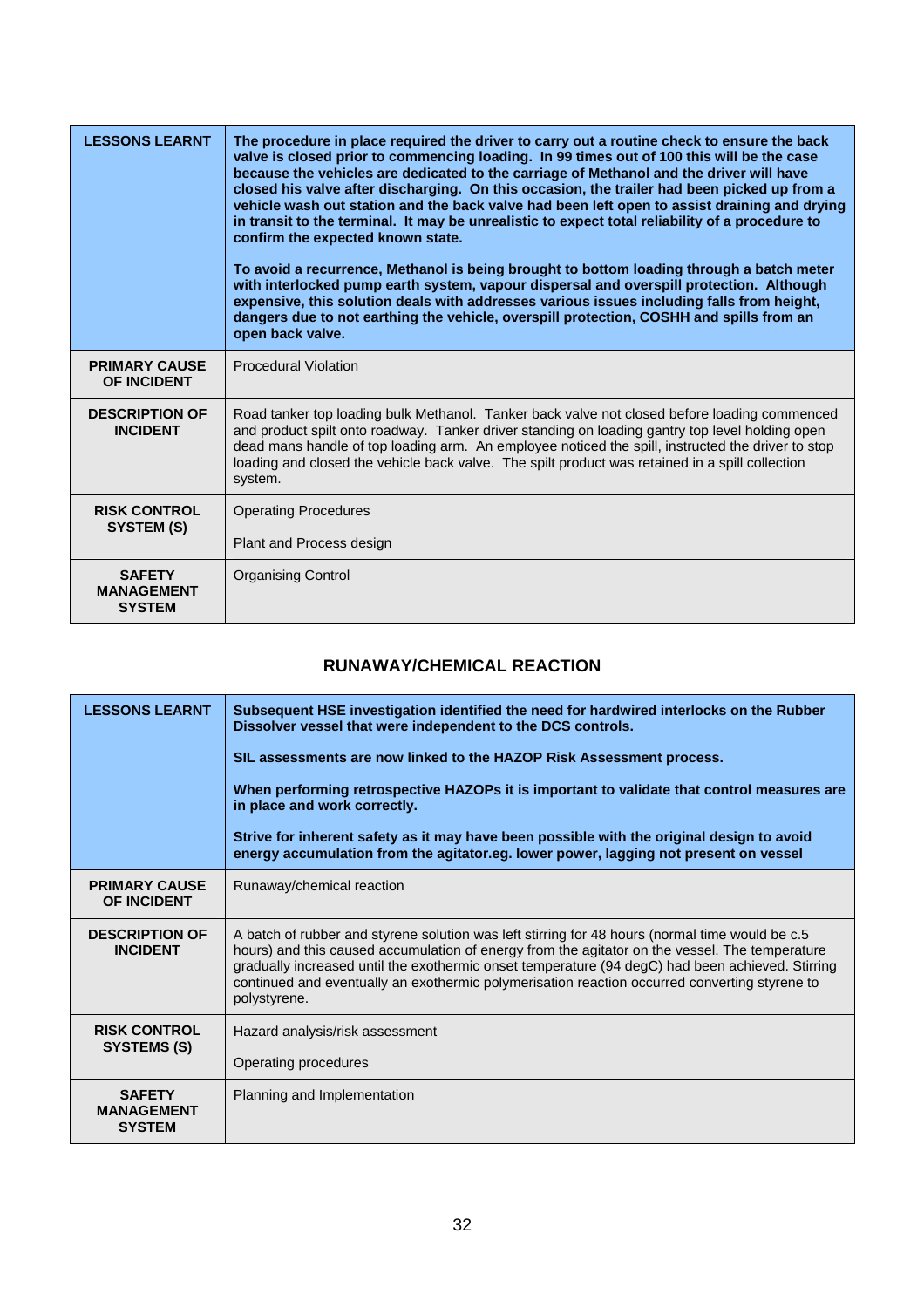| LESSONS LEARNT | **The procedure in place required the driver to carry out a routine check to ensure the back valve is closed prior to commencing loading. In 99 times out of 100 this will be the case because the vehicles are dedicated to the carriage of Methanol and the driver will have closed his valve after discharging. On this occasion, the trailer had been picked up from a vehicle wash out station and the back valve had been left open to assist draining and drying in transit to the terminal. It may be unrealistic to expect total reliability of a procedure to confirm the expected known state.**<br><br>**To avoid a recurrence, Methanol is being brought to bottom loading through a batch meter with interlocked pump earth system, vapour dispersal and overspill protection. Although expensive, this solution deals with addresses various issues including falls from height, dangers due to not earthing the vehicle, overspill protection, COSHH and spills from an open back valve.** |
|---|---|
| **PRIMARY CAUSE OF INCIDENT** | Procedural Violation |
| **DESCRIPTION OF INCIDENT** | Road tanker top loading bulk Methanol. Tanker back valve not closed before loading commenced and product spilt onto roadway. Tanker driver standing on loading gantry top level holding open dead mans handle of top loading arm. An employee noticed the spill, instructed the driver to stop loading and closed the vehicle back valve. The spilt product was retained in a spill collection system. |
| **RISK CONTROL SYSTEM (S)** | Operating Procedures<br><br>Plant and Process design |
| **SAFETY MANAGEMENT SYSTEM** | Organising Control |

## RUNAWAY/CHEMICAL REACTION

| LESSONS LEARNT | **Subsequent HSE investigation identified the need for hardwired interlocks on the Rubber Dissolver vessel that were independent to the DCS controls.**<br><br>**SIL assessments are now linked to the HAZOP Risk Assessment process.**<br><br>**When performing retrospective HAZOPs it is important to validate that control measures are in place and work correctly.**<br><br>**Strive for inherent safety as it may have been possible with the original design to avoid energy accumulation from the agitator.eg. lower power, lagging not present on vessel** |
|---|---|
| **PRIMARY CAUSE OF INCIDENT** | Runaway/chemical reaction |
| **DESCRIPTION OF INCIDENT** | A batch of rubber and styrene solution was left stirring for 48 hours (normal time would be c.5 hours) and this caused accumulation of energy from the agitator on the vessel. The temperature gradually increased until the exothermic onset temperature (94 degC) had been achieved. Stirring continued and eventually an exothermic polymerisation reaction occurred converting styrene to polystyrene. |
| **RISK CONTROL SYSTEMS (S)** | Hazard analysis/risk assessment<br><br>Operating procedures |
| **SAFETY MANAGEMENT SYSTEM** | Planning and Implementation |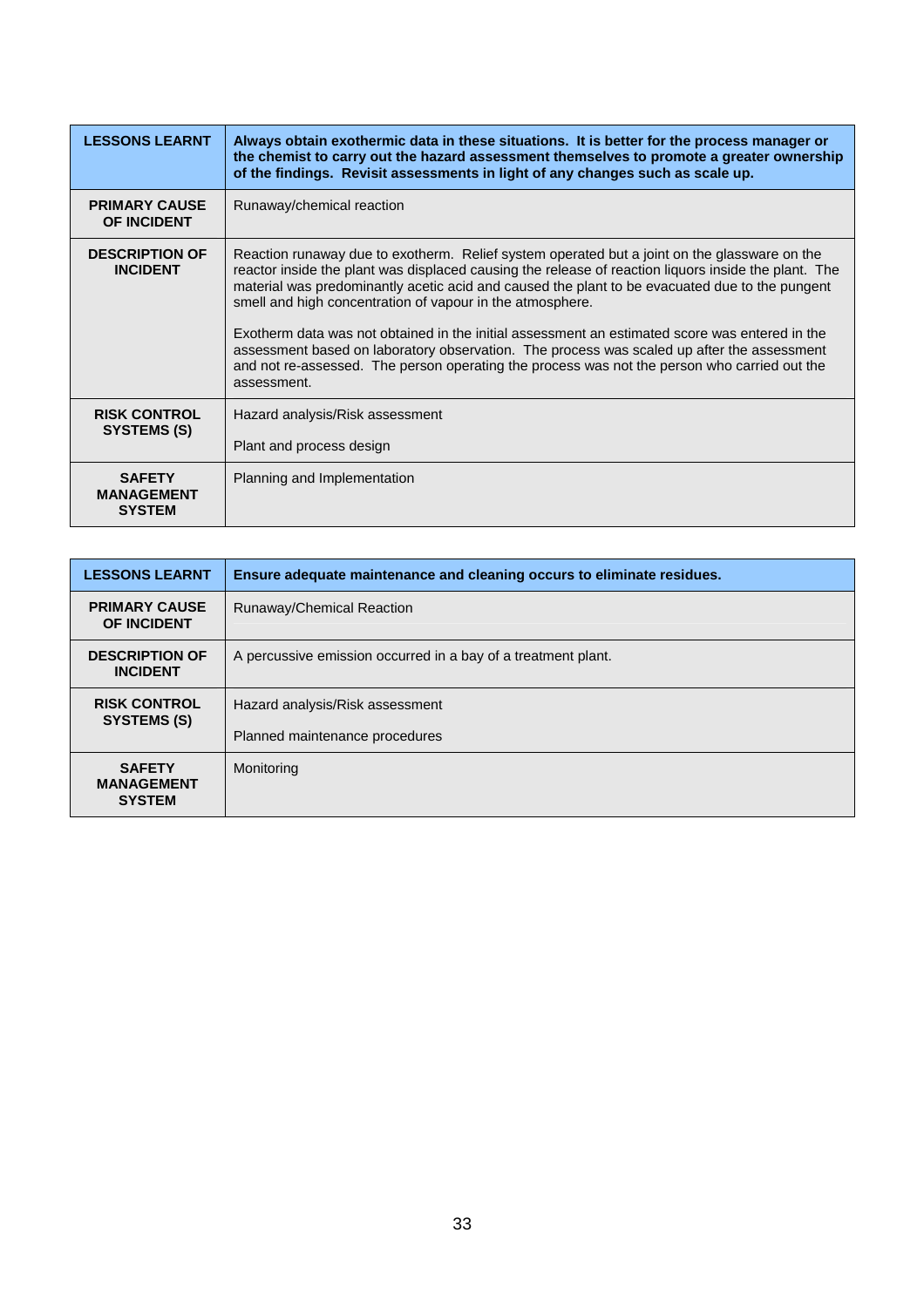| LESSONS LEARNT | Always obtain exothermic data in these situations. It is better for the process manager or the chemist to carry out the hazard assessment themselves to promote a greater ownership of the findings. Revisit assessments in light of any changes such as scale up. |
|---|---|
| **PRIMARY CAUSE OF INCIDENT** | Runaway/chemical reaction |
| **DESCRIPTION OF INCIDENT** | Reaction runaway due to exotherm. Relief system operated but a joint on the glassware on the reactor inside the plant was displaced causing the release of reaction liquors inside the plant. The material was predominantly acetic acid and caused the plant to be evacuated due to the pungent smell and high concentration of vapour in the atmosphere.<br><br>Exotherm data was not obtained in the initial assessment an estimated score was entered in the assessment based on laboratory observation. The process was scaled up after the assessment and not re-assessed. The person operating the process was not the person who carried out the assessment. |
| **RISK CONTROL SYSTEMS (S)** | Hazard analysis/Risk assessment<br><br>Plant and process design |
| **SAFETY MANAGEMENT SYSTEM** | Planning and Implementation |

| LESSONS LEARNT | Ensure adequate maintenance and cleaning occurs to eliminate residues. |
|---|---|
| **PRIMARY CAUSE OF INCIDENT** | Runaway/Chemical Reaction |
| **DESCRIPTION OF INCIDENT** | A percussive emission occurred in a bay of a treatment plant. |
| **RISK CONTROL SYSTEMS (S)** | Hazard analysis/Risk assessment<br><br>Planned maintenance procedures |
| **SAFETY MANAGEMENT SYSTEM** | Monitoring |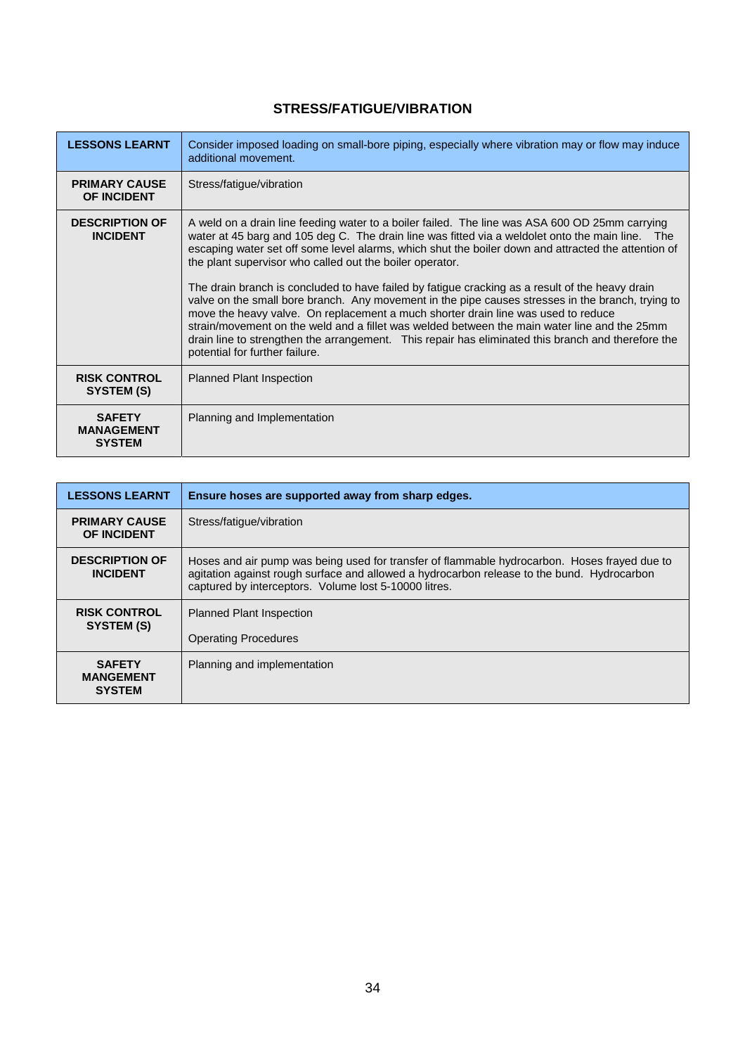## STRESS/FATIGUE/VIBRATION

| **LESSONS LEARNT** | Consider imposed loading on small-bore piping, especially where vibration may or flow may induce additional movement. |
|---|---|
| **PRIMARY CAUSE OF INCIDENT** | Stress/fatigue/vibration |
| **DESCRIPTION OF INCIDENT** | A weld on a drain line feeding water to a boiler failed. The line was ASA 600 OD 25mm carrying water at 45 barg and 105 deg C. The drain line was fitted via a weldolet onto the main line. The escaping water set off some level alarms, which shut the boiler down and attracted the attention of the plant supervisor who called out the boiler operator.<br><br>The drain branch is concluded to have failed by fatigue cracking as a result of the heavy drain valve on the small bore branch. Any movement in the pipe causes stresses in the branch, trying to move the heavy valve. On replacement a much shorter drain line was used to reduce strain/movement on the weld and a fillet was welded between the main water line and the 25mm drain line to strengthen the arrangement. This repair has eliminated this branch and therefore the potential for further failure. |
| **RISK CONTROL SYSTEM (S)** | Planned Plant Inspection |
| **SAFETY MANAGEMENT SYSTEM** | Planning and Implementation |

| **LESSONS LEARNT** | **Ensure hoses are supported away from sharp edges.** |
|---|---|
| **PRIMARY CAUSE OF INCIDENT** | Stress/fatigue/vibration |
| **DESCRIPTION OF INCIDENT** | Hoses and air pump was being used for transfer of flammable hydrocarbon. Hoses frayed due to agitation against rough surface and allowed a hydrocarbon release to the bund. Hydrocarbon captured by interceptors. Volume lost 5-10000 litres. |
| **RISK CONTROL SYSTEM (S)** | Planned Plant Inspection<br><br>Operating Procedures |
| **SAFETY MANGEMENT SYSTEM** | Planning and implementation |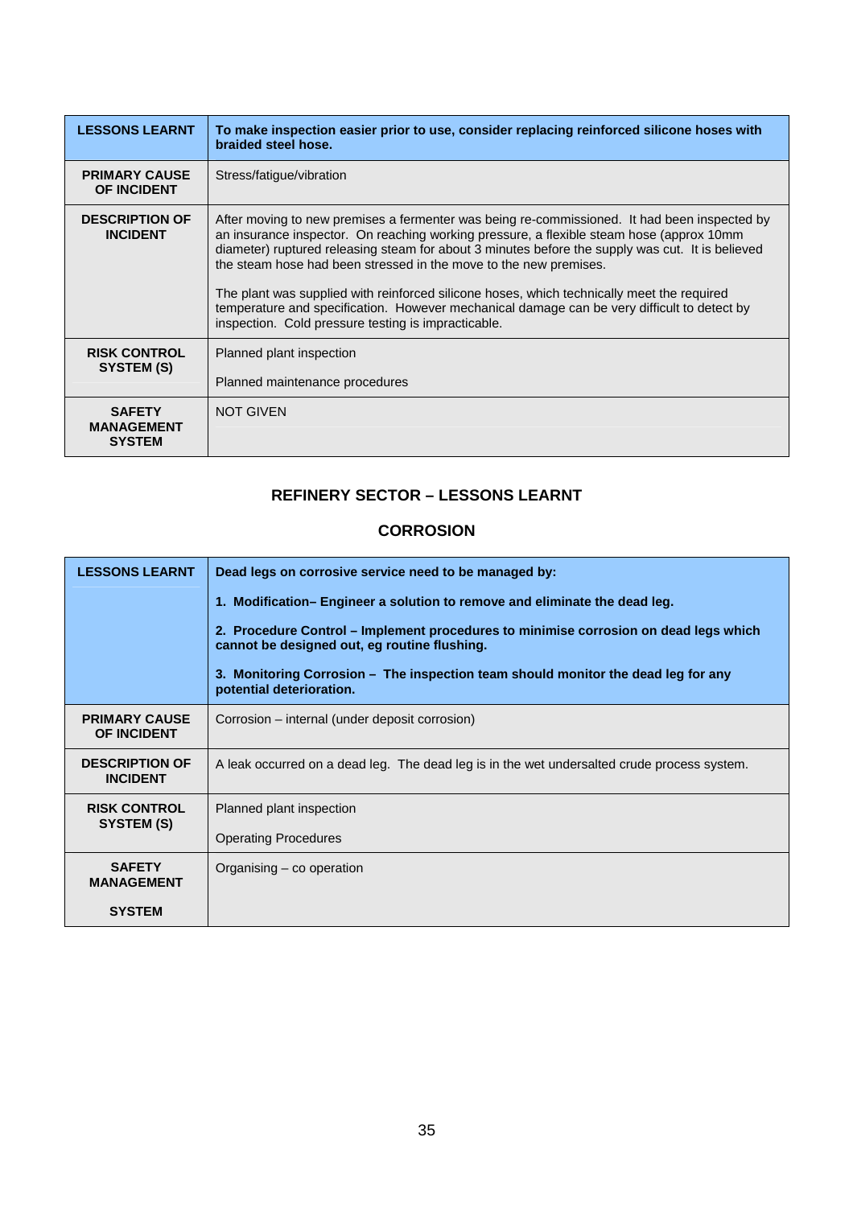| LESSONS LEARNT | **To make inspection easier prior to use, consider replacing reinforced silicone hoses with braided steel hose.** |
|---|---|
| **PRIMARY CAUSE OF INCIDENT** | Stress/fatigue/vibration |
| **DESCRIPTION OF INCIDENT** | After moving to new premises a fermenter was being re-commissioned. It had been inspected by an insurance inspector. On reaching working pressure, a flexible steam hose (approx 10mm diameter) ruptured releasing steam for about 3 minutes before the supply was cut. It is believed the steam hose had been stressed in the move to the new premises.<br><br>The plant was supplied with reinforced silicone hoses, which technically meet the required temperature and specification. However mechanical damage can be very difficult to detect by inspection. Cold pressure testing is impracticable. |
| **RISK CONTROL SYSTEM (S)** | Planned plant inspection<br><br>Planned maintenance procedures |
| **SAFETY MANAGEMENT SYSTEM** | NOT GIVEN |

## REFINERY SECTOR – LESSONS LEARNT

### CORROSION

| LESSONS LEARNT | **Dead legs on corrosive service need to be managed by:**<br><br>**1. Modification– Engineer a solution to remove and eliminate the dead leg.**<br><br>**2. Procedure Control – Implement procedures to minimise corrosion on dead legs which cannot be designed out, eg routine flushing.**<br><br>**3. Monitoring Corrosion – The inspection team should monitor the dead leg for any potential deterioration.** |
|---|---|
| **PRIMARY CAUSE OF INCIDENT** | Corrosion – internal (under deposit corrosion) |
| **DESCRIPTION OF INCIDENT** | A leak occurred on a dead leg. The dead leg is in the wet undersalted crude process system. |
| **RISK CONTROL SYSTEM (S)** | Planned plant inspection<br><br>Operating Procedures |
| **SAFETY MANAGEMENT SYSTEM** | Organising – co operation |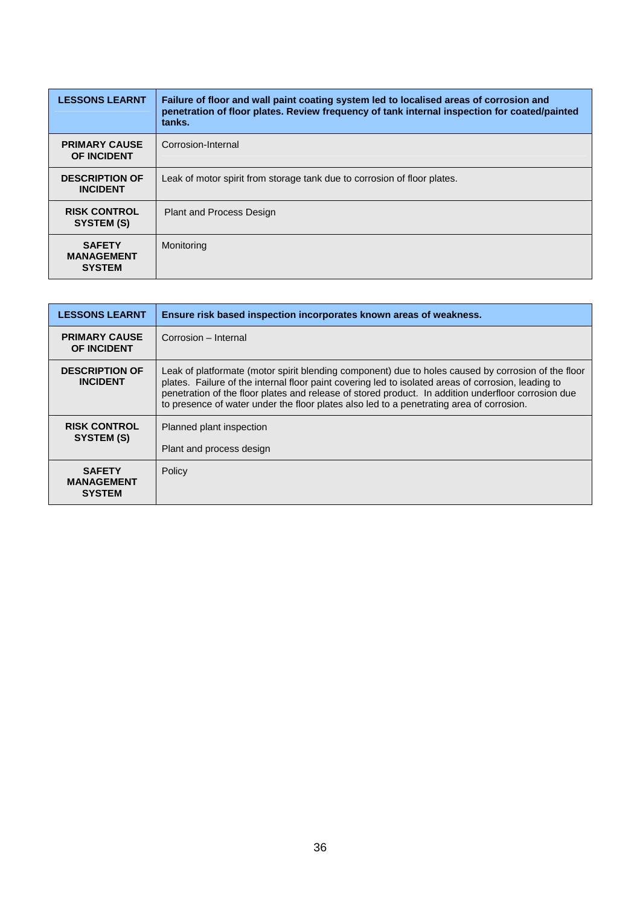| LESSONS LEARNT | Failure of floor and wall paint coating system led to localised areas of corrosion and penetration of floor plates. Review frequency of tank internal inspection for coated/painted tanks. |
|---|---|
| **PRIMARY CAUSE OF INCIDENT** | Corrosion-Internal |
| **DESCRIPTION OF INCIDENT** | Leak of motor spirit from storage tank due to corrosion of floor plates. |
| **RISK CONTROL SYSTEM (S)** | Plant and Process Design |
| **SAFETY MANAGEMENT SYSTEM** | Monitoring |

| LESSONS LEARNT | Ensure risk based inspection incorporates known areas of weakness. |
|---|---|
| **PRIMARY CAUSE OF INCIDENT** | Corrosion – Internal |
| **DESCRIPTION OF INCIDENT** | Leak of platformate (motor spirit blending component) due to holes caused by corrosion of the floor plates. Failure of the internal floor paint covering led to isolated areas of corrosion, leading to penetration of the floor plates and release of stored product. In addition underfloor corrosion due to presence of water under the floor plates also led to a penetrating area of corrosion. |
| **RISK CONTROL SYSTEM (S)** | Planned plant inspection<br><br>Plant and process design |
| **SAFETY MANAGEMENT SYSTEM** | Policy |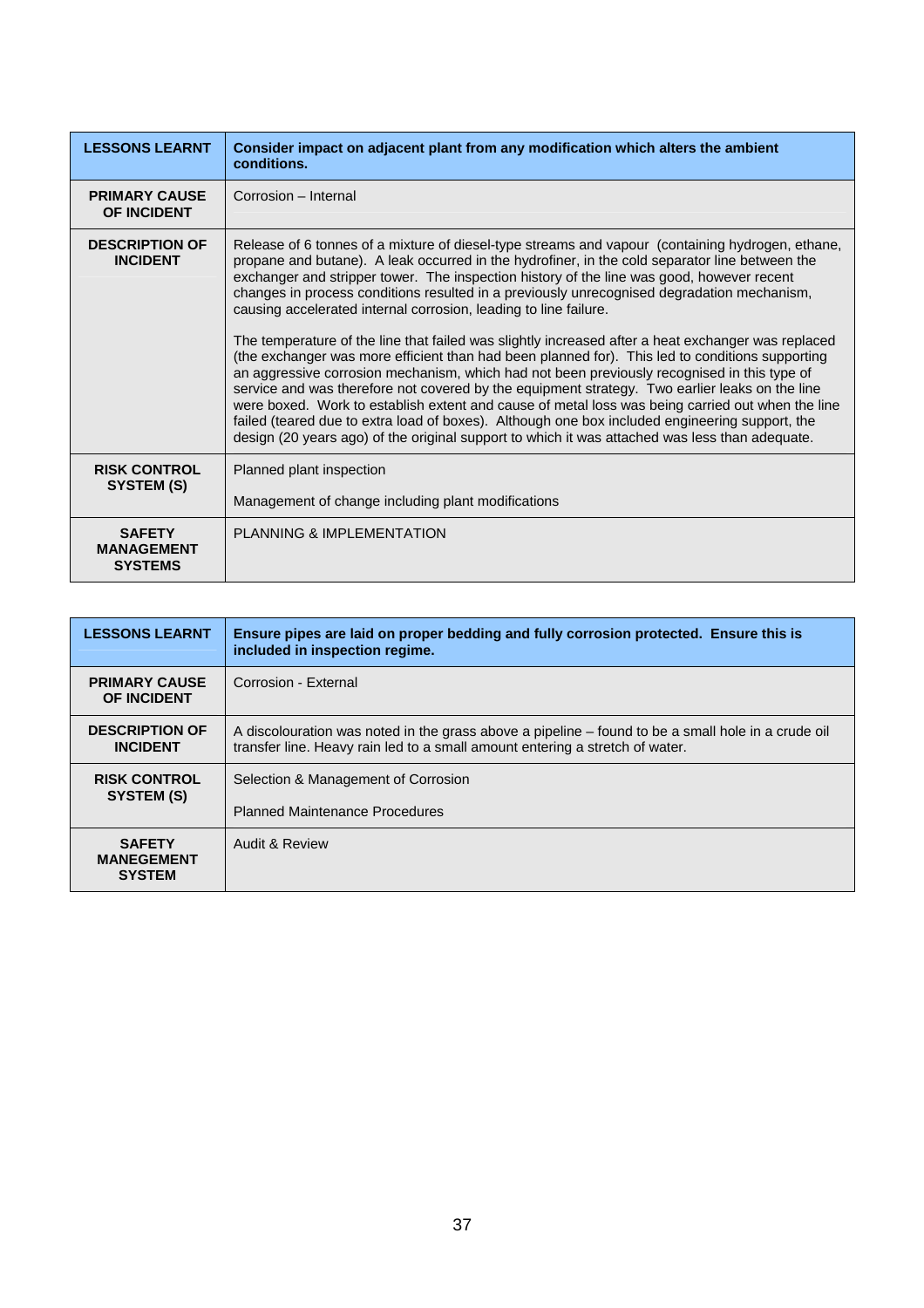| LESSONS LEARNT | Consider impact on adjacent plant from any modification which alters the ambient conditions. |
|---|---|
| PRIMARY CAUSE OF INCIDENT | Corrosion – Internal |
| DESCRIPTION OF INCIDENT | Release of 6 tonnes of a mixture of diesel-type streams and vapour (containing hydrogen, ethane, propane and butane). A leak occurred in the hydrofiner, in the cold separator line between the exchanger and stripper tower. The inspection history of the line was good, however recent changes in process conditions resulted in a previously unrecognised degradation mechanism, causing accelerated internal corrosion, leading to line failure.<br><br>The temperature of the line that failed was slightly increased after a heat exchanger was replaced (the exchanger was more efficient than had been planned for). This led to conditions supporting an aggressive corrosion mechanism, which had not been previously recognised in this type of service and was therefore not covered by the equipment strategy. Two earlier leaks on the line were boxed. Work to establish extent and cause of metal loss was being carried out when the line failed (teared due to extra load of boxes). Although one box included engineering support, the design (20 years ago) of the original support to which it was attached was less than adequate. |
| RISK CONTROL SYSTEM (S) | Planned plant inspection<br><br>Management of change including plant modifications |
| SAFETY MANAGEMENT SYSTEMS | PLANNING & IMPLEMENTATION |

| LESSONS LEARNT | Ensure pipes are laid on proper bedding and fully corrosion protected. Ensure this is included in inspection regime. |
|---|---|
| PRIMARY CAUSE OF INCIDENT | Corrosion - External |
| DESCRIPTION OF INCIDENT | A discolouration was noted in the grass above a pipeline – found to be a small hole in a crude oil transfer line. Heavy rain led to a small amount entering a stretch of water. |
| RISK CONTROL SYSTEM (S) | Selection & Management of Corrosion<br><br>Planned Maintenance Procedures |
| SAFETY MANEGEMENT SYSTEM | Audit & Review |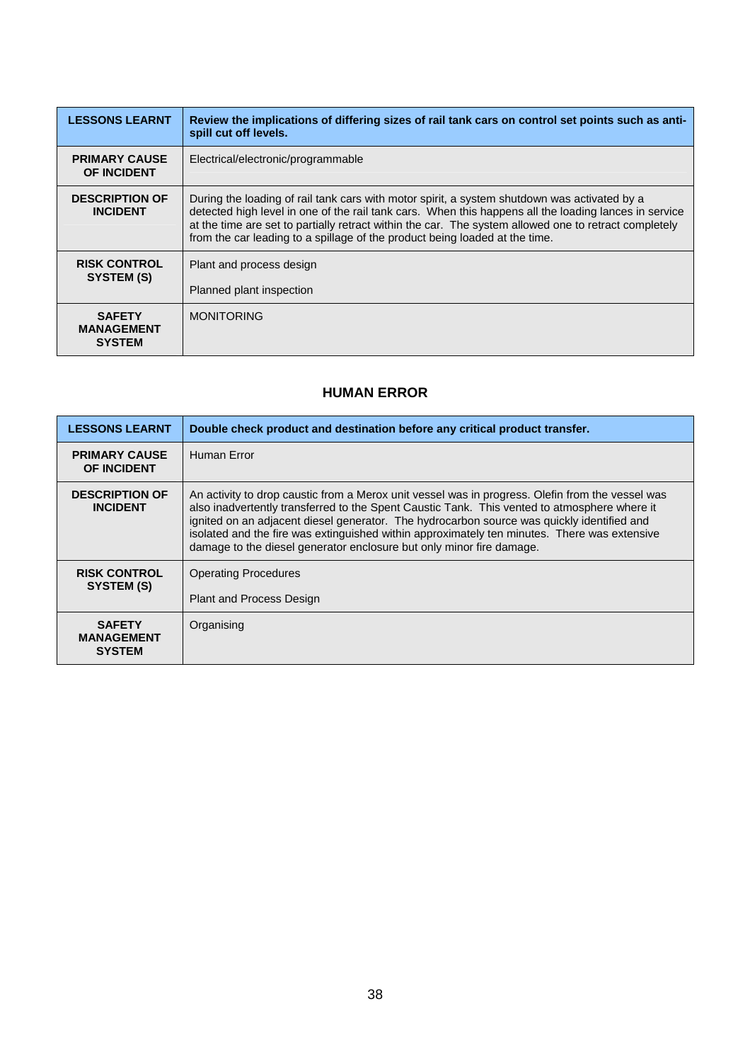| LESSONS LEARNT | Review the implications of differing sizes of rail tank cars on control set points such as anti-spill cut off levels. |
|---|---|
| PRIMARY CAUSE OF INCIDENT | Electrical/electronic/programmable |
| DESCRIPTION OF INCIDENT | During the loading of rail tank cars with motor spirit, a system shutdown was activated by a detected high level in one of the rail tank cars. When this happens all the loading lances in service at the time are set to partially retract within the car. The system allowed one to retract completely from the car leading to a spillage of the product being loaded at the time. |
| RISK CONTROL SYSTEM (S) | Plant and process design<br><br>Planned plant inspection |
| SAFETY MANAGEMENT SYSTEM | MONITORING |

## HUMAN ERROR

| LESSONS LEARNT | Double check product and destination before any critical product transfer. |
|---|---|
| PRIMARY CAUSE OF INCIDENT | Human Error |
| DESCRIPTION OF INCIDENT | An activity to drop caustic from a Merox unit vessel was in progress. Olefin from the vessel was also inadvertently transferred to the Spent Caustic Tank. This vented to atmosphere where it ignited on an adjacent diesel generator. The hydrocarbon source was quickly identified and isolated and the fire was extinguished within approximately ten minutes. There was extensive damage to the diesel generator enclosure but only minor fire damage. |
| RISK CONTROL SYSTEM (S) | Operating Procedures<br><br>Plant and Process Design |
| SAFETY MANAGEMENT SYSTEM | Organising |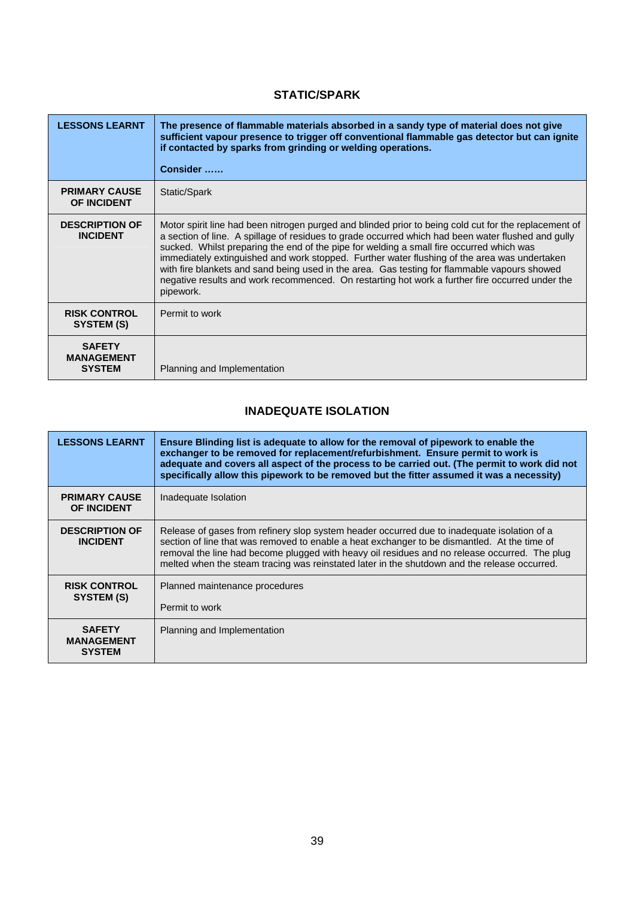## STATIC/SPARK

| | |
|---|---|
| **LESSONS LEARNT** | **The presence of flammable materials absorbed in a sandy type of material does not give sufficient vapour presence to trigger off conventional flammable gas detector but can ignite if contacted by sparks from grinding or welding operations.**<br><br>**Consider ……** |
| **PRIMARY CAUSE OF INCIDENT** | Static/Spark |
| **DESCRIPTION OF INCIDENT** | Motor spirit line had been nitrogen purged and blinded prior to being cold cut for the replacement of a section of line. A spillage of residues to grade occurred which had been water flushed and gully sucked. Whilst preparing the end of the pipe for welding a small fire occurred which was immediately extinguished and work stopped. Further water flushing of the area was undertaken with fire blankets and sand being used in the area. Gas testing for flammable vapours showed negative results and work recommenced. On restarting hot work a further fire occurred under the pipework. |
| **RISK CONTROL SYSTEM (S)** | Permit to work |
| **SAFETY MANAGEMENT SYSTEM** | Planning and Implementation |

## INADEQUATE ISOLATION

| | |
|---|---|
| **LESSONS LEARNT** | **Ensure Blinding list is adequate to allow for the removal of pipework to enable the exchanger to be removed for replacement/refurbishment. Ensure permit to work is adequate and covers all aspect of the process to be carried out. (The permit to work did not specifically allow this pipework to be removed but the fitter assumed it was a necessity)** |
| **PRIMARY CAUSE OF INCIDENT** | Inadequate Isolation |
| **DESCRIPTION OF INCIDENT** | Release of gases from refinery slop system header occurred due to inadequate isolation of a section of line that was removed to enable a heat exchanger to be dismantled. At the time of removal the line had become plugged with heavy oil residues and no release occurred. The plug melted when the steam tracing was reinstated later in the shutdown and the release occurred. |
| **RISK CONTROL SYSTEM (S)** | Planned maintenance procedures<br><br>Permit to work |
| **SAFETY MANAGEMENT SYSTEM** | Planning and Implementation |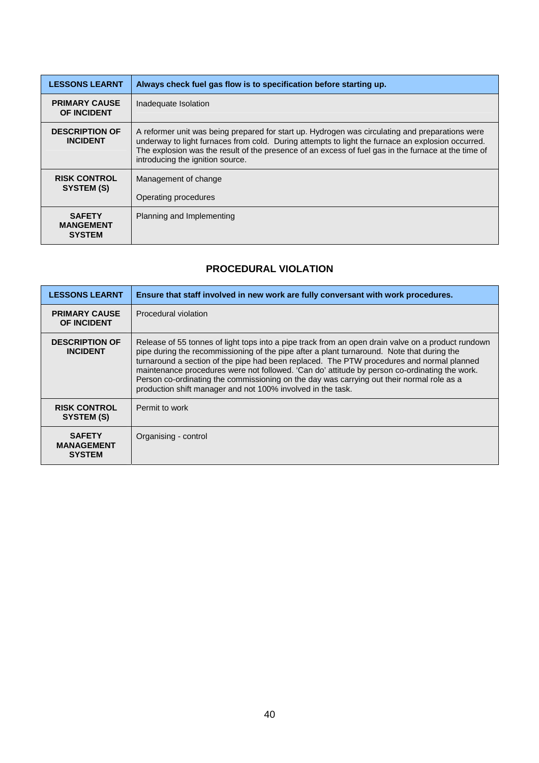| LESSONS LEARNT | Always check fuel gas flow is to specification before starting up. |
|---|---|
| PRIMARY CAUSE OF INCIDENT | Inadequate Isolation |
| DESCRIPTION OF INCIDENT | A reformer unit was being prepared for start up. Hydrogen was circulating and preparations were underway to light furnaces from cold. During attempts to light the furnace an explosion occurred. The explosion was the result of the presence of an excess of fuel gas in the furnace at the time of introducing the ignition source. |
| RISK CONTROL SYSTEM (S) | Management of change<br><br>Operating procedures |
| SAFETY MANGEMENT SYSTEM | Planning and Implementing |

## PROCEDURAL VIOLATION

| LESSONS LEARNT | Ensure that staff involved in new work are fully conversant with work procedures. |
|---|---|
| PRIMARY CAUSE OF INCIDENT | Procedural violation |
| DESCRIPTION OF INCIDENT | Release of 55 tonnes of light tops into a pipe track from an open drain valve on a product rundown pipe during the recommissioning of the pipe after a plant turnaround. Note that during the turnaround a section of the pipe had been replaced. The PTW procedures and normal planned maintenance procedures were not followed. 'Can do' attitude by person co-ordinating the work. Person co-ordinating the commissioning on the day was carrying out their normal role as a production shift manager and not 100% involved in the task. |
| RISK CONTROL SYSTEM (S) | Permit to work |
| SAFETY MANAGEMENT SYSTEM | Organising - control |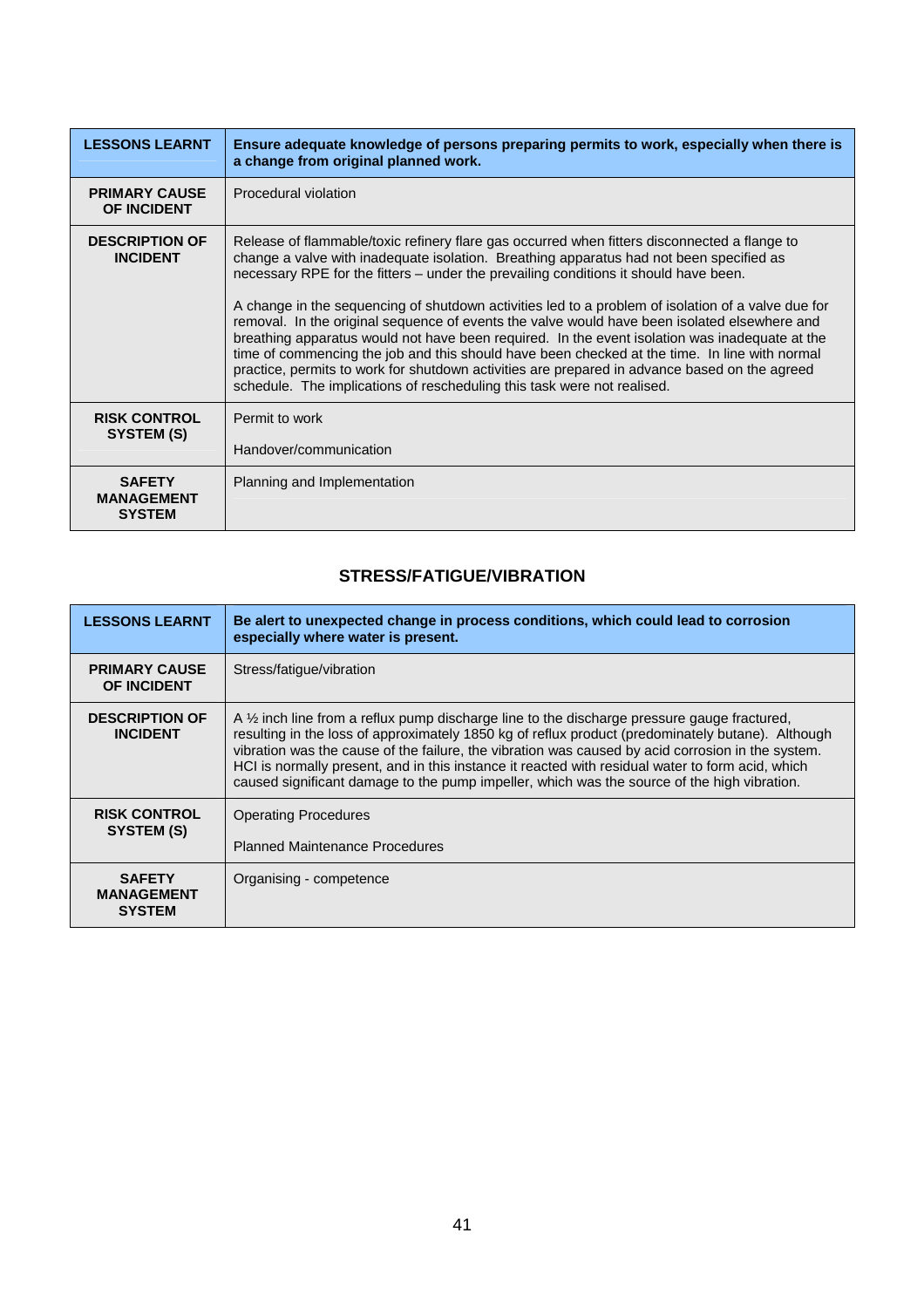| LESSONS LEARNT | Ensure adequate knowledge of persons preparing permits to work, especially when there is a change from original planned work. |
|---|---|
| PRIMARY CAUSE OF INCIDENT | Procedural violation |
| DESCRIPTION OF INCIDENT | Release of flammable/toxic refinery flare gas occurred when fitters disconnected a flange to change a valve with inadequate isolation. Breathing apparatus had not been specified as necessary RPE for the fitters – under the prevailing conditions it should have been.<br><br>A change in the sequencing of shutdown activities led to a problem of isolation of a valve due for removal. In the original sequence of events the valve would have been isolated elsewhere and breathing apparatus would not have been required. In the event isolation was inadequate at the time of commencing the job and this should have been checked at the time. In line with normal practice, permits to work for shutdown activities are prepared in advance based on the agreed schedule. The implications of rescheduling this task were not realised. |
| RISK CONTROL SYSTEM (S) | Permit to work<br><br>Handover/communication |
| SAFETY MANAGEMENT SYSTEM | Planning and Implementation |

## STRESS/FATIGUE/VIBRATION

| LESSONS LEARNT | Be alert to unexpected change in process conditions, which could lead to corrosion especially where water is present. |
|---|---|
| PRIMARY CAUSE OF INCIDENT | Stress/fatigue/vibration |
| DESCRIPTION OF INCIDENT | A ½ inch line from a reflux pump discharge line to the discharge pressure gauge fractured, resulting in the loss of approximately 1850 kg of reflux product (predominately butane). Although vibration was the cause of the failure, the vibration was caused by acid corrosion in the system. HCl is normally present, and in this instance it reacted with residual water to form acid, which caused significant damage to the pump impeller, which was the source of the high vibration. |
| RISK CONTROL SYSTEM (S) | Operating Procedures<br><br>Planned Maintenance Procedures |
| SAFETY MANAGEMENT SYSTEM | Organising - competence |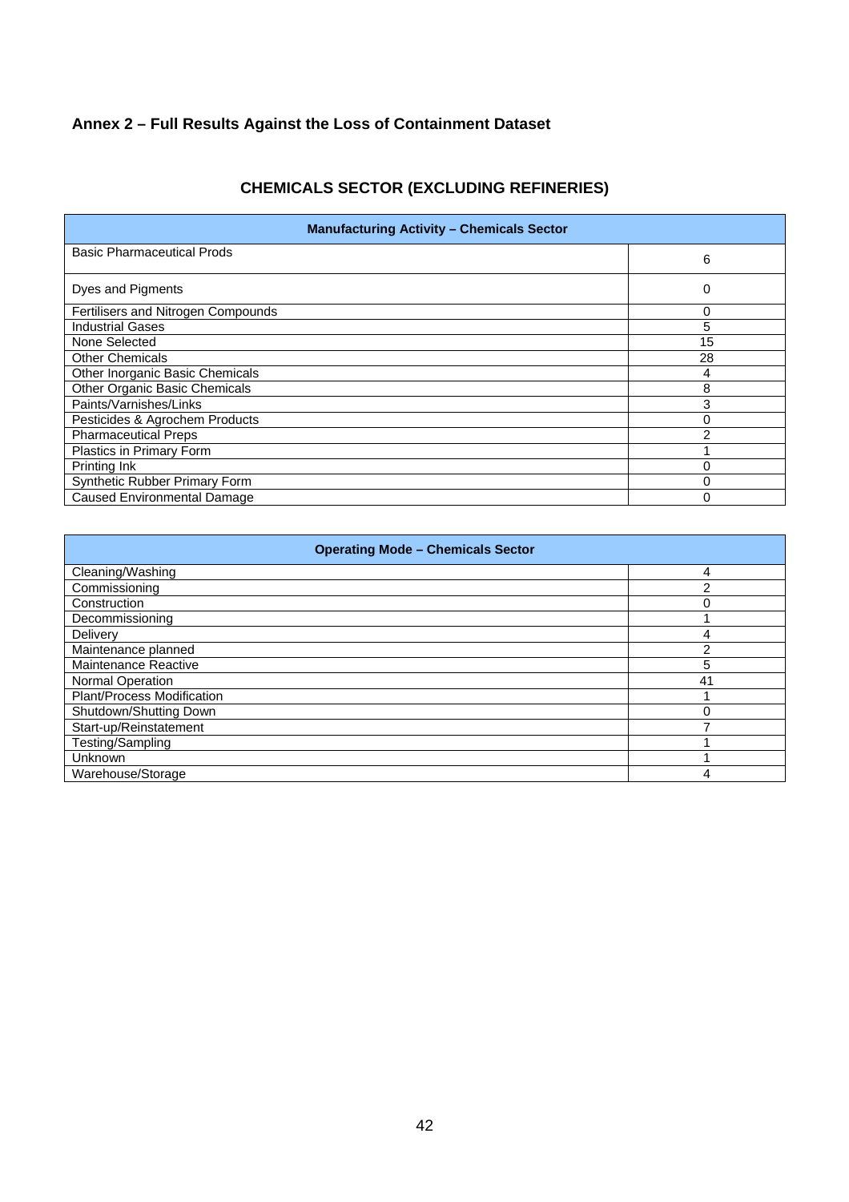## Annex 2 – Full Results Against the Loss of Containment Dataset

### CHEMICALS SECTOR (EXCLUDING REFINERIES)

| Manufacturing Activity – Chemicals Sector | |
|---|---|
| Basic Pharmaceutical Prods | 6 |
| Dyes and Pigments | 0 |
| Fertilisers and Nitrogen Compounds | 0 |
| Industrial Gases | 5 |
| None Selected | 15 |
| Other Chemicals | 28 |
| Other Inorganic Basic Chemicals | 4 |
| Other Organic Basic Chemicals | 8 |
| Paints/Varnishes/Links | 3 |
| Pesticides & Agrochem Products | 0 |
| Pharmaceutical Preps | 2 |
| Plastics in Primary Form | 1 |
| Printing Ink | 0 |
| Synthetic Rubber Primary Form | 0 |
| Caused Environmental Damage | 0 |

| Operating Mode – Chemicals Sector | |
|---|---|
| Cleaning/Washing | 4 |
| Commissioning | 2 |
| Construction | 0 |
| Decommissioning | 1 |
| Delivery | 4 |
| Maintenance planned | 2 |
| Maintenance Reactive | 5 |
| Normal Operation | 41 |
| Plant/Process Modification | 1 |
| Shutdown/Shutting Down | 0 |
| Start-up/Reinstatement | 7 |
| Testing/Sampling | 1 |
| Unknown | 1 |
| Warehouse/Storage | 4 |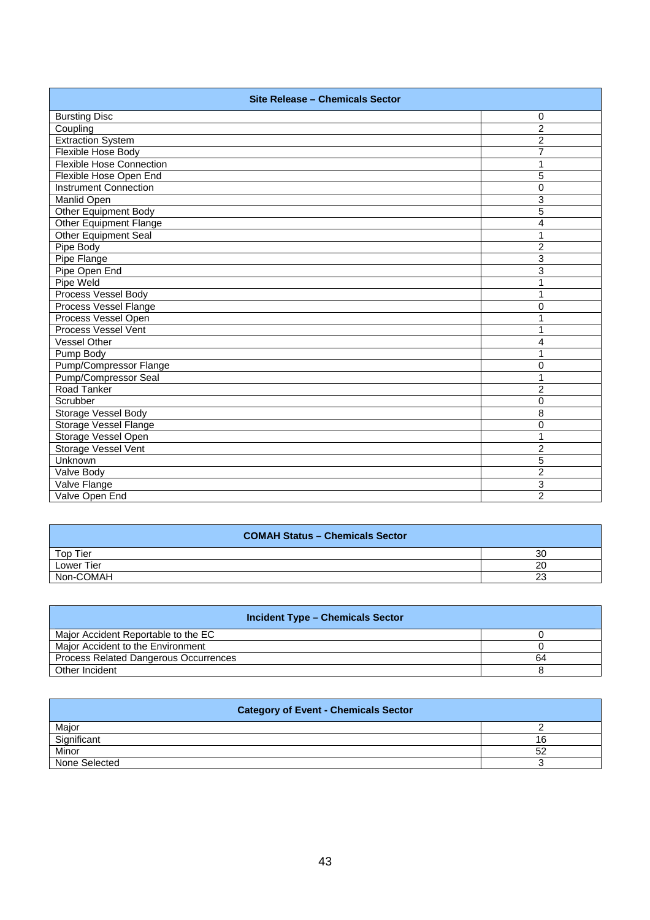| Site Release – Chemicals Sector | |
|---|---|
| Bursting Disc | 0 |
| Coupling | 2 |
| Extraction System | 2 |
| Flexible Hose Body | 7 |
| Flexible Hose Connection | 1 |
| Flexible Hose Open End | 5 |
| Instrument Connection | 0 |
| Manlid Open | 3 |
| Other Equipment Body | 5 |
| Other Equipment Flange | 4 |
| Other Equipment Seal | 1 |
| Pipe Body | 2 |
| Pipe Flange | 3 |
| Pipe Open End | 3 |
| Pipe Weld | 1 |
| Process Vessel Body | 1 |
| Process Vessel Flange | 0 |
| Process Vessel Open | 1 |
| Process Vessel Vent | 1 |
| Vessel Other | 4 |
| Pump Body | 1 |
| Pump/Compressor Flange | 0 |
| Pump/Compressor Seal | 1 |
| Road Tanker | 2 |
| Scrubber | 0 |
| Storage Vessel Body | 8 |
| Storage Vessel Flange | 0 |
| Storage Vessel Open | 1 |
| Storage Vessel Vent | 2 |
| Unknown | 5 |
| Valve Body | 2 |
| Valve Flange | 3 |
| Valve Open End | 2 |

| COMAH Status – Chemicals Sector | |
|---|---|
| Top Tier | 30 |
| Lower Tier | 20 |
| Non-COMAH | 23 |

| Incident Type – Chemicals Sector | |
|---|---|
| Major Accident Reportable to the EC | 0 |
| Major Accident to the Environment | 0 |
| Process Related Dangerous Occurrences | 64 |
| Other Incident | 8 |

| Category of Event - Chemicals Sector | |
|---|---|
| Major | 2 |
| Significant | 16 |
| Minor | 52 |
| None Selected | 3 |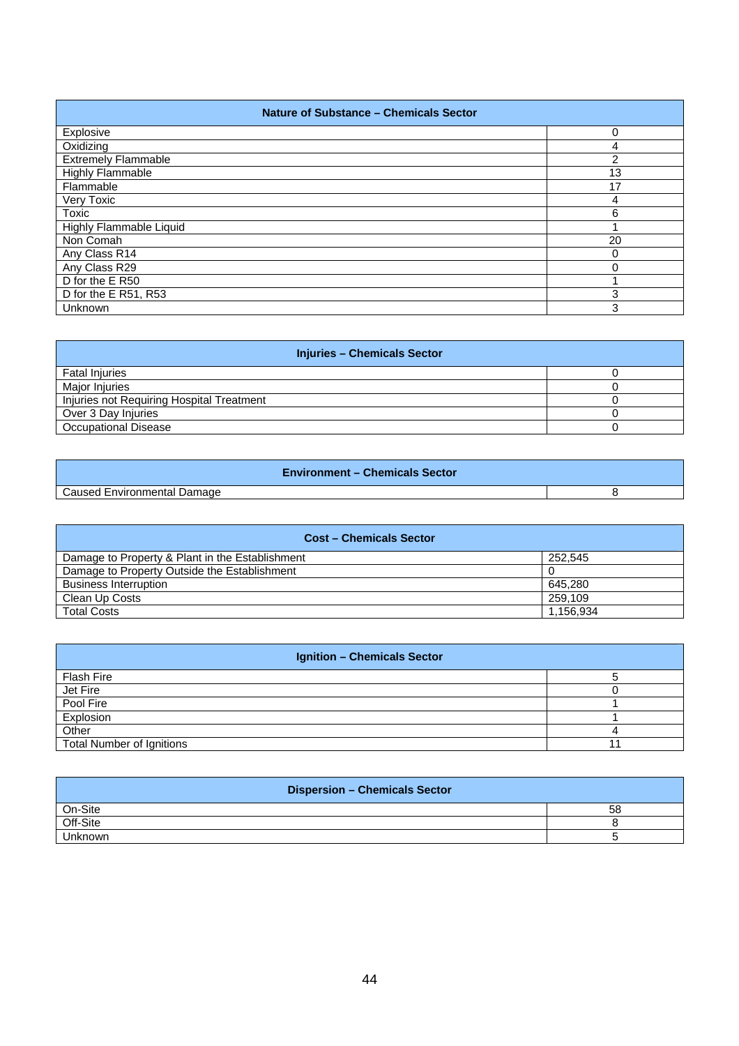| Nature of Substance – Chemicals Sector | |
|---|---|
| Explosive | 0 |
| Oxidizing | 4 |
| Extremely Flammable | 2 |
| Highly Flammable | 13 |
| Flammable | 17 |
| Very Toxic | 4 |
| Toxic | 6 |
| Highly Flammable Liquid | 1 |
| Non Comah | 20 |
| Any Class R14 | 0 |
| Any Class R29 | 0 |
| D for the E R50 | 1 |
| D for the E R51, R53 | 3 |
| Unknown | 3 |

| Injuries – Chemicals Sector | |
|---|---|
| Fatal Injuries | 0 |
| Major Injuries | 0 |
| Injuries not Requiring Hospital Treatment | 0 |
| Over 3 Day Injuries | 0 |
| Occupational Disease | 0 |

| Environment – Chemicals Sector | |
|---|---|
| Caused Environmental Damage | 8 |

| Cost – Chemicals Sector | |
|---|---|
| Damage to Property & Plant in the Establishment | 252,545 |
| Damage to Property Outside the Establishment | 0 |
| Business Interruption | 645,280 |
| Clean Up Costs | 259,109 |
| Total Costs | 1,156,934 |

| Ignition – Chemicals Sector | |
|---|---|
| Flash Fire | 5 |
| Jet Fire | 0 |
| Pool Fire | 1 |
| Explosion | 1 |
| Other | 4 |
| Total Number of Ignitions | 11 |

| Dispersion – Chemicals Sector | |
|---|---|
| On-Site | 58 |
| Off-Site | 8 |
| Unknown | 5 |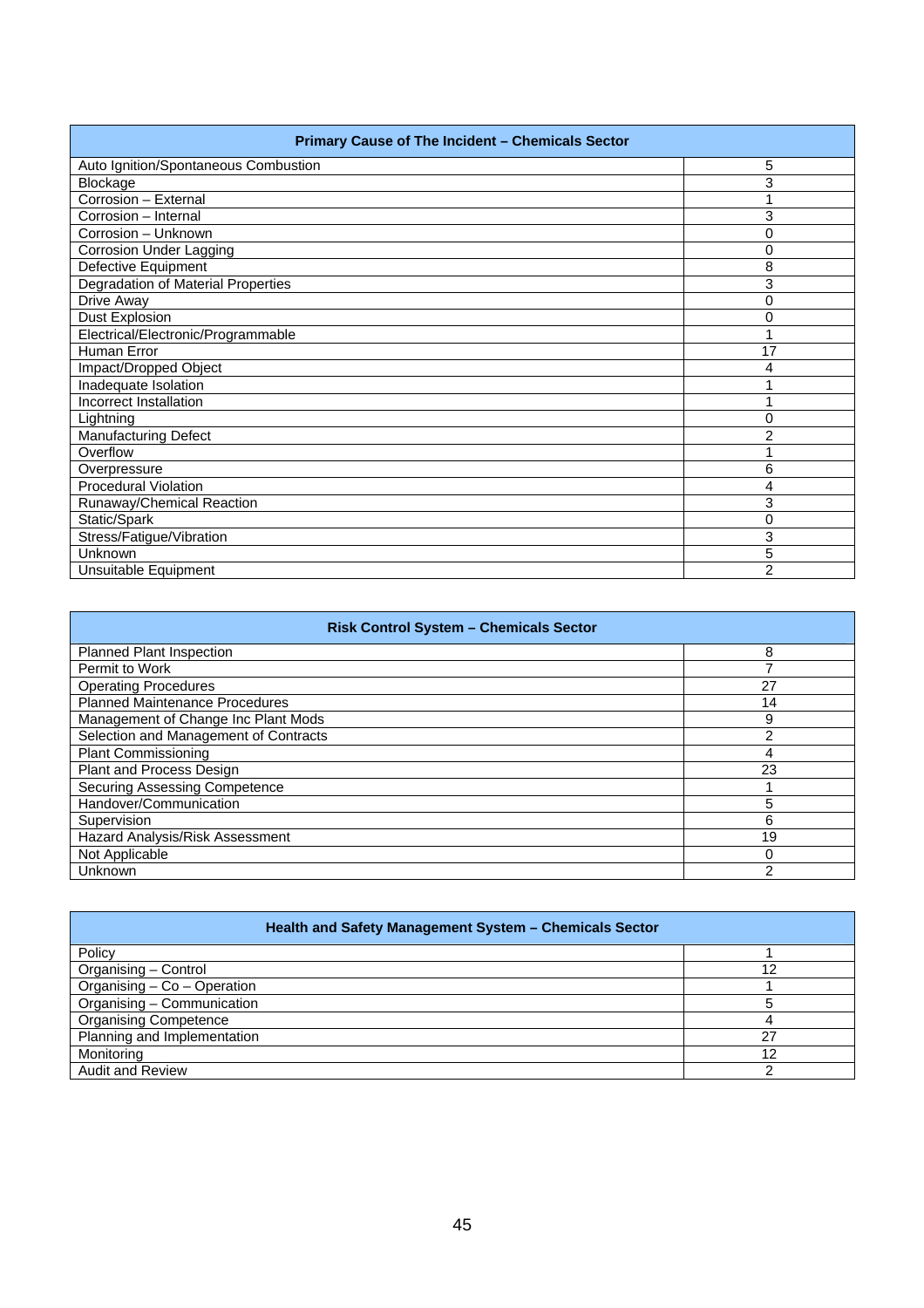| Primary Cause of The Incident – Chemicals Sector | |
|---|---|
| Auto Ignition/Spontaneous Combustion | 5 |
| Blockage | 3 |
| Corrosion – External | 1 |
| Corrosion – Internal | 3 |
| Corrosion – Unknown | 0 |
| Corrosion Under Lagging | 0 |
| Defective Equipment | 8 |
| Degradation of Material Properties | 3 |
| Drive Away | 0 |
| Dust Explosion | 0 |
| Electrical/Electronic/Programmable | 1 |
| Human Error | 17 |
| Impact/Dropped Object | 4 |
| Inadequate Isolation | 1 |
| Incorrect Installation | 1 |
| Lightning | 0 |
| Manufacturing Defect | 2 |
| Overflow | 1 |
| Overpressure | 6 |
| Procedural Violation | 4 |
| Runaway/Chemical Reaction | 3 |
| Static/Spark | 0 |
| Stress/Fatigue/Vibration | 3 |
| Unknown | 5 |
| Unsuitable Equipment | 2 |

| Risk Control System – Chemicals Sector | |
|---|---|
| Planned Plant Inspection | 8 |
| Permit to Work | 7 |
| Operating Procedures | 27 |
| Planned Maintenance Procedures | 14 |
| Management of Change Inc Plant Mods | 9 |
| Selection and Management of Contracts | 2 |
| Plant Commissioning | 4 |
| Plant and Process Design | 23 |
| Securing Assessing Competence | 1 |
| Handover/Communication | 5 |
| Supervision | 6 |
| Hazard Analysis/Risk Assessment | 19 |
| Not Applicable | 0 |
| Unknown | 2 |

| Health and Safety Management System – Chemicals Sector | |
|---|---|
| Policy | 1 |
| Organising – Control | 12 |
| Organising – Co – Operation | 1 |
| Organising – Communication | 5 |
| Organising Competence | 4 |
| Planning and Implementation | 27 |
| Monitoring | 12 |
| Audit and Review | 2 |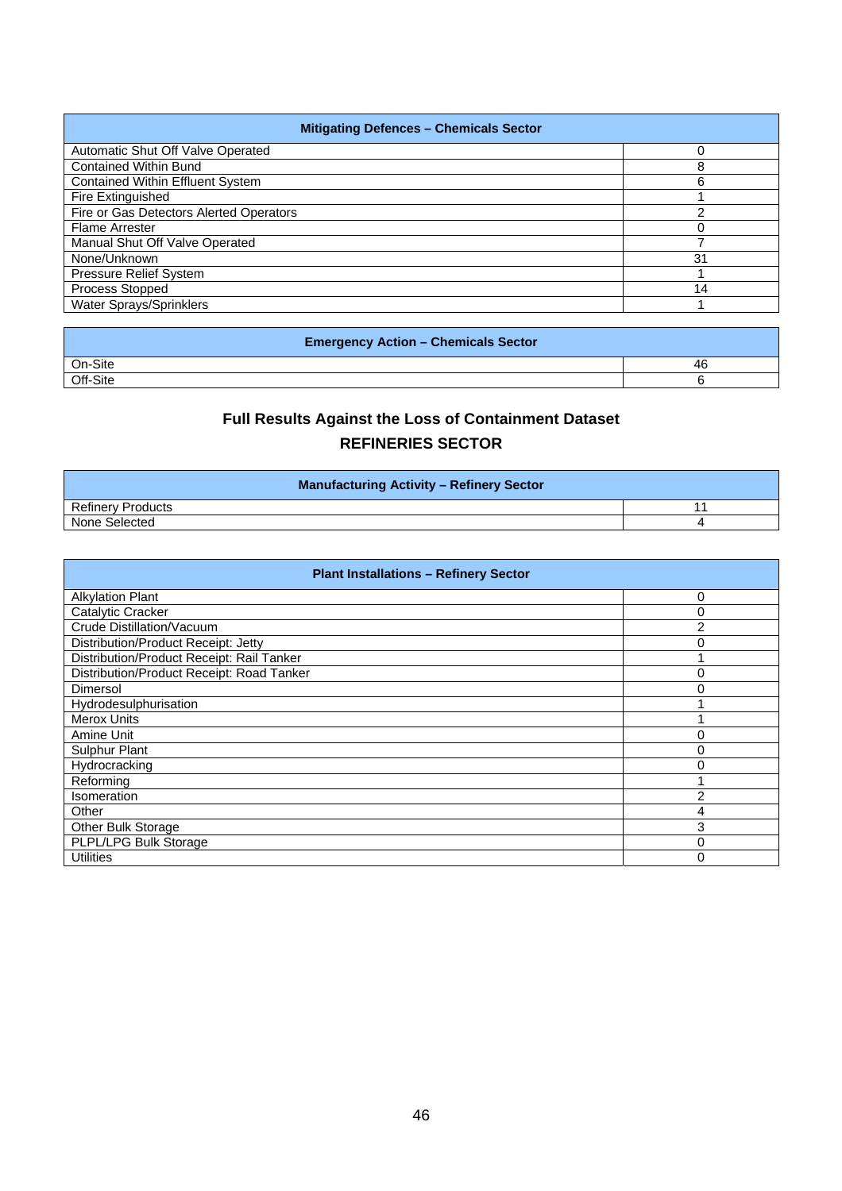| Mitigating Defences – Chemicals Sector | |
|---|---|
| Automatic Shut Off Valve Operated | 0 |
| Contained Within Bund | 8 |
| Contained Within Effluent System | 6 |
| Fire Extinguished | 1 |
| Fire or Gas Detectors Alerted Operators | 2 |
| Flame Arrester | 0 |
| Manual Shut Off Valve Operated | 7 |
| None/Unknown | 31 |
| Pressure Relief System | 1 |
| Process Stopped | 14 |
| Water Sprays/Sprinklers | 1 |

| Emergency Action – Chemicals Sector | |
|---|---|
| On-Site | 46 |
| Off-Site | 6 |

## Full Results Against the Loss of Containment Dataset

## REFINERIES SECTOR

| Manufacturing Activity – Refinery Sector | |
|---|---|
| Refinery Products | 11 |
| None Selected | 4 |

| Plant Installations – Refinery Sector | |
|---|---|
| Alkylation Plant | 0 |
| Catalytic Cracker | 0 |
| Crude Distillation/Vacuum | 2 |
| Distribution/Product Receipt: Jetty | 0 |
| Distribution/Product Receipt: Rail Tanker | 1 |
| Distribution/Product Receipt: Road Tanker | 0 |
| Dimersol | 0 |
| Hydrodesulphurisation | 1 |
| Merox Units | 1 |
| Amine Unit | 0 |
| Sulphur Plant | 0 |
| Hydrocracking | 0 |
| Reforming | 1 |
| Isomeration | 2 |
| Other | 4 |
| Other Bulk Storage | 3 |
| PLPL/LPG Bulk Storage | 0 |
| Utilities | 0 |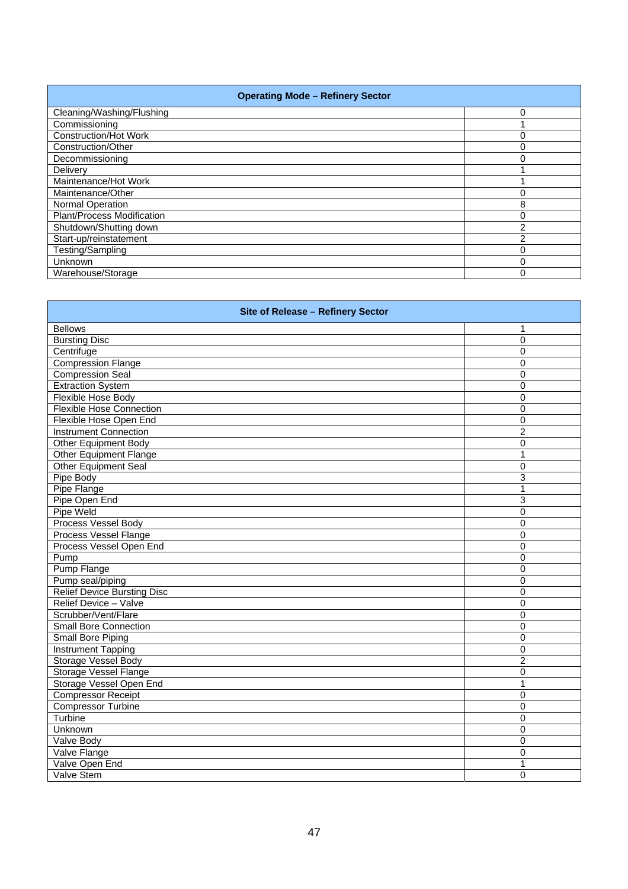| Operating Mode – Refinery Sector | |
|---|---|
| Cleaning/Washing/Flushing | 0 |
| Commissioning | 1 |
| Construction/Hot Work | 0 |
| Construction/Other | 0 |
| Decommissioning | 0 |
| Delivery | 1 |
| Maintenance/Hot Work | 1 |
| Maintenance/Other | 0 |
| Normal Operation | 8 |
| Plant/Process Modification | 0 |
| Shutdown/Shutting down | 2 |
| Start-up/reinstatement | 2 |
| Testing/Sampling | 0 |
| Unknown | 0 |
| Warehouse/Storage | 0 |

| Site of Release – Refinery Sector | |
|---|---|
| Bellows | 1 |
| Bursting Disc | 0 |
| Centrifuge | 0 |
| Compression Flange | 0 |
| Compression Seal | 0 |
| Extraction System | 0 |
| Flexible Hose Body | 0 |
| Flexible Hose Connection | 0 |
| Flexible Hose Open End | 0 |
| Instrument Connection | 2 |
| Other Equipment Body | 0 |
| Other Equipment Flange | 1 |
| Other Equipment Seal | 0 |
| Pipe Body | 3 |
| Pipe Flange | 1 |
| Pipe Open End | 3 |
| Pipe Weld | 0 |
| Process Vessel Body | 0 |
| Process Vessel Flange | 0 |
| Process Vessel Open End | 0 |
| Pump | 0 |
| Pump Flange | 0 |
| Pump seal/piping | 0 |
| Relief Device Bursting Disc | 0 |
| Relief Device – Valve | 0 |
| Scrubber/Vent/Flare | 0 |
| Small Bore Connection | 0 |
| Small Bore Piping | 0 |
| Instrument Tapping | 0 |
| Storage Vessel Body | 2 |
| Storage Vessel Flange | 0 |
| Storage Vessel Open End | 1 |
| Compressor Receipt | 0 |
| Compressor Turbine | 0 |
| Turbine | 0 |
| Unknown | 0 |
| Valve Body | 0 |
| Valve Flange | 0 |
| Valve Open End | 1 |
| Valve Stem | 0 |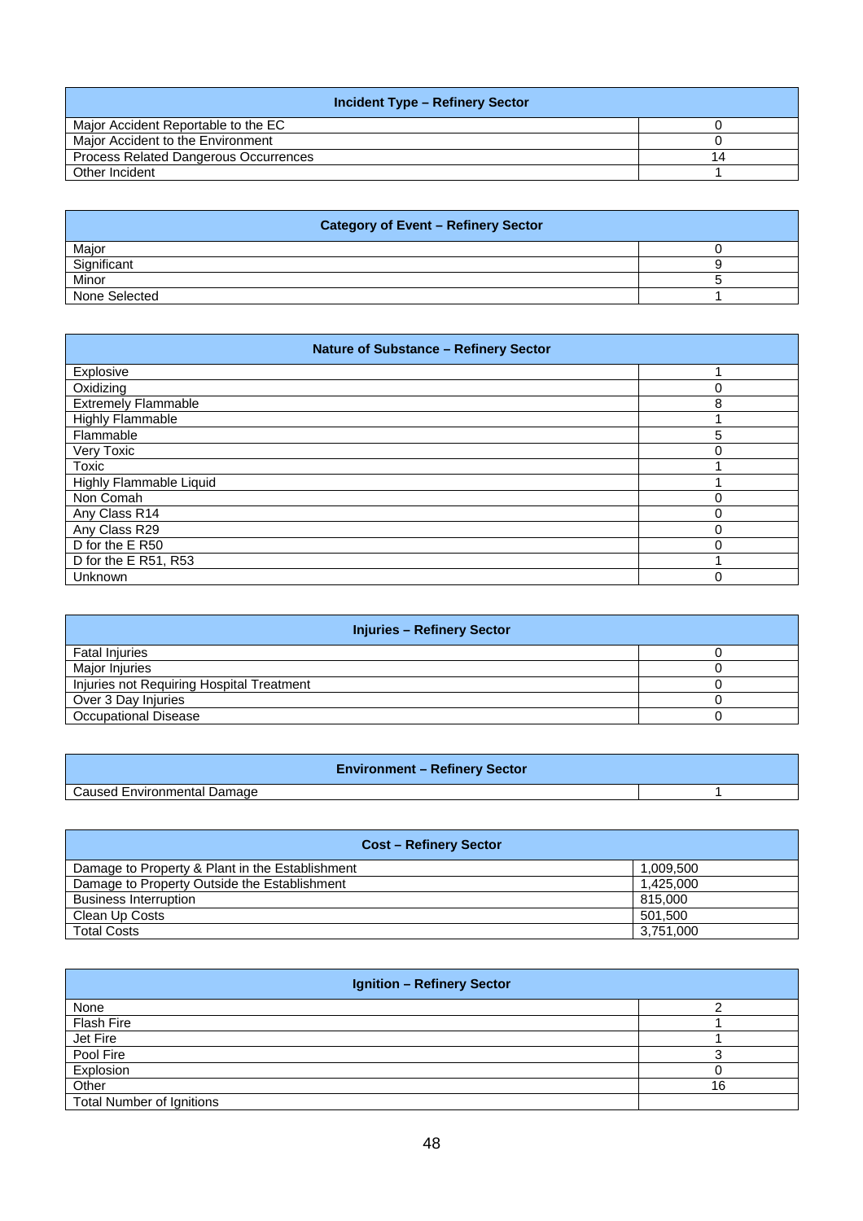| Incident Type – Refinery Sector | |
|---|---|
| Major Accident Reportable to the EC | 0 |
| Major Accident to the Environment | 0 |
| Process Related Dangerous Occurrences | 14 |
| Other Incident | 1 |

| Category of Event – Refinery Sector | |
|---|---|
| Major | 0 |
| Significant | 9 |
| Minor | 5 |
| None Selected | 1 |

| Nature of Substance – Refinery Sector | |
|---|---|
| Explosive | 1 |
| Oxidizing | 0 |
| Extremely Flammable | 8 |
| Highly Flammable | 1 |
| Flammable | 5 |
| Very Toxic | 0 |
| Toxic | 1 |
| Highly Flammable Liquid | 1 |
| Non Comah | 0 |
| Any Class R14 | 0 |
| Any Class R29 | 0 |
| D for the E R50 | 0 |
| D for the E R51, R53 | 1 |
| Unknown | 0 |

| Injuries – Refinery Sector | |
|---|---|
| Fatal Injuries | 0 |
| Major Injuries | 0 |
| Injuries not Requiring Hospital Treatment | 0 |
| Over 3 Day Injuries | 0 |
| Occupational Disease | 0 |

| Environment – Refinery Sector | |
|---|---|
| Caused Environmental Damage | 1 |

| Cost – Refinery Sector | |
|---|---|
| Damage to Property & Plant in the Establishment | 1,009,500 |
| Damage to Property Outside the Establishment | 1,425,000 |
| Business Interruption | 815,000 |
| Clean Up Costs | 501,500 |
| Total Costs | 3,751,000 |

| Ignition – Refinery Sector | |
|---|---|
| None | 2 |
| Flash Fire | 1 |
| Jet Fire | 1 |
| Pool Fire | 3 |
| Explosion | 0 |
| Other | 16 |
| Total Number of Ignitions | |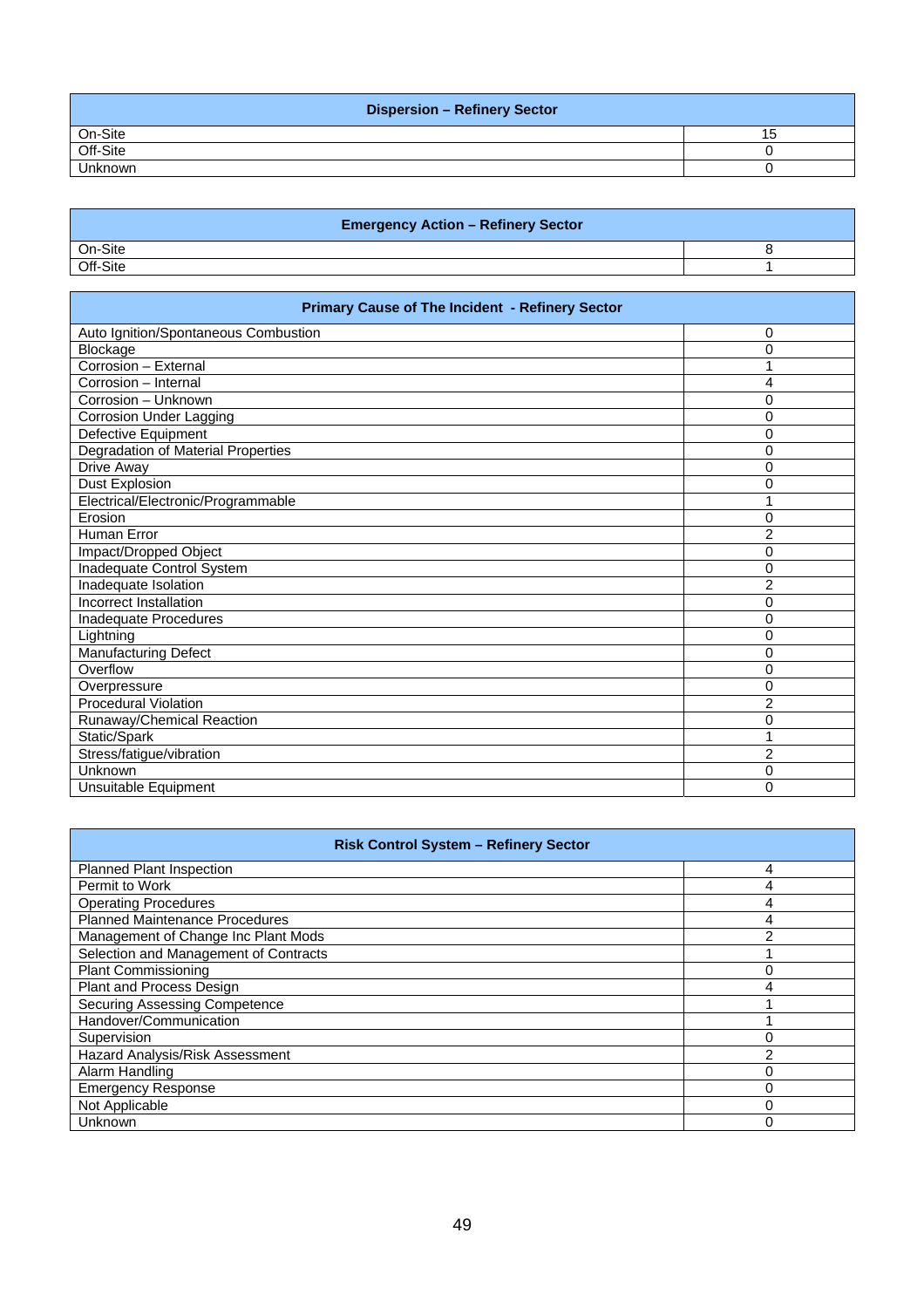| Dispersion – Refinery Sector | |
|---|---|
| On-Site | 15 |
| Off-Site | 0 |
| Unknown | 0 |

| Emergency Action – Refinery Sector | |
|---|---|
| On-Site | 8 |
| Off-Site | 1 |

| Primary Cause of The Incident - Refinery Sector | |
|---|---|
| Auto Ignition/Spontaneous Combustion | 0 |
| Blockage | 0 |
| Corrosion – External | 1 |
| Corrosion – Internal | 4 |
| Corrosion – Unknown | 0 |
| Corrosion Under Lagging | 0 |
| Defective Equipment | 0 |
| Degradation of Material Properties | 0 |
| Drive Away | 0 |
| Dust Explosion | 0 |
| Electrical/Electronic/Programmable | 1 |
| Erosion | 0 |
| Human Error | 2 |
| Impact/Dropped Object | 0 |
| Inadequate Control System | 0 |
| Inadequate Isolation | 2 |
| Incorrect Installation | 0 |
| Inadequate Procedures | 0 |
| Lightning | 0 |
| Manufacturing Defect | 0 |
| Overflow | 0 |
| Overpressure | 0 |
| Procedural Violation | 2 |
| Runaway/Chemical Reaction | 0 |
| Static/Spark | 1 |
| Stress/fatigue/vibration | 2 |
| Unknown | 0 |
| Unsuitable Equipment | 0 |

| Risk Control System – Refinery Sector | |
|---|---|
| Planned Plant Inspection | 4 |
| Permit to Work | 4 |
| Operating Procedures | 4 |
| Planned Maintenance Procedures | 4 |
| Management of Change Inc Plant Mods | 2 |
| Selection and Management of Contracts | 1 |
| Plant Commissioning | 0 |
| Plant and Process Design | 4 |
| Securing Assessing Competence | 1 |
| Handover/Communication | 1 |
| Supervision | 0 |
| Hazard Analysis/Risk Assessment | 2 |
| Alarm Handling | 0 |
| Emergency Response | 0 |
| Not Applicable | 0 |
| Unknown | 0 |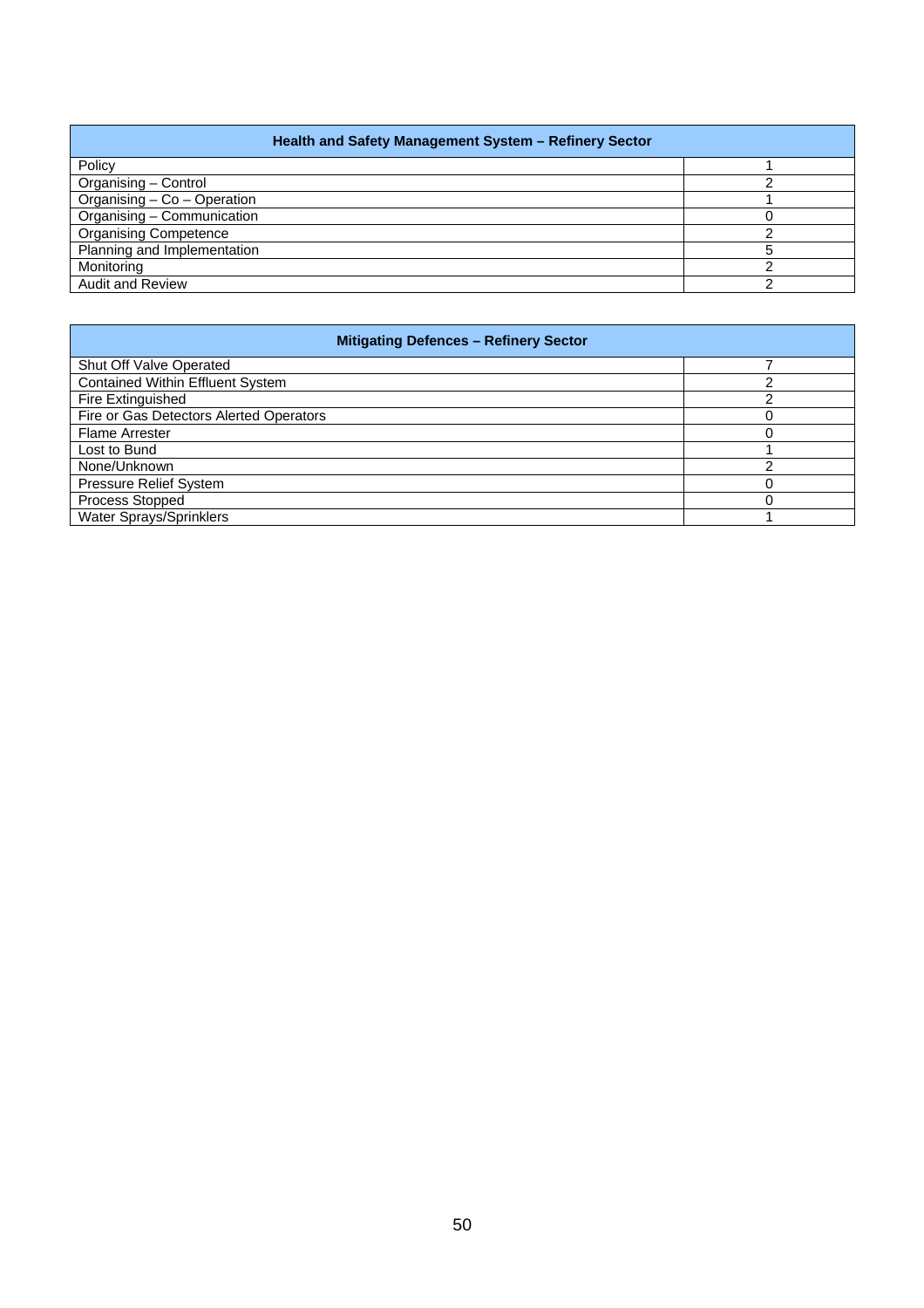| Health and Safety Management System – Refinery Sector | |
|---|---|
| Policy | 1 |
| Organising – Control | 2 |
| Organising – Co – Operation | 1 |
| Organising – Communication | 0 |
| Organising Competence | 2 |
| Planning and Implementation | 5 |
| Monitoring | 2 |
| Audit and Review | 2 |

| Mitigating Defences – Refinery Sector | |
|---|---|
| Shut Off Valve Operated | 7 |
| Contained Within Effluent System | 2 |
| Fire Extinguished | 2 |
| Fire or Gas Detectors Alerted Operators | 0 |
| Flame Arrester | 0 |
| Lost to Bund | 1 |
| None/Unknown | 2 |
| Pressure Relief System | 0 |
| Process Stopped | 0 |
| Water Sprays/Sprinklers | 1 |